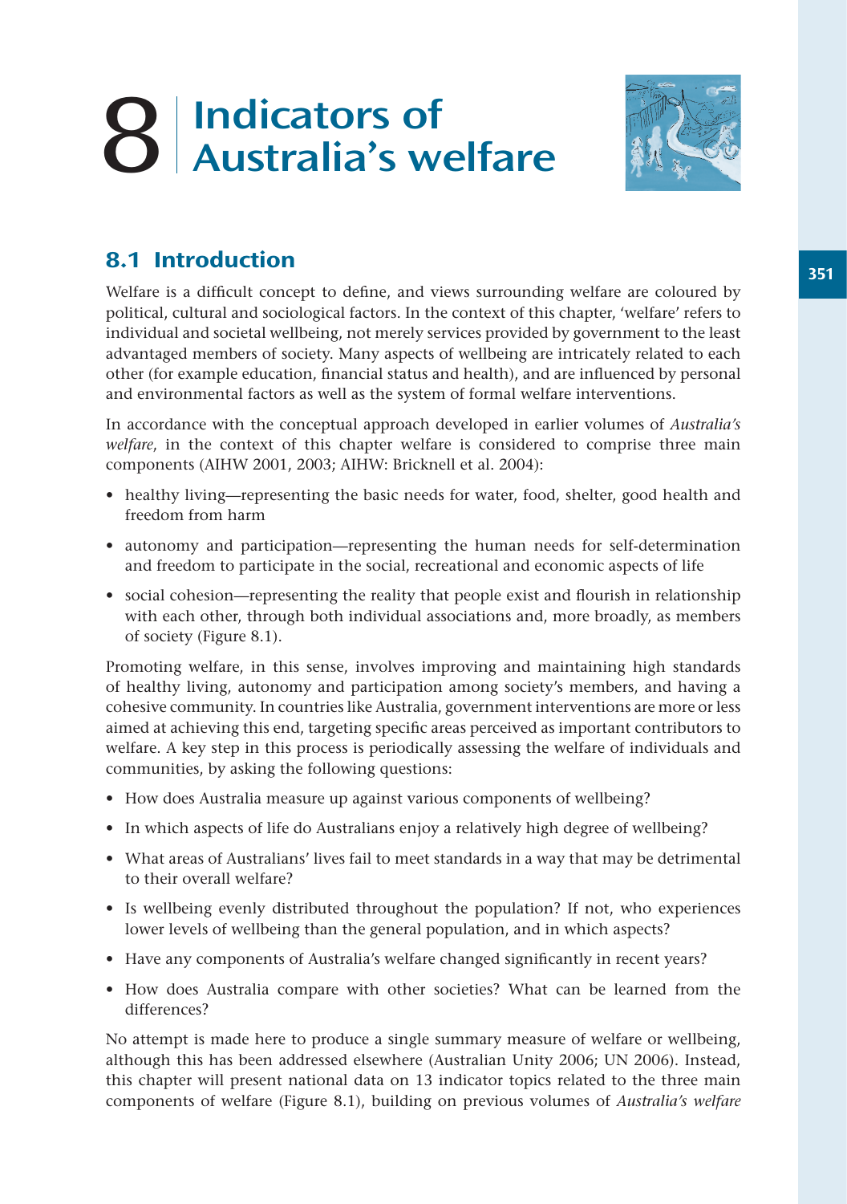# 8 Indicators of Australia's welfare

## 8.1 Introduction

Welfare is a difficult concept to define, and views surrounding welfare are coloured by political, cultural and sociological factors. In the context of this chapter, 'welfare' refers to individual and societal wellbeing, not merely services provided by government to the least advantaged members of society. Many aspects of wellbeing are intricately related to each other (for example education, financial status and health), and are influenced by personal and environmental factors as well as the system of formal welfare interventions.

In accordance with the conceptual approach developed in earlier volumes of *Australia's welfare*, in the context of this chapter welfare is considered to comprise three main components (AIHW 2001, 2003; AIHW: Bricknell et al. 2004):

- healthy living—representing the basic needs for water, food, shelter, good health and freedom from harm
- autonomy and participation—representing the human needs for self-determination and freedom to participate in the social, recreational and economic aspects of life
- social cohesion—representing the reality that people exist and flourish in relationship with each other, through both individual associations and, more broadly, as members of society (Figure 8.1).

Promoting welfare, in this sense, involves improving and maintaining high standards of healthy living, autonomy and participation among society's members, and having a cohesive community. In countries like Australia, government interventions are more or less aimed at achieving this end, targeting specific areas perceived as important contributors to welfare. A key step in this process is periodically assessing the welfare of individuals and communities, by asking the following questions:

- How does Australia measure up against various components of wellbeing?
- In which aspects of life do Australians enjoy a relatively high degree of wellbeing?
- What areas of Australians' lives fail to meet standards in a way that may be detrimental to their overall welfare?
- Is wellbeing evenly distributed throughout the population? If not, who experiences lower levels of wellbeing than the general population, and in which aspects?
- Have any components of Australia's welfare changed significantly in recent years?
- How does Australia compare with other societies? What can be learned from the differences?

No attempt is made here to produce a single summary measure of welfare or wellbeing, although this has been addressed elsewhere (Australian Unity 2006; UN 2006). Instead, this chapter will present national data on 13 indicator topics related to the three main components of welfare (Figure 8.1), building on previous volumes of *Australia's welfare*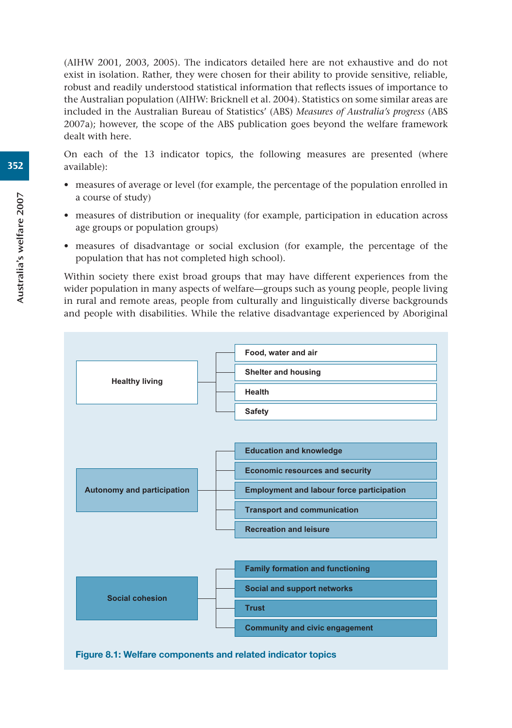(AIHW 2001, 2003, 2005). The indicators detailed here are not exhaustive and do not exist in isolation. Rather, they were chosen for their ability to provide sensitive, reliable, robust and readily understood statistical information that reflects issues of importance to the Australian population (AIHW: Bricknell et al. 2004). Statistics on some similar areas are included in the Australian Bureau of Statistics' (ABS) *Measures of Australia's progress* (ABS 2007a); however, the scope of the ABS publication goes beyond the welfare framework dealt with here.

On each of the 13 indicator topics, the following measures are presented (where available):

- measures of average or level (for example, the percentage of the population enrolled in a course of study)
- measures of distribution or inequality (for example, participation in education across age groups or population groups)
- measures of disadvantage or social exclusion (for example, the percentage of the population that has not completed high school).

Within society there exist broad groups that may have different experiences from the wider population in many aspects of welfare—groups such as young people, people living in rural and remote areas, people from culturally and linguistically diverse backgrounds and people with disabilities. While the relative disadvantage experienced by Aboriginal

| Welfare component | Indicator topics |
| --- | --- |
| Healthy living | Food, water and air |
| | Shelter and housing |
| | Health |
| | Safety |
| Autonomy and participation | Education and knowledge |
| | Economic resources and security |
| | Employment and labour force participation |
| | Transport and communication |
| | Recreation and leisure |
| Social cohesion | Family formation and functioning |
| | Social and support networks |
| | Trust |
| | Community and civic engagement |

**Figure 8.1: Welfare components and related indicator topics**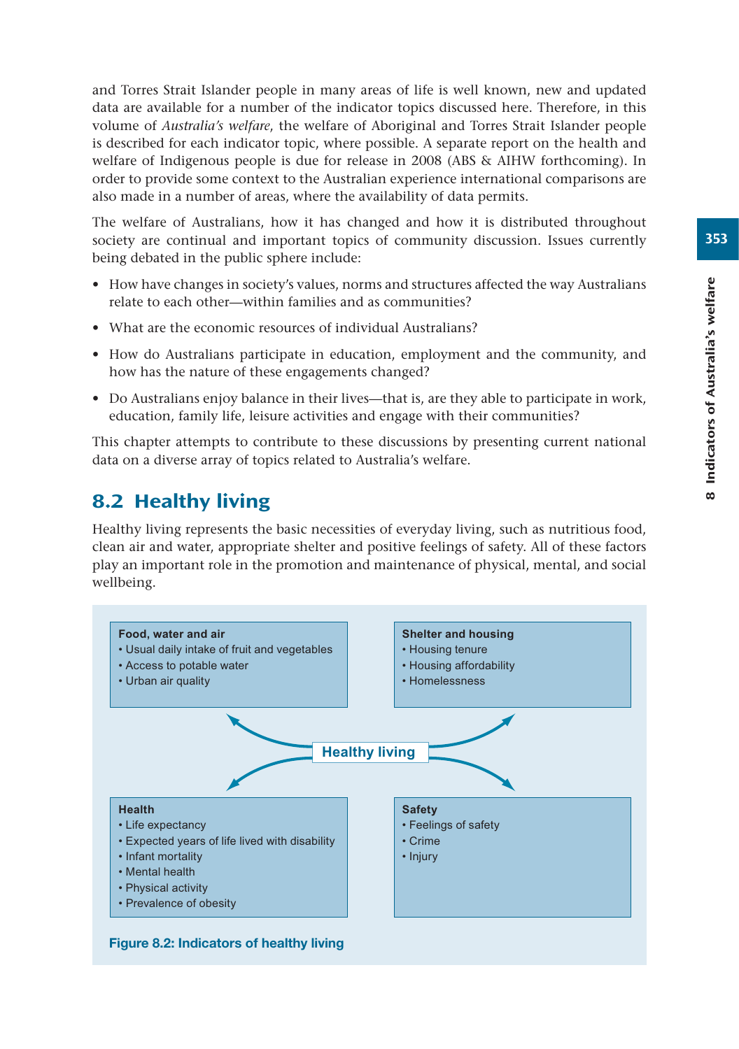and Torres Strait Islander people in many areas of life is well known, new and updated data are available for a number of the indicator topics discussed here. Therefore, in this volume of *Australia's welfare*, the welfare of Aboriginal and Torres Strait Islander people is described for each indicator topic, where possible. A separate report on the health and welfare of Indigenous people is due for release in 2008 (ABS & AIHW forthcoming). In order to provide some context to the Australian experience international comparisons are also made in a number of areas, where the availability of data permits.

The welfare of Australians, how it has changed and how it is distributed throughout society are continual and important topics of community discussion. Issues currently being debated in the public sphere include:

- How have changes in society's values, norms and structures affected the way Australians relate to each other—within families and as communities?
- What are the economic resources of individual Australians?
- How do Australians participate in education, employment and the community, and how has the nature of these engagements changed?
- Do Australians enjoy balance in their lives—that is, are they able to participate in work, education, family life, leisure activities and engage with their communities?

This chapter attempts to contribute to these discussions by presenting current national data on a diverse array of topics related to Australia's welfare.

## 8.2 Healthy living

Healthy living represents the basic necessities of everyday living, such as nutritious food, clean air and water, appropriate shelter and positive feelings of safety. All of these factors play an important role in the promotion and maintenance of physical, mental, and social wellbeing.

**Healthy living**

**Food, water and air**
- Usual daily intake of fruit and vegetables
- Access to potable water
- Urban air quality

**Shelter and housing**
- Housing tenure
- Housing affordability
- Homelessness

**Health**
- Life expectancy
- Expected years of life lived with disability
- Infant mortality
- Mental health
- Physical activity
- Prevalence of obesity

**Safety**
- Feelings of safety
- Crime
- Injury

**Figure 8.2: Indicators of healthy living**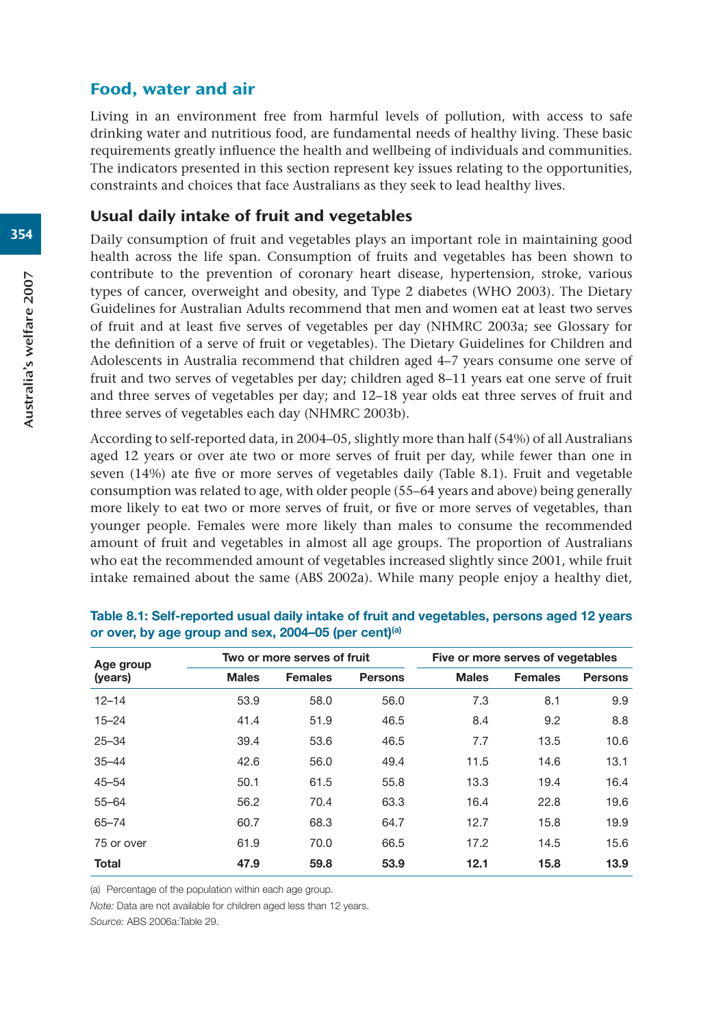## Food, water and air

Living in an environment free from harmful levels of pollution, with access to safe drinking water and nutritious food, are fundamental needs of healthy living. These basic requirements greatly influence the health and wellbeing of individuals and communities. The indicators presented in this section represent key issues relating to the opportunities, constraints and choices that face Australians as they seek to lead healthy lives.

### Usual daily intake of fruit and vegetables

Daily consumption of fruit and vegetables plays an important role in maintaining good health across the life span. Consumption of fruits and vegetables has been shown to contribute to the prevention of coronary heart disease, hypertension, stroke, various types of cancer, overweight and obesity, and Type 2 diabetes (WHO 2003). The Dietary Guidelines for Australian Adults recommend that men and women eat at least two serves of fruit and at least five serves of vegetables per day (NHMRC 2003a; see Glossary for the definition of a serve of fruit or vegetables). The Dietary Guidelines for Children and Adolescents in Australia recommend that children aged 4–7 years consume one serve of fruit and two serves of vegetables per day; children aged 8–11 years eat one serve of fruit and three serves of vegetables per day; and 12–18 year olds eat three serves of fruit and three serves of vegetables each day (NHMRC 2003b).

According to self-reported data, in 2004–05, slightly more than half (54%) of all Australians aged 12 years or over ate two or more serves of fruit per day, while fewer than one in seven (14%) ate five or more serves of vegetables daily (Table 8.1). Fruit and vegetable consumption was related to age, with older people (55–64 years and above) being generally more likely to eat two or more serves of fruit, or five or more serves of vegetables, than younger people. Females were more likely than males to consume the recommended amount of fruit and vegetables in almost all age groups. The proportion of Australians who eat the recommended amount of vegetables increased slightly since 2001, while fruit intake remained about the same (ABS 2002a). While many people enjoy a healthy diet,

**Table 8.1: Self-reported usual daily intake of fruit and vegetables, persons aged 12 years or over, by age group and sex, 2004–05 (per cent)[(a)]**

| Age group (years) | Two or more serves of fruit | | | Five or more serves of vegetables | | |
|---|---|---|---|---|---|---|
| | Males | Females | Persons | Males | Females | Persons |
| 12–14 | 53.9 | 58.0 | 56.0 | 7.3 | 8.1 | 9.9 |
| 15–24 | 41.4 | 51.9 | 46.5 | 8.4 | 9.2 | 8.8 |
| 25–34 | 39.4 | 53.6 | 46.5 | 7.7 | 13.5 | 10.6 |
| 35–44 | 42.6 | 56.0 | 49.4 | 11.5 | 14.6 | 13.1 |
| 45–54 | 50.1 | 61.5 | 55.8 | 13.3 | 19.4 | 16.4 |
| 55–64 | 56.2 | 70.4 | 63.3 | 16.4 | 22.8 | 19.6 |
| 65–74 | 60.7 | 68.3 | 64.7 | 12.7 | 15.8 | 19.9 |
| 75 or over | 61.9 | 70.0 | 66.5 | 17.2 | 14.5 | 15.6 |
| **Total** | **47.9** | **59.8** | **53.9** | **12.1** | **15.8** | **13.9** |

(a) Percentage of the population within each age group.

*Note:* Data are not available for children aged less than 12 years.

*Source:* ABS 2006a:Table 29.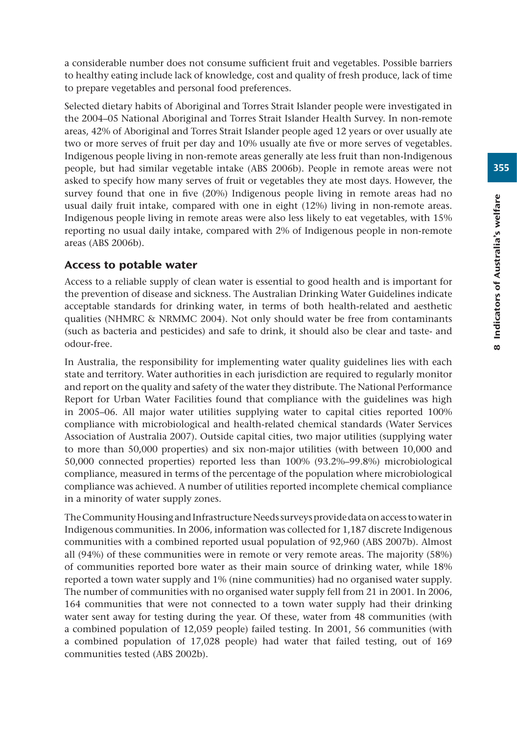a considerable number does not consume sufficient fruit and vegetables. Possible barriers to healthy eating include lack of knowledge, cost and quality of fresh produce, lack of time to prepare vegetables and personal food preferences.

Selected dietary habits of Aboriginal and Torres Strait Islander people were investigated in the 2004–05 National Aboriginal and Torres Strait Islander Health Survey. In non-remote areas, 42% of Aboriginal and Torres Strait Islander people aged 12 years or over usually ate two or more serves of fruit per day and 10% usually ate five or more serves of vegetables. Indigenous people living in non-remote areas generally ate less fruit than non-Indigenous people, but had similar vegetable intake (ABS 2006b). People in remote areas were not asked to specify how many serves of fruit or vegetables they ate most days. However, the survey found that one in five (20%) Indigenous people living in remote areas had no usual daily fruit intake, compared with one in eight (12%) living in non-remote areas. Indigenous people living in remote areas were also less likely to eat vegetables, with 15% reporting no usual daily intake, compared with 2% of Indigenous people in non-remote areas (ABS 2006b).

### Access to potable water

Access to a reliable supply of clean water is essential to good health and is important for the prevention of disease and sickness. The Australian Drinking Water Guidelines indicate acceptable standards for drinking water, in terms of both health-related and aesthetic qualities (NHMRC & NRMMC 2004). Not only should water be free from contaminants (such as bacteria and pesticides) and safe to drink, it should also be clear and taste- and odour-free.

In Australia, the responsibility for implementing water quality guidelines lies with each state and territory. Water authorities in each jurisdiction are required to regularly monitor and report on the quality and safety of the water they distribute. The National Performance Report for Urban Water Facilities found that compliance with the guidelines was high in 2005–06. All major water utilities supplying water to capital cities reported 100% compliance with microbiological and health-related chemical standards (Water Services Association of Australia 2007). Outside capital cities, two major utilities (supplying water to more than 50,000 properties) and six non-major utilities (with between 10,000 and 50,000 connected properties) reported less than 100% (93.2%–99.8%) microbiological compliance, measured in terms of the percentage of the population where microbiological compliance was achieved. A number of utilities reported incomplete chemical compliance in a minority of water supply zones.

The Community Housing and Infrastructure Needs surveys provide data on access to water in Indigenous communities. In 2006, information was collected for 1,187 discrete Indigenous communities with a combined reported usual population of 92,960 (ABS 2007b). Almost all (94%) of these communities were in remote or very remote areas. The majority (58%) of communities reported bore water as their main source of drinking water, while 18% reported a town water supply and 1% (nine communities) had no organised water supply. The number of communities with no organised water supply fell from 21 in 2001. In 2006, 164 communities that were not connected to a town water supply had their drinking water sent away for testing during the year. Of these, water from 48 communities (with a combined population of 12,059 people) failed testing. In 2001, 56 communities (with a combined population of 17,028 people) had water that failed testing, out of 169 communities tested (ABS 2002b).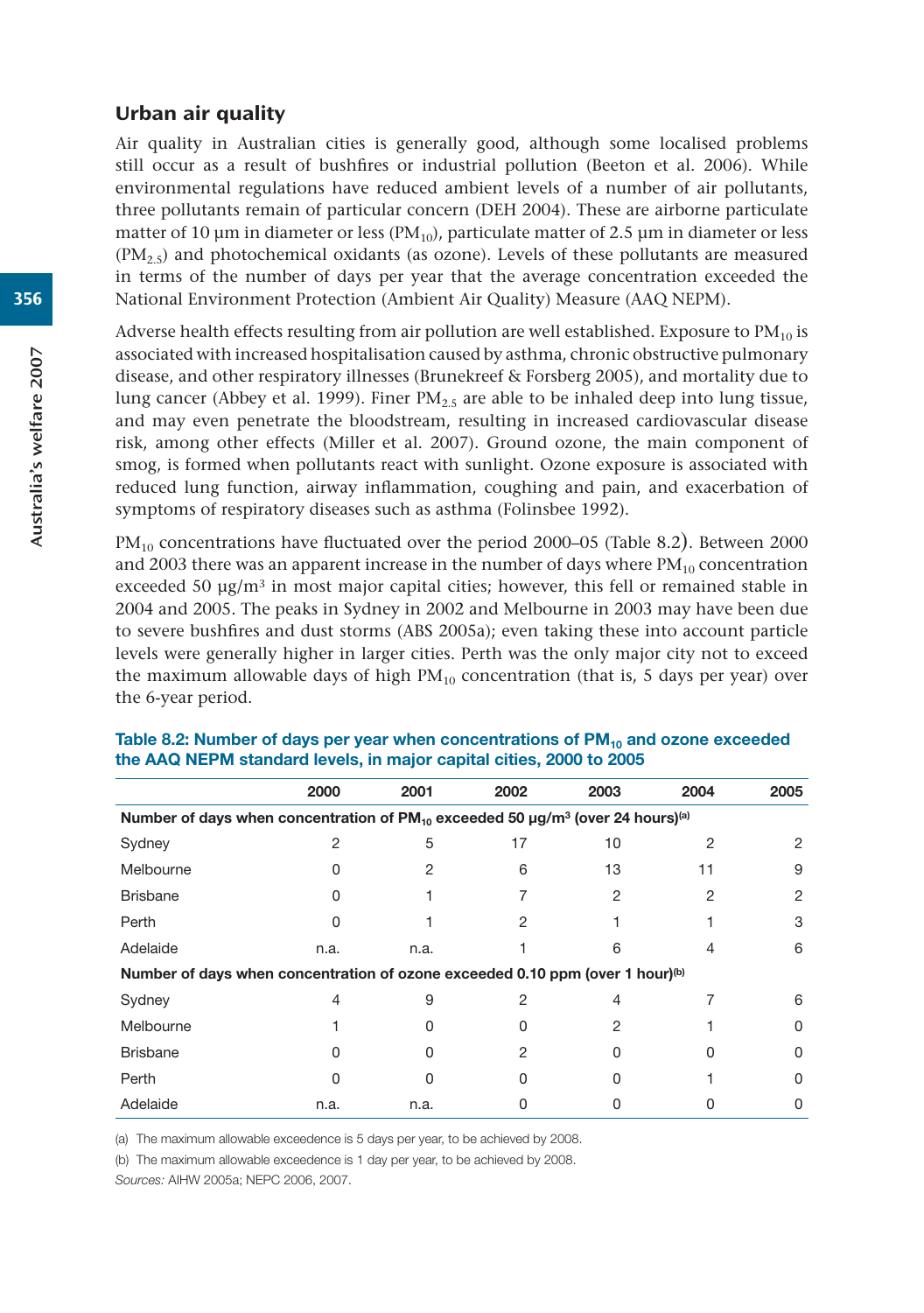## Urban air quality

Air quality in Australian cities is generally good, although some localised problems still occur as a result of bushfires or industrial pollution (Beeton et al. 2006). While environmental regulations have reduced ambient levels of a number of air pollutants, three pollutants remain of particular concern (DEH 2004). These are airborne particulate matter of 10 µm in diameter or less ($PM_{10}$), particulate matter of 2.5 µm in diameter or less ($PM_{2.5}$) and photochemical oxidants (as ozone). Levels of these pollutants are measured in terms of the number of days per year that the average concentration exceeded the National Environment Protection (Ambient Air Quality) Measure (AAQ NEPM).

Adverse health effects resulting from air pollution are well established. Exposure to $PM_{10}$ is associated with increased hospitalisation caused by asthma, chronic obstructive pulmonary disease, and other respiratory illnesses (Brunekreef & Forsberg 2005), and mortality due to lung cancer (Abbey et al. 1999). Finer $PM_{2.5}$ are able to be inhaled deep into lung tissue, and may even penetrate the bloodstream, resulting in increased cardiovascular disease risk, among other effects (Miller et al. 2007). Ground ozone, the main component of smog, is formed when pollutants react with sunlight. Ozone exposure is associated with reduced lung function, airway inflammation, coughing and pain, and exacerbation of symptoms of respiratory diseases such as asthma (Folinsbee 1992).

$PM_{10}$ concentrations have fluctuated over the period 2000–05 (Table 8.2). Between 2000 and 2003 there was an apparent increase in the number of days where $PM_{10}$ concentration exceeded 50 µg/m$^3$ in most major capital cities; however, this fell or remained stable in 2004 and 2005. The peaks in Sydney in 2002 and Melbourne in 2003 may have been due to severe bushfires and dust storms (ABS 2005a); even taking these into account particle levels were generally higher in larger cities. Perth was the only major city not to exceed the maximum allowable days of high $PM_{10}$ concentration (that is, 5 days per year) over the 6-year period.

**Table 8.2: Number of days per year when concentrations of $PM_{10}$ and ozone exceeded the AAQ NEPM standard levels, in major capital cities, 2000 to 2005**

| | 2000 | 2001 | 2002 | 2003 | 2004 | 2005 |
|---|---|---|---|---|---|---|
| **Number of days when concentration of $PM_{10}$ exceeded 50 µg/m$^3$ (over 24 hours)[(a)]** | | | | | | |
| Sydney | 2 | 5 | 17 | 10 | 2 | 2 |
| Melbourne | 0 | 2 | 6 | 13 | 11 | 9 |
| Brisbane | 0 | 1 | 7 | 2 | 2 | 2 |
| Perth | 0 | 1 | 2 | 1 | 1 | 3 |
| Adelaide | n.a. | n.a. | 1 | 6 | 4 | 6 |
| **Number of days when concentration of ozone exceeded 0.10 ppm (over 1 hour)[(b)]** | | | | | | |
| Sydney | 4 | 9 | 2 | 4 | 7 | 6 |
| Melbourne | 1 | 0 | 0 | 2 | 1 | 0 |
| Brisbane | 0 | 0 | 2 | 0 | 0 | 0 |
| Perth | 0 | 0 | 0 | 0 | 1 | 0 |
| Adelaide | n.a. | n.a. | 0 | 0 | 0 | 0 |

(a) The maximum allowable exceedence is 5 days per year, to be achieved by 2008.

(b) The maximum allowable exceedence is 1 day per year, to be achieved by 2008.

*Sources:* AIHW 2005a; NEPC 2006, 2007.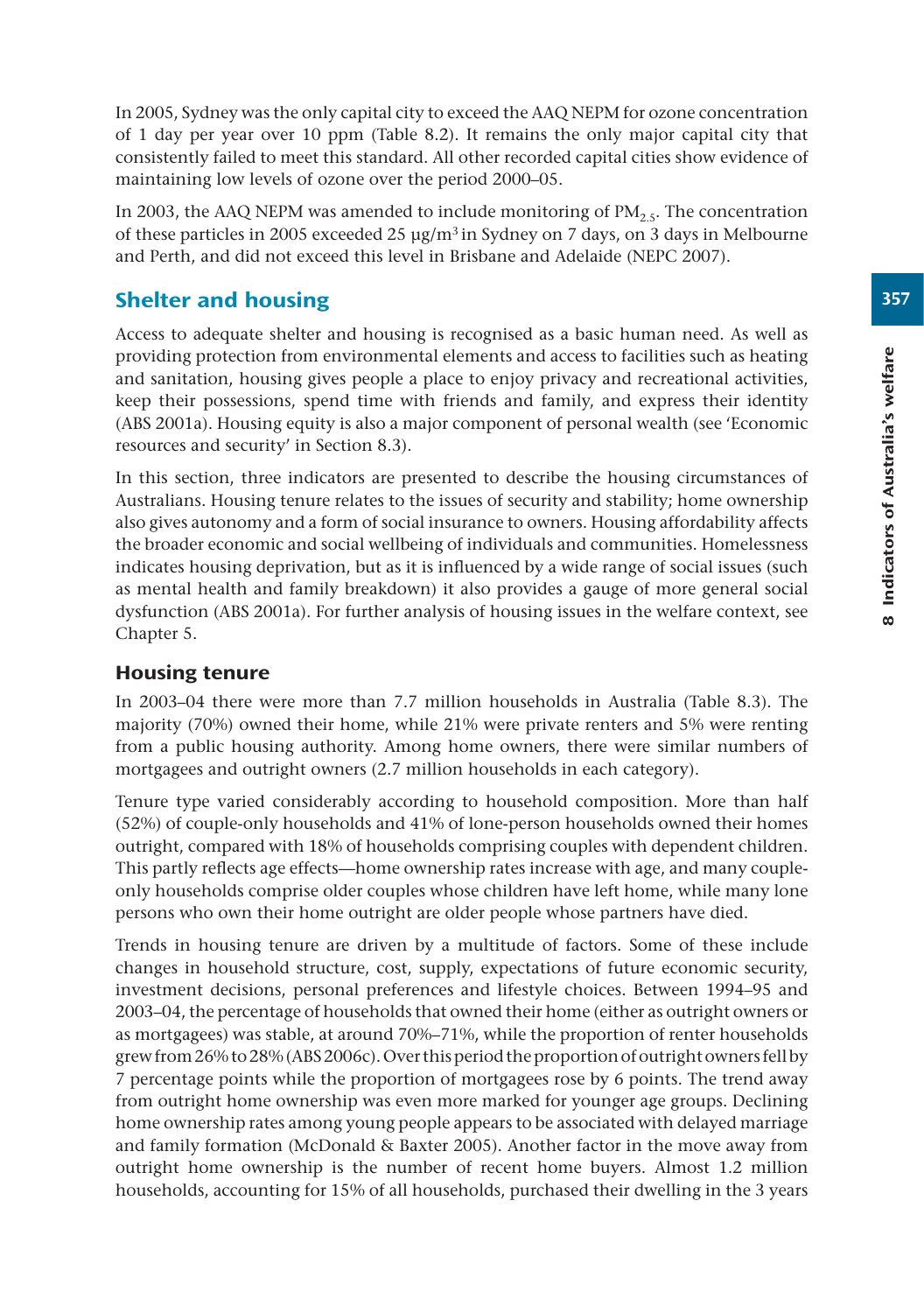In 2005, Sydney was the only capital city to exceed the AAQ NEPM for ozone concentration of 1 day per year over 10 ppm (Table 8.2). It remains the only major capital city that consistently failed to meet this standard. All other recorded capital cities show evidence of maintaining low levels of ozone over the period 2000–05.

In 2003, the AAQ NEPM was amended to include monitoring of $PM_{2.5}$. The concentration of these particles in 2005 exceeded 25 µg/m$^3$ in Sydney on 7 days, on 3 days in Melbourne and Perth, and did not exceed this level in Brisbane and Adelaide (NEPC 2007).

## Shelter and housing

Access to adequate shelter and housing is recognised as a basic human need. As well as providing protection from environmental elements and access to facilities such as heating and sanitation, housing gives people a place to enjoy privacy and recreational activities, keep their possessions, spend time with friends and family, and express their identity (ABS 2001a). Housing equity is also a major component of personal wealth (see 'Economic resources and security' in Section 8.3).

In this section, three indicators are presented to describe the housing circumstances of Australians. Housing tenure relates to the issues of security and stability; home ownership also gives autonomy and a form of social insurance to owners. Housing affordability affects the broader economic and social wellbeing of individuals and communities. Homelessness indicates housing deprivation, but as it is influenced by a wide range of social issues (such as mental health and family breakdown) it also provides a gauge of more general social dysfunction (ABS 2001a). For further analysis of housing issues in the welfare context, see Chapter 5.

### Housing tenure

In 2003–04 there were more than 7.7 million households in Australia (Table 8.3). The majority (70%) owned their home, while 21% were private renters and 5% were renting from a public housing authority. Among home owners, there were similar numbers of mortgagees and outright owners (2.7 million households in each category).

Tenure type varied considerably according to household composition. More than half (52%) of couple-only households and 41% of lone-person households owned their homes outright, compared with 18% of households comprising couples with dependent children. This partly reflects age effects—home ownership rates increase with age, and many couple-only households comprise older couples whose children have left home, while many lone persons who own their home outright are older people whose partners have died.

Trends in housing tenure are driven by a multitude of factors. Some of these include changes in household structure, cost, supply, expectations of future economic security, investment decisions, personal preferences and lifestyle choices. Between 1994–95 and 2003–04, the percentage of households that owned their home (either as outright owners or as mortgagees) was stable, at around 70%–71%, while the proportion of renter households grew from 26% to 28% (ABS 2006c). Over this period the proportion of outright owners fell by 7 percentage points while the proportion of mortgagees rose by 6 points. The trend away from outright home ownership was even more marked for younger age groups. Declining home ownership rates among young people appears to be associated with delayed marriage and family formation (McDonald & Baxter 2005). Another factor in the move away from outright home ownership is the number of recent home buyers. Almost 1.2 million households, accounting for 15% of all households, purchased their dwelling in the 3 years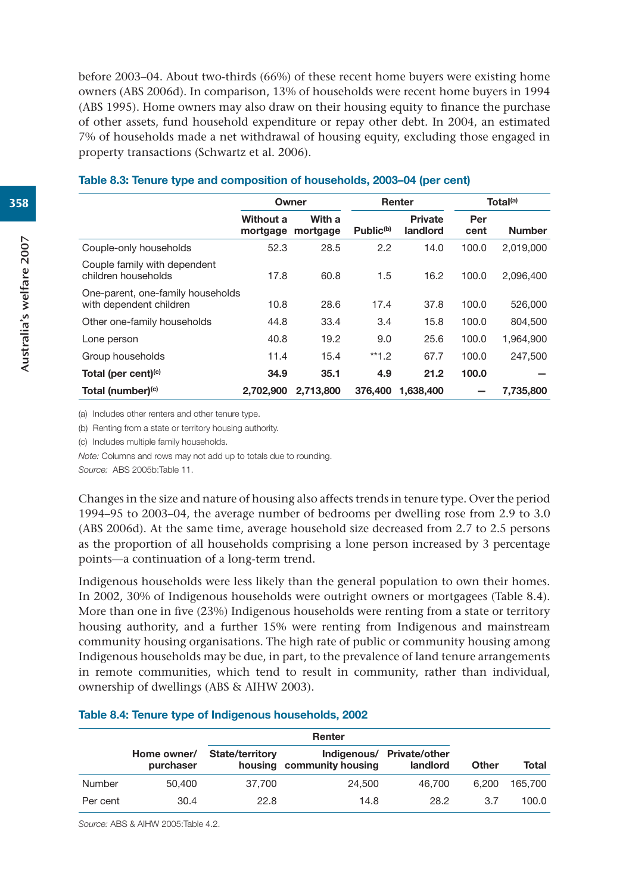before 2003–04. About two-thirds (66%) of these recent home buyers were existing home owners (ABS 2006d). In comparison, 13% of households were recent home buyers in 1994 (ABS 1995). Home owners may also draw on their housing equity to finance the purchase of other assets, fund household expenditure or repay other debt. In 2004, an estimated 7% of households made a net withdrawal of housing equity, excluding those engaged in property transactions (Schwartz et al. 2006).

**Table 8.3: Tenure type and composition of households, 2003–04 (per cent)**

| | Owner | | Renter | | Total[(a)] | |
|---|---|---|---|---|---|---|
| | Without a mortgage | With a mortgage | Public[(b)] | Private landlord | Per cent | Number |
| Couple-only households | 52.3 | 28.5 | 2.2 | 14.0 | 100.0 | 2,019,000 |
| Couple family with dependent children households | 17.8 | 60.8 | 1.5 | 16.2 | 100.0 | 2,096,400 |
| One-parent, one-family households with dependent children | 10.8 | 28.6 | 17.4 | 37.8 | 100.0 | 526,000 |
| Other one-family households | 44.8 | 33.4 | 3.4 | 15.8 | 100.0 | 804,500 |
| Lone person | 40.8 | 19.2 | 9.0 | 25.6 | 100.0 | 1,964,900 |
| Group households | 11.4 | 15.4 | **1.2 | 67.7 | 100.0 | 247,500 |
| **Total (per cent)[(c)]** | **34.9** | **35.1** | **4.9** | **21.2** | **100.0** | **—** |
| **Total (number)[(c)]** | **2,702,900** | **2,713,800** | **376,400** | **1,638,400** | **—** | **7,735,800** |

(a) Includes other renters and other tenure type.

(b) Renting from a state or territory housing authority.

(c) Includes multiple family households.

*Note:* Columns and rows may not add up to totals due to rounding.

*Source:* ABS 2005b:Table 11.

Changes in the size and nature of housing also affects trends in tenure type. Over the period 1994–95 to 2003–04, the average number of bedrooms per dwelling rose from 2.9 to 3.0 (ABS 2006d). At the same time, average household size decreased from 2.7 to 2.5 persons as the proportion of all households comprising a lone person increased by 3 percentage points—a continuation of a long-term trend.

Indigenous households were less likely than the general population to own their homes. In 2002, 30% of Indigenous households were outright owners or mortgagees (Table 8.4). More than one in five (23%) Indigenous households were renting from a state or territory housing authority, and a further 15% were renting from Indigenous and mainstream community housing organisations. The high rate of public or community housing among Indigenous households may be due, in part, to the prevalence of land tenure arrangements in remote communities, which tend to result in community, rather than individual, ownership of dwellings (ABS & AIHW 2003).

**Table 8.4: Tenure type of Indigenous households, 2002**

| | | Renter | | | | |
|---|---|---|---|---|---|---|
| | Home owner/ purchaser | State/territory housing | Indigenous/ community housing | Private/other landlord | Other | Total |
| Number | 50,400 | 37,700 | 24,500 | 46,700 | 6,200 | 165,700 |
| Per cent | 30.4 | 22.8 | 14.8 | 28.2 | 3.7 | 100.0 |

*Source:* ABS & AIHW 2005:Table 4.2.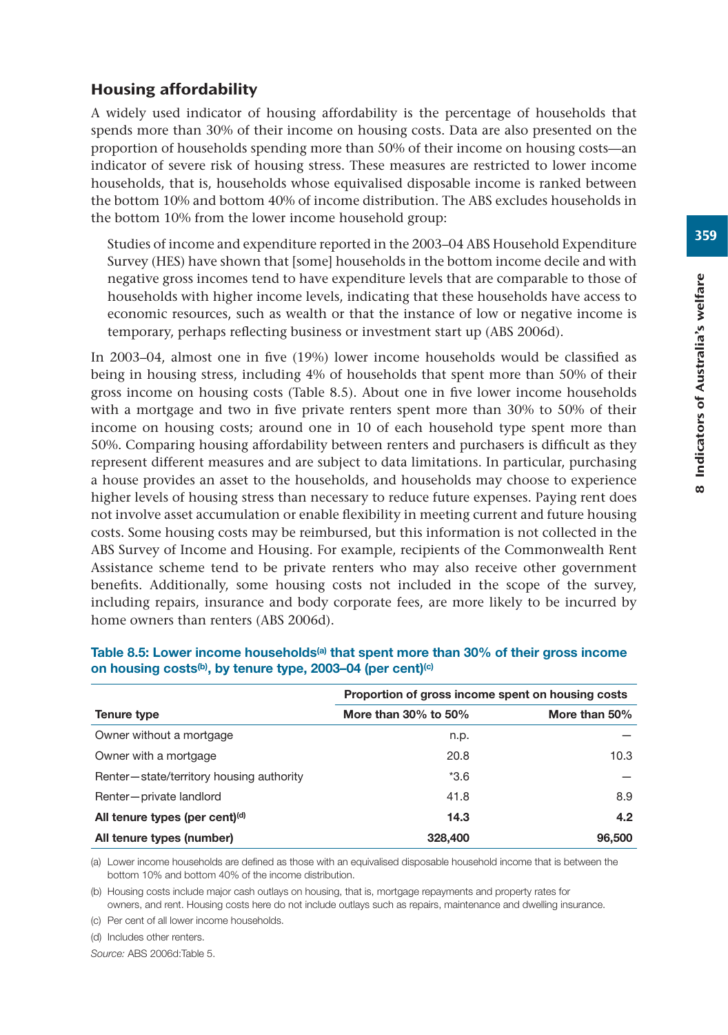## Housing affordability

A widely used indicator of housing affordability is the percentage of households that spends more than 30% of their income on housing costs. Data are also presented on the proportion of households spending more than 50% of their income on housing costs—an indicator of severe risk of housing stress. These measures are restricted to lower income households, that is, households whose equivalised disposable income is ranked between the bottom 10% and bottom 40% of income distribution. The ABS excludes households in the bottom 10% from the lower income household group:

> Studies of income and expenditure reported in the 2003–04 ABS Household Expenditure Survey (HES) have shown that [some] households in the bottom income decile and with negative gross incomes tend to have expenditure levels that are comparable to those of households with higher income levels, indicating that these households have access to economic resources, such as wealth or that the instance of low or negative income is temporary, perhaps reflecting business or investment start up (ABS 2006d).

In 2003–04, almost one in five (19%) lower income households would be classified as being in housing stress, including 4% of households that spent more than 50% of their gross income on housing costs (Table 8.5). About one in five lower income households with a mortgage and two in five private renters spent more than 30% to 50% of their income on housing costs; around one in 10 of each household type spent more than 50%. Comparing housing affordability between renters and purchasers is difficult as they represent different measures and are subject to data limitations. In particular, purchasing a house provides an asset to the households, and households may choose to experience higher levels of housing stress than necessary to reduce future expenses. Paying rent does not involve asset accumulation or enable flexibility in meeting current and future housing costs. Some housing costs may be reimbursed, but this information is not collected in the ABS Survey of Income and Housing. For example, recipients of the Commonwealth Rent Assistance scheme tend to be private renters who may also receive other government benefits. Additionally, some housing costs not included in the scope of the survey, including repairs, insurance and body corporate fees, are more likely to be incurred by home owners than renters (ABS 2006d).

**Table 8.5: Lower income households[(a)] that spent more than 30% of their gross income on housing costs[(b)], by tenure type, 2003–04 (per cent)[(c)]**

| | Proportion of gross income spent on housing costs | |
|---|---|---|
| **Tenure type** | **More than 30% to 50%** | **More than 50%** |
| Owner without a mortgage | n.p. | — |
| Owner with a mortgage | 20.8 | 10.3 |
| Renter—state/territory housing authority | *3.6 | — |
| Renter—private landlord | 41.8 | 8.9 |
| **All tenure types (per cent)[(d)]** | **14.3** | **4.2** |
| **All tenure types (number)** | **328,400** | **96,500** |

(a) Lower income households are defined as those with an equivalised disposable household income that is between the bottom 10% and bottom 40% of the income distribution.

(b) Housing costs include major cash outlays on housing, that is, mortgage repayments and property rates for owners, and rent. Housing costs here do not include outlays such as repairs, maintenance and dwelling insurance.

(c) Per cent of all lower income households.

(d) Includes other renters.

*Source:* ABS 2006d:Table 5.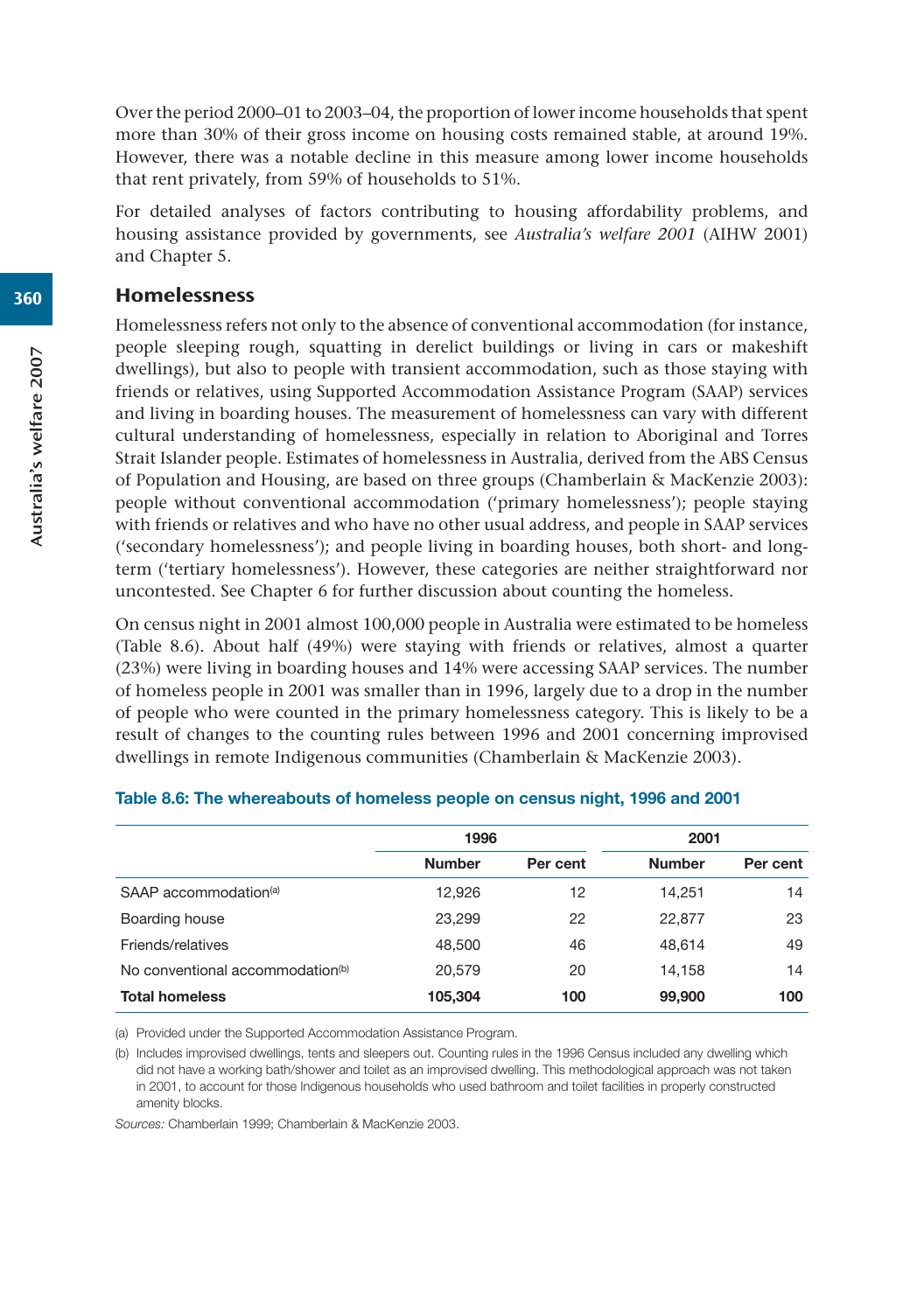Over the period 2000–01 to 2003–04, the proportion of lower income households that spent more than 30% of their gross income on housing costs remained stable, at around 19%. However, there was a notable decline in this measure among lower income households that rent privately, from 59% of households to 51%.

For detailed analyses of factors contributing to housing affordability problems, and housing assistance provided by governments, see *Australia's welfare 2001* (AIHW 2001) and Chapter 5.

## Homelessness

Homelessness refers not only to the absence of conventional accommodation (for instance, people sleeping rough, squatting in derelict buildings or living in cars or makeshift dwellings), but also to people with transient accommodation, such as those staying with friends or relatives, using Supported Accommodation Assistance Program (SAAP) services and living in boarding houses. The measurement of homelessness can vary with different cultural understanding of homelessness, especially in relation to Aboriginal and Torres Strait Islander people. Estimates of homelessness in Australia, derived from the ABS Census of Population and Housing, are based on three groups (Chamberlain & MacKenzie 2003): people without conventional accommodation ('primary homelessness'); people staying with friends or relatives and who have no other usual address, and people in SAAP services ('secondary homelessness'); and people living in boarding houses, both short- and long-term ('tertiary homelessness'). However, these categories are neither straightforward nor uncontested. See Chapter 6 for further discussion about counting the homeless.

On census night in 2001 almost 100,000 people in Australia were estimated to be homeless (Table 8.6). About half (49%) were staying with friends or relatives, almost a quarter (23%) were living in boarding houses and 14% were accessing SAAP services. The number of homeless people in 2001 was smaller than in 1996, largely due to a drop in the number of people who were counted in the primary homelessness category. This is likely to be a result of changes to the counting rules between 1996 and 2001 concerning improvised dwellings in remote Indigenous communities (Chamberlain & MacKenzie 2003).

**Table 8.6: The whereabouts of homeless people on census night, 1996 and 2001**

| | 1996 | | 2001 | |
|---|---|---|---|---|
| | **Number** | **Per cent** | **Number** | **Per cent** |
| SAAP accommodation[(a)] | 12,926 | 12 | 14,251 | 14 |
| Boarding house | 23,299 | 22 | 22,877 | 23 |
| Friends/relatives | 48,500 | 46 | 48,614 | 49 |
| No conventional accommodation[(b)] | 20,579 | 20 | 14,158 | 14 |
| **Total homeless** | **105,304** | **100** | **99,900** | **100** |

(a) Provided under the Supported Accommodation Assistance Program.

(b) Includes improvised dwellings, tents and sleepers out. Counting rules in the 1996 Census included any dwelling which did not have a working bath/shower and toilet as an improvised dwelling. This methodological approach was not taken in 2001, to account for those Indigenous households who used bathroom and toilet facilities in properly constructed amenity blocks.

*Sources:* Chamberlain 1999; Chamberlain & MacKenzie 2003.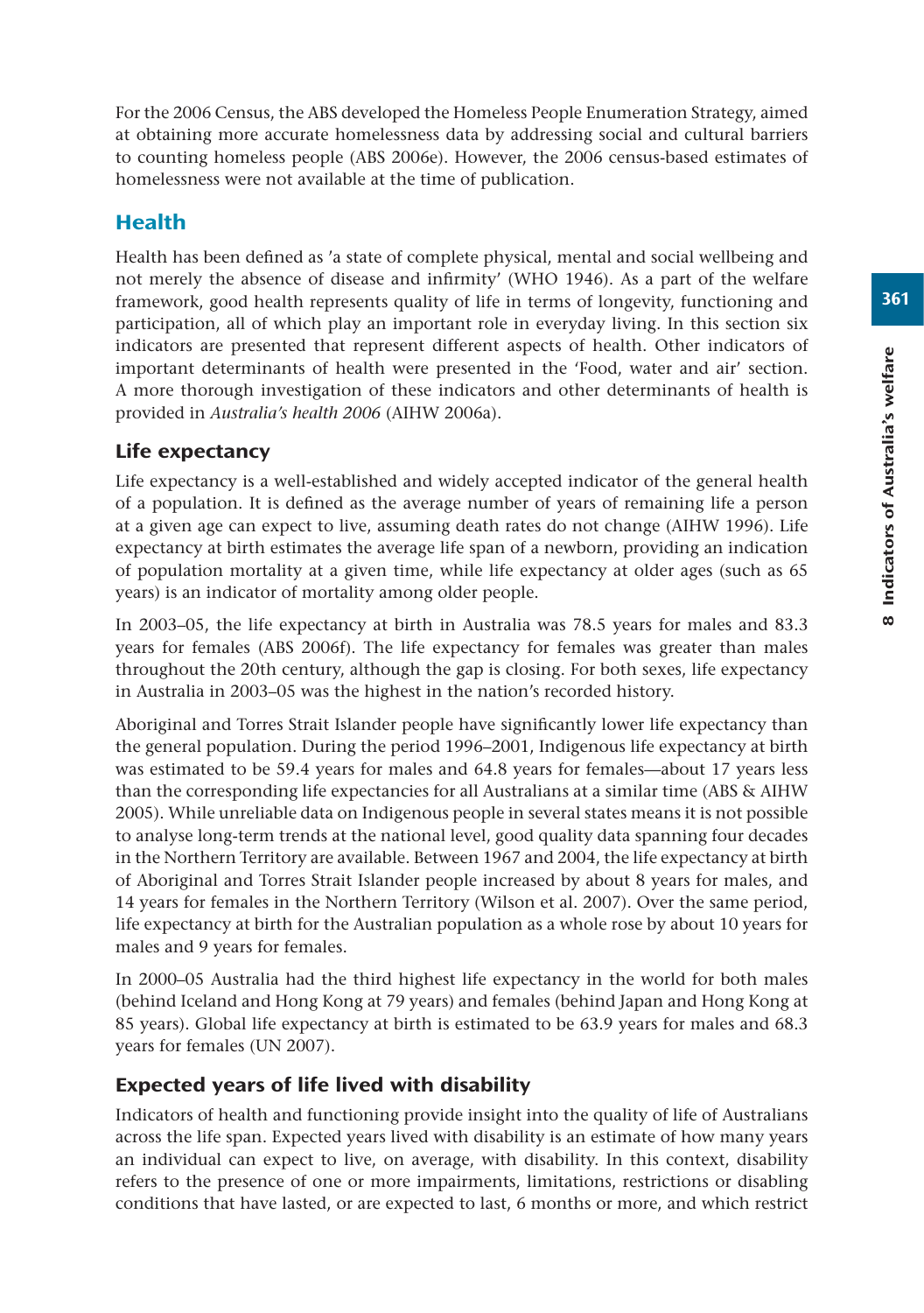For the 2006 Census, the ABS developed the Homeless People Enumeration Strategy, aimed at obtaining more accurate homelessness data by addressing social and cultural barriers to counting homeless people (ABS 2006e). However, the 2006 census-based estimates of homelessness were not available at the time of publication.

## Health

Health has been defined as 'a state of complete physical, mental and social wellbeing and not merely the absence of disease and infirmity' (WHO 1946). As a part of the welfare framework, good health represents quality of life in terms of longevity, functioning and participation, all of which play an important role in everyday living. In this section six indicators are presented that represent different aspects of health. Other indicators of important determinants of health were presented in the 'Food, water and air' section. A more thorough investigation of these indicators and other determinants of health is provided in *Australia's health 2006* (AIHW 2006a).

### Life expectancy

Life expectancy is a well-established and widely accepted indicator of the general health of a population. It is defined as the average number of years of remaining life a person at a given age can expect to live, assuming death rates do not change (AIHW 1996). Life expectancy at birth estimates the average life span of a newborn, providing an indication of population mortality at a given time, while life expectancy at older ages (such as 65 years) is an indicator of mortality among older people.

In 2003–05, the life expectancy at birth in Australia was 78.5 years for males and 83.3 years for females (ABS 2006f). The life expectancy for females was greater than males throughout the 20th century, although the gap is closing. For both sexes, life expectancy in Australia in 2003–05 was the highest in the nation's recorded history.

Aboriginal and Torres Strait Islander people have significantly lower life expectancy than the general population. During the period 1996–2001, Indigenous life expectancy at birth was estimated to be 59.4 years for males and 64.8 years for females—about 17 years less than the corresponding life expectancies for all Australians at a similar time (ABS & AIHW 2005). While unreliable data on Indigenous people in several states means it is not possible to analyse long-term trends at the national level, good quality data spanning four decades in the Northern Territory are available. Between 1967 and 2004, the life expectancy at birth of Aboriginal and Torres Strait Islander people increased by about 8 years for males, and 14 years for females in the Northern Territory (Wilson et al. 2007). Over the same period, life expectancy at birth for the Australian population as a whole rose by about 10 years for males and 9 years for females.

In 2000–05 Australia had the third highest life expectancy in the world for both males (behind Iceland and Hong Kong at 79 years) and females (behind Japan and Hong Kong at 85 years). Global life expectancy at birth is estimated to be 63.9 years for males and 68.3 years for females (UN 2007).

### Expected years of life lived with disability

Indicators of health and functioning provide insight into the quality of life of Australians across the life span. Expected years lived with disability is an estimate of how many years an individual can expect to live, on average, with disability. In this context, disability refers to the presence of one or more impairments, limitations, restrictions or disabling conditions that have lasted, or are expected to last, 6 months or more, and which restrict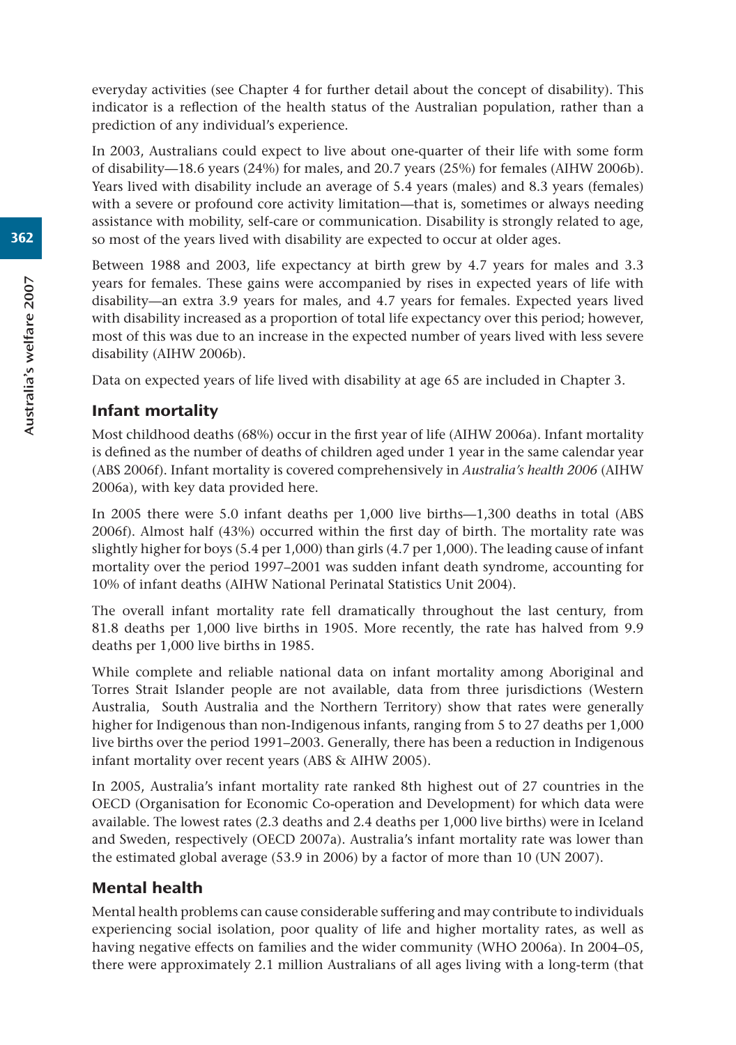everyday activities (see Chapter 4 for further detail about the concept of disability). This indicator is a reflection of the health status of the Australian population, rather than a prediction of any individual's experience.

In 2003, Australians could expect to live about one-quarter of their life with some form of disability—18.6 years (24%) for males, and 20.7 years (25%) for females (AIHW 2006b). Years lived with disability include an average of 5.4 years (males) and 8.3 years (females) with a severe or profound core activity limitation—that is, sometimes or always needing assistance with mobility, self-care or communication. Disability is strongly related to age, so most of the years lived with disability are expected to occur at older ages.

Between 1988 and 2003, life expectancy at birth grew by 4.7 years for males and 3.3 years for females. These gains were accompanied by rises in expected years of life with disability—an extra 3.9 years for males, and 4.7 years for females. Expected years lived with disability increased as a proportion of total life expectancy over this period; however, most of this was due to an increase in the expected number of years lived with less severe disability (AIHW 2006b).

Data on expected years of life lived with disability at age 65 are included in Chapter 3.

## Infant mortality

Most childhood deaths (68%) occur in the first year of life (AIHW 2006a). Infant mortality is defined as the number of deaths of children aged under 1 year in the same calendar year (ABS 2006f). Infant mortality is covered comprehensively in *Australia's health 2006* (AIHW 2006a), with key data provided here.

In 2005 there were 5.0 infant deaths per 1,000 live births—1,300 deaths in total (ABS 2006f). Almost half (43%) occurred within the first day of birth. The mortality rate was slightly higher for boys (5.4 per 1,000) than girls (4.7 per 1,000). The leading cause of infant mortality over the period 1997–2001 was sudden infant death syndrome, accounting for 10% of infant deaths (AIHW National Perinatal Statistics Unit 2004).

The overall infant mortality rate fell dramatically throughout the last century, from 81.8 deaths per 1,000 live births in 1905. More recently, the rate has halved from 9.9 deaths per 1,000 live births in 1985.

While complete and reliable national data on infant mortality among Aboriginal and Torres Strait Islander people are not available, data from three jurisdictions (Western Australia, South Australia and the Northern Territory) show that rates were generally higher for Indigenous than non-Indigenous infants, ranging from 5 to 27 deaths per 1,000 live births over the period 1991–2003. Generally, there has been a reduction in Indigenous infant mortality over recent years (ABS & AIHW 2005).

In 2005, Australia's infant mortality rate ranked 8th highest out of 27 countries in the OECD (Organisation for Economic Co-operation and Development) for which data were available. The lowest rates (2.3 deaths and 2.4 deaths per 1,000 live births) were in Iceland and Sweden, respectively (OECD 2007a). Australia's infant mortality rate was lower than the estimated global average (53.9 in 2006) by a factor of more than 10 (UN 2007).

## Mental health

Mental health problems can cause considerable suffering and may contribute to individuals experiencing social isolation, poor quality of life and higher mortality rates, as well as having negative effects on families and the wider community (WHO 2006a). In 2004–05, there were approximately 2.1 million Australians of all ages living with a long-term (that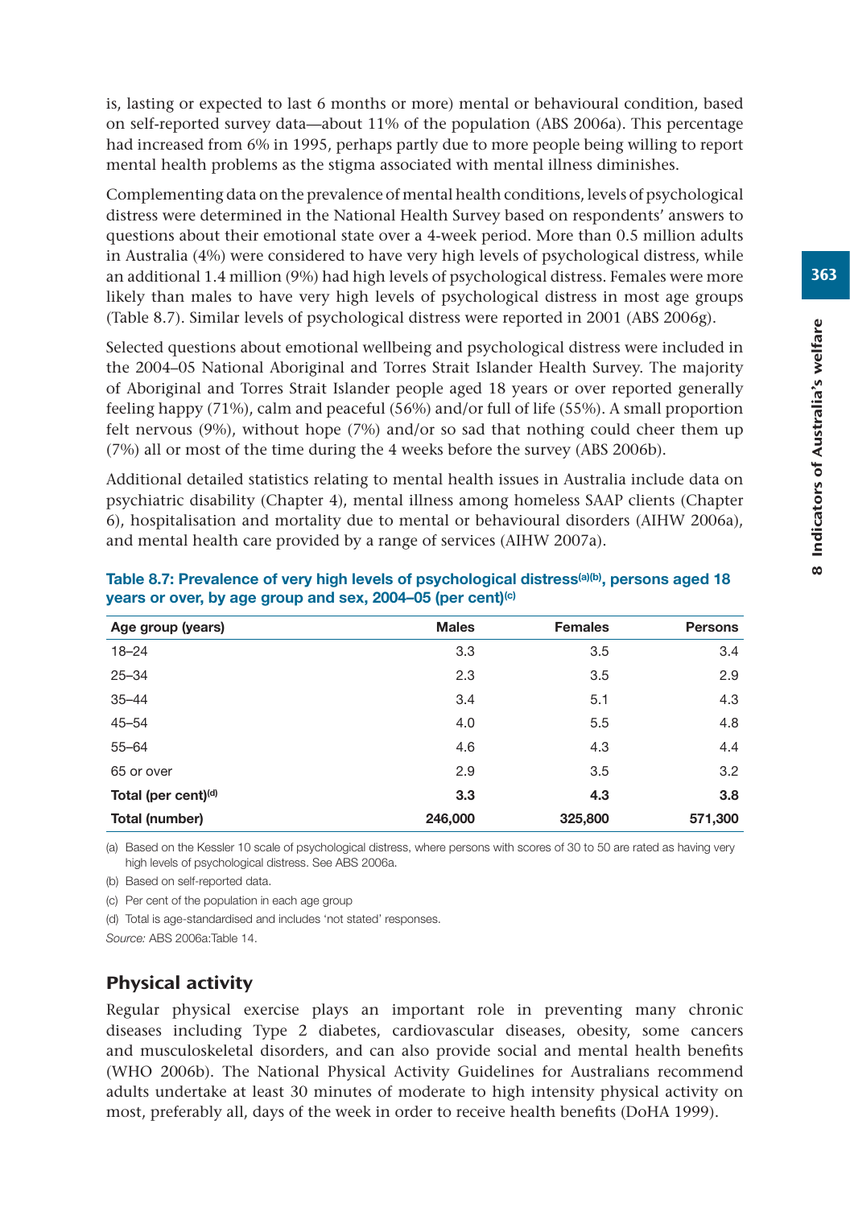is, lasting or expected to last 6 months or more) mental or behavioural condition, based on self-reported survey data—about 11% of the population (ABS 2006a). This percentage had increased from 6% in 1995, perhaps partly due to more people being willing to report mental health problems as the stigma associated with mental illness diminishes.

Complementing data on the prevalence of mental health conditions, levels of psychological distress were determined in the National Health Survey based on respondents' answers to questions about their emotional state over a 4-week period. More than 0.5 million adults in Australia (4%) were considered to have very high levels of psychological distress, while an additional 1.4 million (9%) had high levels of psychological distress. Females were more likely than males to have very high levels of psychological distress in most age groups (Table 8.7). Similar levels of psychological distress were reported in 2001 (ABS 2006g).

Selected questions about emotional wellbeing and psychological distress were included in the 2004–05 National Aboriginal and Torres Strait Islander Health Survey. The majority of Aboriginal and Torres Strait Islander people aged 18 years or over reported generally feeling happy (71%), calm and peaceful (56%) and/or full of life (55%). A small proportion felt nervous (9%), without hope (7%) and/or so sad that nothing could cheer them up (7%) all or most of the time during the 4 weeks before the survey (ABS 2006b).

Additional detailed statistics relating to mental health issues in Australia include data on psychiatric disability (Chapter 4), mental illness among homeless SAAP clients (Chapter 6), hospitalisation and mortality due to mental or behavioural disorders (AIHW 2006a), and mental health care provided by a range of services (AIHW 2007a).

**Table 8.7: Prevalence of very high levels of psychological distress[a][b], persons aged 18 years or over, by age group and sex, 2004–05 (per cent)[c]**

| Age group (years) | Males | Females | Persons |
|---|---|---|---|
| 18–24 | 3.3 | 3.5 | 3.4 |
| 25–34 | 2.3 | 3.5 | 2.9 |
| 35–44 | 3.4 | 5.1 | 4.3 |
| 45–54 | 4.0 | 5.5 | 4.8 |
| 55–64 | 4.6 | 4.3 | 4.4 |
| 65 or over | 2.9 | 3.5 | 3.2 |
| **Total (per cent)[d]** | **3.3** | **4.3** | **3.8** |
| **Total (number)** | **246,000** | **325,800** | **571,300** |

(a) Based on the Kessler 10 scale of psychological distress, where persons with scores of 30 to 50 are rated as having very high levels of psychological distress. See ABS 2006a.

(b) Based on self-reported data.

(c) Per cent of the population in each age group

(d) Total is age-standardised and includes 'not stated' responses.

*Source:* ABS 2006a:Table 14.

## Physical activity

Regular physical exercise plays an important role in preventing many chronic diseases including Type 2 diabetes, cardiovascular diseases, obesity, some cancers and musculoskeletal disorders, and can also provide social and mental health benefits (WHO 2006b). The National Physical Activity Guidelines for Australians recommend adults undertake at least 30 minutes of moderate to high intensity physical activity on most, preferably all, days of the week in order to receive health benefits (DoHA 1999).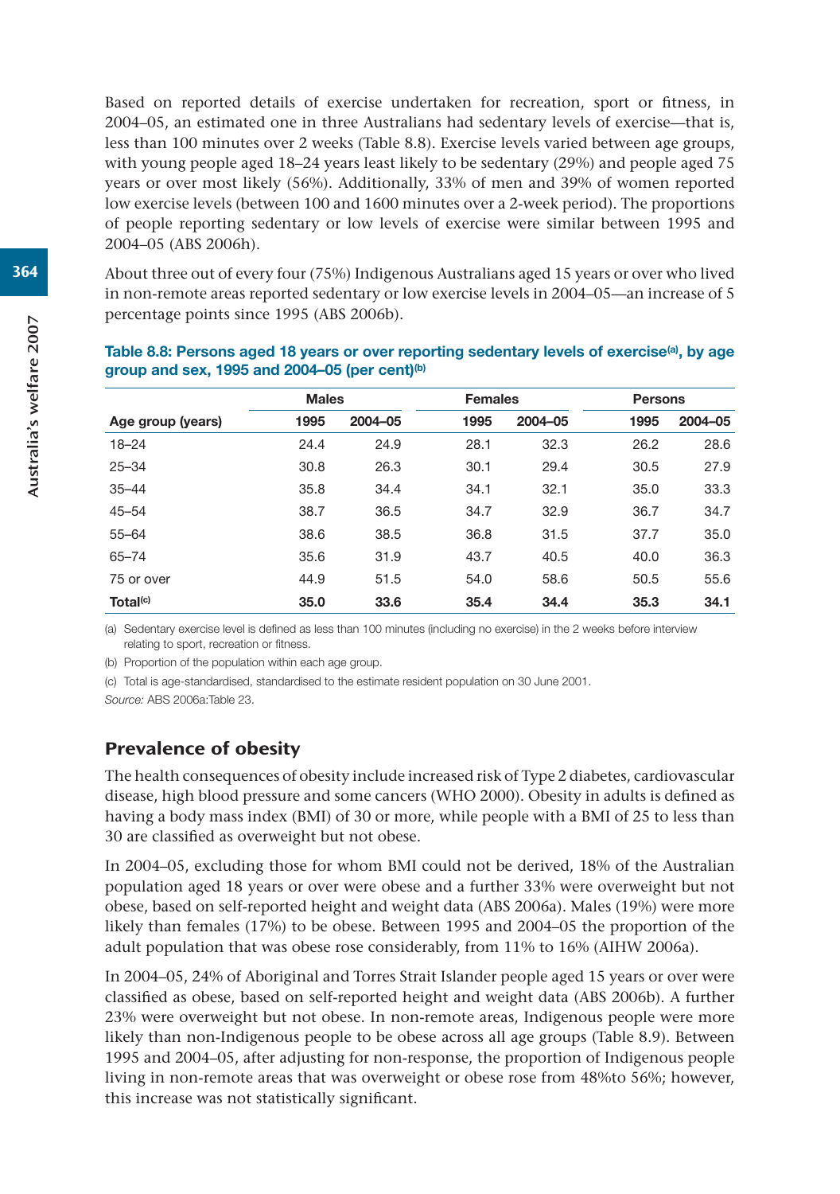Based on reported details of exercise undertaken for recreation, sport or fitness, in 2004–05, an estimated one in three Australians had sedentary levels of exercise—that is, less than 100 minutes over 2 weeks (Table 8.8). Exercise levels varied between age groups, with young people aged 18–24 years least likely to be sedentary (29%) and people aged 75 years or over most likely (56%). Additionally, 33% of men and 39% of women reported low exercise levels (between 100 and 1600 minutes over a 2-week period). The proportions of people reporting sedentary or low levels of exercise were similar between 1995 and 2004–05 (ABS 2006h).

About three out of every four (75%) Indigenous Australians aged 15 years or over who lived in non-remote areas reported sedentary or low exercise levels in 2004–05—an increase of 5 percentage points since 1995 (ABS 2006b).

**Table 8.8: Persons aged 18 years or over reporting sedentary levels of exercise[(a)], by age group and sex, 1995 and 2004–05 (per cent)[(b)]**

| | Males | | Females | | Persons | |
|---|---|---|---|---|---|---|
| Age group (years) | 1995 | 2004–05 | 1995 | 2004–05 | 1995 | 2004–05 |
| 18–24 | 24.4 | 24.9 | 28.1 | 32.3 | 26.2 | 28.6 |
| 25–34 | 30.8 | 26.3 | 30.1 | 29.4 | 30.5 | 27.9 |
| 35–44 | 35.8 | 34.4 | 34.1 | 32.1 | 35.0 | 33.3 |
| 45–54 | 38.7 | 36.5 | 34.7 | 32.9 | 36.7 | 34.7 |
| 55–64 | 38.6 | 38.5 | 36.8 | 31.5 | 37.7 | 35.0 |
| 65–74 | 35.6 | 31.9 | 43.7 | 40.5 | 40.0 | 36.3 |
| 75 or over | 44.9 | 51.5 | 54.0 | 58.6 | 50.5 | 55.6 |
| **Total[(c)]** | **35.0** | **33.6** | **35.4** | **34.4** | **35.3** | **34.1** |

(a) Sedentary exercise level is defined as less than 100 minutes (including no exercise) in the 2 weeks before interview relating to sport, recreation or fitness.

(b) Proportion of the population within each age group.

(c) Total is age-standardised, standardised to the estimate resident population on 30 June 2001.

*Source:* ABS 2006a:Table 23.

## Prevalence of obesity

The health consequences of obesity include increased risk of Type 2 diabetes, cardiovascular disease, high blood pressure and some cancers (WHO 2000). Obesity in adults is defined as having a body mass index (BMI) of 30 or more, while people with a BMI of 25 to less than 30 are classified as overweight but not obese.

In 2004–05, excluding those for whom BMI could not be derived, 18% of the Australian population aged 18 years or over were obese and a further 33% were overweight but not obese, based on self-reported height and weight data (ABS 2006a). Males (19%) were more likely than females (17%) to be obese. Between 1995 and 2004–05 the proportion of the adult population that was obese rose considerably, from 11% to 16% (AIHW 2006a).

In 2004–05, 24% of Aboriginal and Torres Strait Islander people aged 15 years or over were classified as obese, based on self-reported height and weight data (ABS 2006b). A further 23% were overweight but not obese. In non-remote areas, Indigenous people were more likely than non-Indigenous people to be obese across all age groups (Table 8.9). Between 1995 and 2004–05, after adjusting for non-response, the proportion of Indigenous people living in non-remote areas that was overweight or obese rose from 48%to 56%; however, this increase was not statistically significant.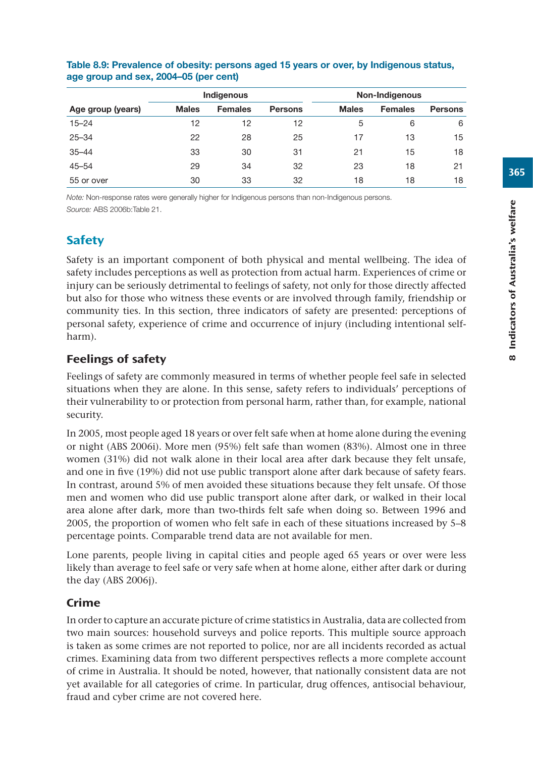**Table 8.9: Prevalence of obesity: persons aged 15 years or over, by Indigenous status, age group and sex, 2004–05 (per cent)**

| | Indigenous | | | Non-Indigenous | | |
|---|---|---|---|---|---|---|
| Age group (years) | Males | Females | Persons | Males | Females | Persons |
| 15–24 | 12 | 12 | 12 | 5 | 6 | 6 |
| 25–34 | 22 | 28 | 25 | 17 | 13 | 15 |
| 35–44 | 33 | 30 | 31 | 21 | 15 | 18 |
| 45–54 | 29 | 34 | 32 | 23 | 18 | 21 |
| 55 or over | 30 | 33 | 32 | 18 | 18 | 18 |

*Note:* Non-response rates were generally higher for Indigenous persons than non-Indigenous persons.

*Source:* ABS 2006b:Table 21.

## Safety

Safety is an important component of both physical and mental wellbeing. The idea of safety includes perceptions as well as protection from actual harm. Experiences of crime or injury can be seriously detrimental to feelings of safety, not only for those directly affected but also for those who witness these events or are involved through family, friendship or community ties. In this section, three indicators of safety are presented: perceptions of personal safety, experience of crime and occurrence of injury (including intentional self-harm).

### Feelings of safety

Feelings of safety are commonly measured in terms of whether people feel safe in selected situations when they are alone. In this sense, safety refers to individuals' perceptions of their vulnerability to or protection from personal harm, rather than, for example, national security.

In 2005, most people aged 18 years or over felt safe when at home alone during the evening or night (ABS 2006i). More men (95%) felt safe than women (83%). Almost one in three women (31%) did not walk alone in their local area after dark because they felt unsafe, and one in five (19%) did not use public transport alone after dark because of safety fears. In contrast, around 5% of men avoided these situations because they felt unsafe. Of those men and women who did use public transport alone after dark, or walked in their local area alone after dark, more than two-thirds felt safe when doing so. Between 1996 and 2005, the proportion of women who felt safe in each of these situations increased by 5–8 percentage points. Comparable trend data are not available for men.

Lone parents, people living in capital cities and people aged 65 years or over were less likely than average to feel safe or very safe when at home alone, either after dark or during the day (ABS 2006j).

### Crime

In order to capture an accurate picture of crime statistics in Australia, data are collected from two main sources: household surveys and police reports. This multiple source approach is taken as some crimes are not reported to police, nor are all incidents recorded as actual crimes. Examining data from two different perspectives reflects a more complete account of crime in Australia. It should be noted, however, that nationally consistent data are not yet available for all categories of crime. In particular, drug offences, antisocial behaviour, fraud and cyber crime are not covered here.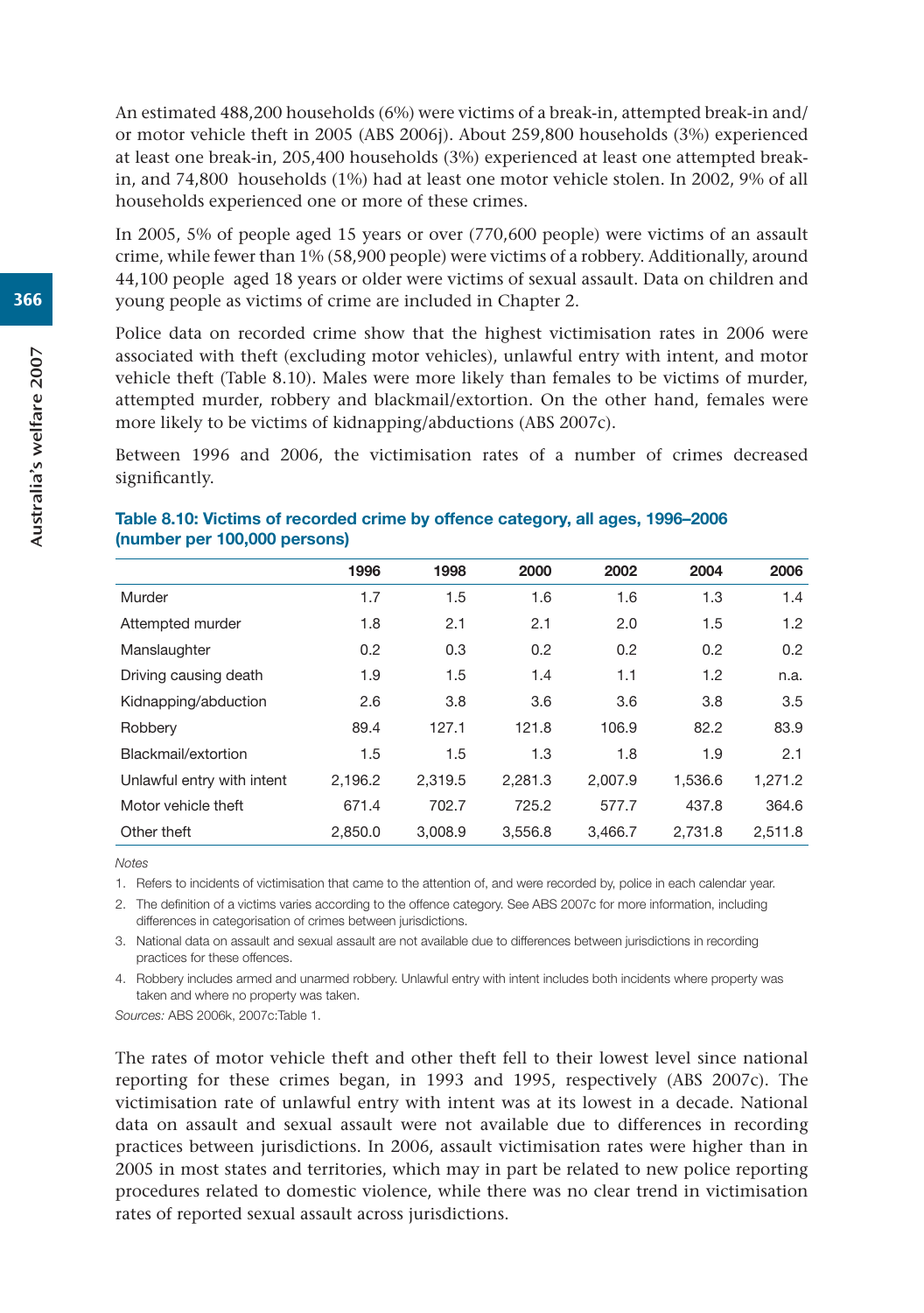An estimated 488,200 households (6%) were victims of a break-in, attempted break-in and/or motor vehicle theft in 2005 (ABS 2006j). About 259,800 households (3%) experienced at least one break-in, 205,400 households (3%) experienced at least one attempted break-in, and 74,800 households (1%) had at least one motor vehicle stolen. In 2002, 9% of all households experienced one or more of these crimes.

In 2005, 5% of people aged 15 years or over (770,600 people) were victims of an assault crime, while fewer than 1% (58,900 people) were victims of a robbery. Additionally, around 44,100 people aged 18 years or older were victims of sexual assault. Data on children and young people as victims of crime are included in Chapter 2.

Police data on recorded crime show that the highest victimisation rates in 2006 were associated with theft (excluding motor vehicles), unlawful entry with intent, and motor vehicle theft (Table 8.10). Males were more likely than females to be victims of murder, attempted murder, robbery and blackmail/extortion. On the other hand, females were more likely to be victims of kidnapping/abductions (ABS 2007c).

Between 1996 and 2006, the victimisation rates of a number of crimes decreased significantly.

**Table 8.10: Victims of recorded crime by offence category, all ages, 1996–2006 (number per 100,000 persons)**

| | 1996 | 1998 | 2000 | 2002 | 2004 | 2006 |
|---|---|---|---|---|---|---|
| Murder | 1.7 | 1.5 | 1.6 | 1.6 | 1.3 | 1.4 |
| Attempted murder | 1.8 | 2.1 | 2.1 | 2.0 | 1.5 | 1.2 |
| Manslaughter | 0.2 | 0.3 | 0.2 | 0.2 | 0.2 | 0.2 |
| Driving causing death | 1.9 | 1.5 | 1.4 | 1.1 | 1.2 | n.a. |
| Kidnapping/abduction | 2.6 | 3.8 | 3.6 | 3.6 | 3.8 | 3.5 |
| Robbery | 89.4 | 127.1 | 121.8 | 106.9 | 82.2 | 83.9 |
| Blackmail/extortion | 1.5 | 1.5 | 1.3 | 1.8 | 1.9 | 2.1 |
| Unlawful entry with intent | 2,196.2 | 2,319.5 | 2,281.3 | 2,007.9 | 1,536.6 | 1,271.2 |
| Motor vehicle theft | 671.4 | 702.7 | 725.2 | 577.7 | 437.8 | 364.6 |
| Other theft | 2,850.0 | 3,008.9 | 3,556.8 | 3,466.7 | 2,731.8 | 2,511.8 |

*Notes*

1. Refers to incidents of victimisation that came to the attention of, and were recorded by, police in each calendar year.
2. The definition of a victims varies according to the offence category. See ABS 2007c for more information, including differences in categorisation of crimes between jurisdictions.
3. National data on assault and sexual assault are not available due to differences between jurisdictions in recording practices for these offences.
4. Robbery includes armed and unarmed robbery. Unlawful entry with intent includes both incidents where property was taken and where no property was taken.

*Sources:* ABS 2006k, 2007c:Table 1.

The rates of motor vehicle theft and other theft fell to their lowest level since national reporting for these crimes began, in 1993 and 1995, respectively (ABS 2007c). The victimisation rate of unlawful entry with intent was at its lowest in a decade. National data on assault and sexual assault were not available due to differences in recording practices between jurisdictions. In 2006, assault victimisation rates were higher than in 2005 in most states and territories, which may in part be related to new police reporting procedures related to domestic violence, while there was no clear trend in victimisation rates of reported sexual assault across jurisdictions.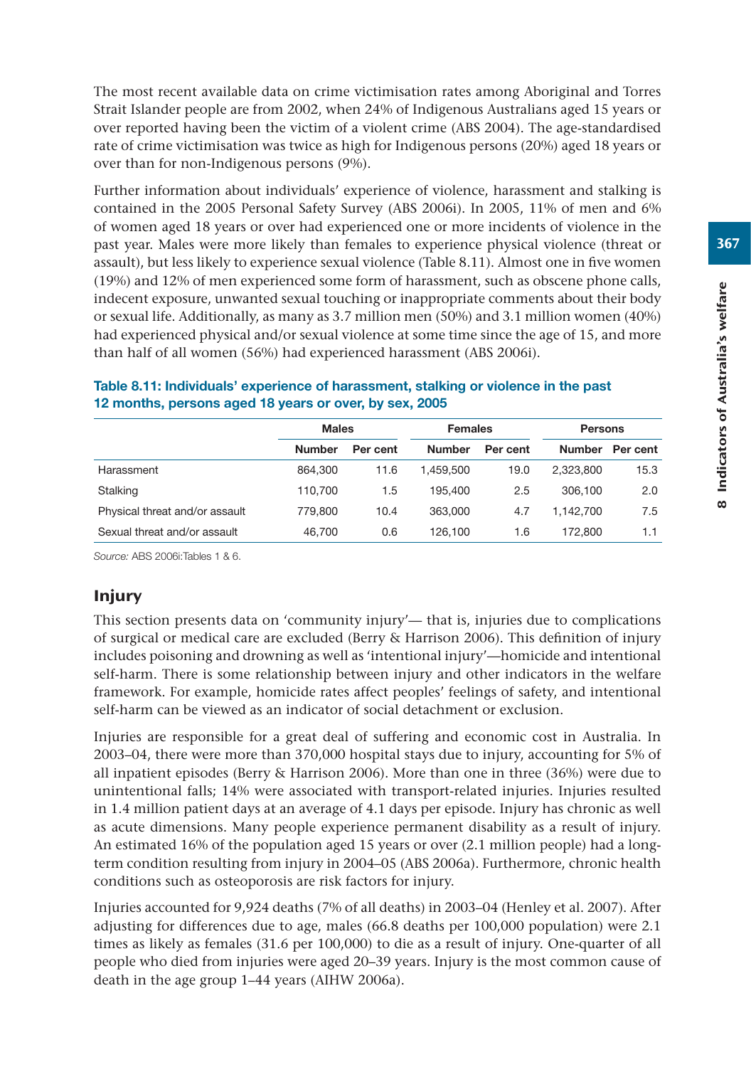The most recent available data on crime victimisation rates among Aboriginal and Torres Strait Islander people are from 2002, when 24% of Indigenous Australians aged 15 years or over reported having been the victim of a violent crime (ABS 2004). The age-standardised rate of crime victimisation was twice as high for Indigenous persons (20%) aged 18 years or over than for non-Indigenous persons (9%).

Further information about individuals' experience of violence, harassment and stalking is contained in the 2005 Personal Safety Survey (ABS 2006i). In 2005, 11% of men and 6% of women aged 18 years or over had experienced one or more incidents of violence in the past year. Males were more likely than females to experience physical violence (threat or assault), but less likely to experience sexual violence (Table 8.11). Almost one in five women (19%) and 12% of men experienced some form of harassment, such as obscene phone calls, indecent exposure, unwanted sexual touching or inappropriate comments about their body or sexual life. Additionally, as many as 3.7 million men (50%) and 3.1 million women (40%) had experienced physical and/or sexual violence at some time since the age of 15, and more than half of all women (56%) had experienced harassment (ABS 2006i).

**Table 8.11: Individuals' experience of harassment, stalking or violence in the past 12 months, persons aged 18 years or over, by sex, 2005**

| | Males | | Females | | Persons | |
|---|---|---|---|---|---|---|
| | Number | Per cent | Number | Per cent | Number | Per cent |
| Harassment | 864,300 | 11.6 | 1,459,500 | 19.0 | 2,323,800 | 15.3 |
| Stalking | 110,700 | 1.5 | 195,400 | 2.5 | 306,100 | 2.0 |
| Physical threat and/or assault | 779,800 | 10.4 | 363,000 | 4.7 | 1,142,700 | 7.5 |
| Sexual threat and/or assault | 46,700 | 0.6 | 126,100 | 1.6 | 172,800 | 1.1 |

*Source:* ABS 2006i:Tables 1 & 6.

## Injury

This section presents data on 'community injury'— that is, injuries due to complications of surgical or medical care are excluded (Berry & Harrison 2006). This definition of injury includes poisoning and drowning as well as 'intentional injury'—homicide and intentional self-harm. There is some relationship between injury and other indicators in the welfare framework. For example, homicide rates affect peoples' feelings of safety, and intentional self-harm can be viewed as an indicator of social detachment or exclusion.

Injuries are responsible for a great deal of suffering and economic cost in Australia. In 2003–04, there were more than 370,000 hospital stays due to injury, accounting for 5% of all inpatient episodes (Berry & Harrison 2006). More than one in three (36%) were due to unintentional falls; 14% were associated with transport-related injuries. Injuries resulted in 1.4 million patient days at an average of 4.1 days per episode. Injury has chronic as well as acute dimensions. Many people experience permanent disability as a result of injury. An estimated 16% of the population aged 15 years or over (2.1 million people) had a long-term condition resulting from injury in 2004–05 (ABS 2006a). Furthermore, chronic health conditions such as osteoporosis are risk factors for injury.

Injuries accounted for 9,924 deaths (7% of all deaths) in 2003–04 (Henley et al. 2007). After adjusting for differences due to age, males (66.8 deaths per 100,000 population) were 2.1 times as likely as females (31.6 per 100,000) to die as a result of injury. One-quarter of all people who died from injuries were aged 20–39 years. Injury is the most common cause of death in the age group 1–44 years (AIHW 2006a).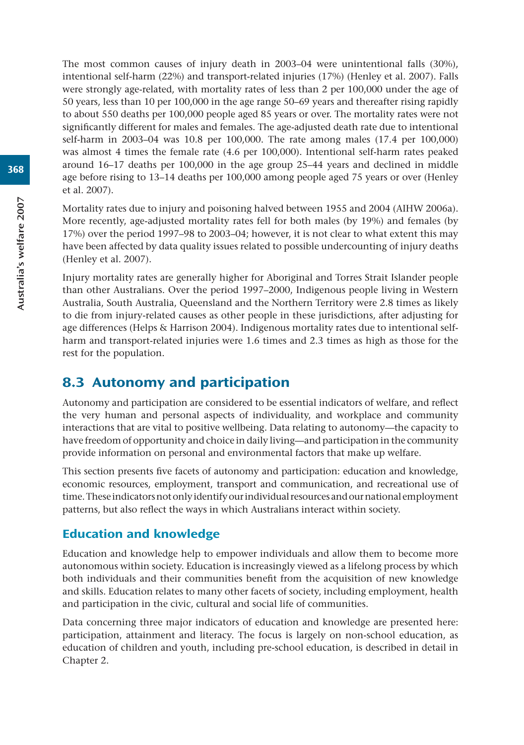The most common causes of injury death in 2003–04 were unintentional falls (30%), intentional self-harm (22%) and transport-related injuries (17%) (Henley et al. 2007). Falls were strongly age-related, with mortality rates of less than 2 per 100,000 under the age of 50 years, less than 10 per 100,000 in the age range 50–69 years and thereafter rising rapidly to about 550 deaths per 100,000 people aged 85 years or over. The mortality rates were not significantly different for males and females. The age-adjusted death rate due to intentional self-harm in 2003–04 was 10.8 per 100,000. The rate among males (17.4 per 100,000) was almost 4 times the female rate (4.6 per 100,000). Intentional self-harm rates peaked around 16–17 deaths per 100,000 in the age group 25–44 years and declined in middle age before rising to 13–14 deaths per 100,000 among people aged 75 years or over (Henley et al. 2007).

Mortality rates due to injury and poisoning halved between 1955 and 2004 (AIHW 2006a). More recently, age-adjusted mortality rates fell for both males (by 19%) and females (by 17%) over the period 1997–98 to 2003–04; however, it is not clear to what extent this may have been affected by data quality issues related to possible undercounting of injury deaths (Henley et al. 2007).

Injury mortality rates are generally higher for Aboriginal and Torres Strait Islander people than other Australians. Over the period 1997–2000, Indigenous people living in Western Australia, South Australia, Queensland and the Northern Territory were 2.8 times as likely to die from injury-related causes as other people in these jurisdictions, after adjusting for age differences (Helps & Harrison 2004). Indigenous mortality rates due to intentional self-harm and transport-related injuries were 1.6 times and 2.3 times as high as those for the rest for the population.

## 8.3 Autonomy and participation

Autonomy and participation are considered to be essential indicators of welfare, and reflect the very human and personal aspects of individuality, and workplace and community interactions that are vital to positive wellbeing. Data relating to autonomy—the capacity to have freedom of opportunity and choice in daily living—and participation in the community provide information on personal and environmental factors that make up welfare.

This section presents five facets of autonomy and participation: education and knowledge, economic resources, employment, transport and communication, and recreational use of time. These indicators not only identify our individual resources and our national employment patterns, but also reflect the ways in which Australians interact within society.

### Education and knowledge

Education and knowledge help to empower individuals and allow them to become more autonomous within society. Education is increasingly viewed as a lifelong process by which both individuals and their communities benefit from the acquisition of new knowledge and skills. Education relates to many other facets of society, including employment, health and participation in the civic, cultural and social life of communities.

Data concerning three major indicators of education and knowledge are presented here: participation, attainment and literacy. The focus is largely on non-school education, as education of children and youth, including pre-school education, is described in detail in Chapter 2.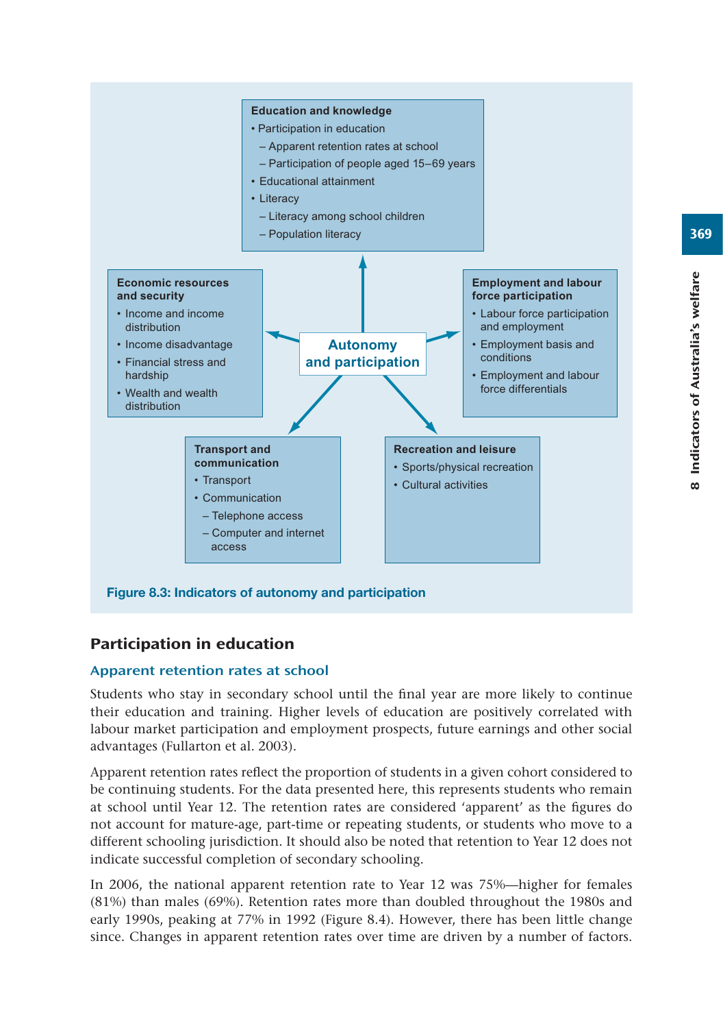**Education and knowledge**

- Participation in education
  - Apparent retention rates at school
  - Participation of people aged 15–69 years
- Educational attainment
- Literacy
  - Literacy among school children
  - Population literacy

**Economic resources and security**

- Income and income distribution
- Income disadvantage
- Financial stress and hardship
- Wealth and wealth distribution

**Autonomy and participation**

**Employment and labour force participation**

- Labour force participation and employment
- Employment basis and conditions
- Employment and labour force differentials

**Transport and communication**

- Transport
- Communication
  - Telephone access
  - Computer and internet access

**Recreation and leisure**

- Sports/physical recreation
- Cultural activities

Figure 8.3: Indicators of autonomy and participation

## Participation in education

### Apparent retention rates at school

Students who stay in secondary school until the final year are more likely to continue their education and training. Higher levels of education are positively correlated with labour market participation and employment prospects, future earnings and other social advantages (Fullarton et al. 2003).

Apparent retention rates reflect the proportion of students in a given cohort considered to be continuing students. For the data presented here, this represents students who remain at school until Year 12. The retention rates are considered 'apparent' as the figures do not account for mature-age, part-time or repeating students, or students who move to a different schooling jurisdiction. It should also be noted that retention to Year 12 does not indicate successful completion of secondary schooling.

In 2006, the national apparent retention rate to Year 12 was 75%—higher for females (81%) than males (69%). Retention rates more than doubled throughout the 1980s and early 1990s, peaking at 77% in 1992 (Figure 8.4). However, there has been little change since. Changes in apparent retention rates over time are driven by a number of factors.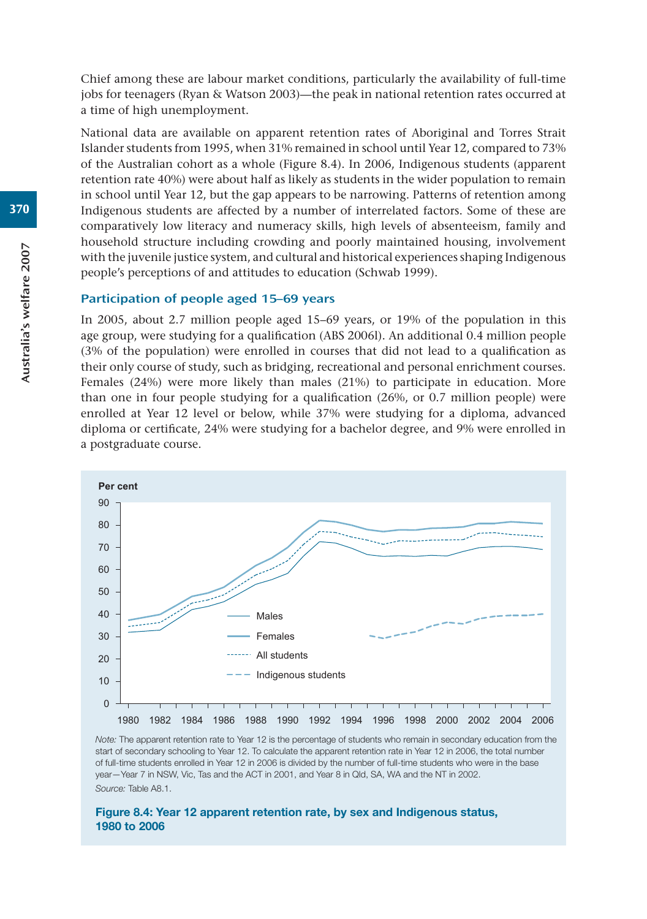Chief among these are labour market conditions, particularly the availability of full-time jobs for teenagers (Ryan & Watson 2003)—the peak in national retention rates occurred at a time of high unemployment.

National data are available on apparent retention rates of Aboriginal and Torres Strait Islander students from 1995, when 31% remained in school until Year 12, compared to 73% of the Australian cohort as a whole (Figure 8.4). In 2006, Indigenous students (apparent retention rate 40%) were about half as likely as students in the wider population to remain in school until Year 12, but the gap appears to be narrowing. Patterns of retention among Indigenous students are affected by a number of interrelated factors. Some of these are comparatively low literacy and numeracy skills, high levels of absenteeism, family and household structure including crowding and poorly maintained housing, involvement with the juvenile justice system, and cultural and historical experiences shaping Indigenous people's perceptions of and attitudes to education (Schwab 1999).

### Participation of people aged 15–69 years

In 2005, about 2.7 million people aged 15–69 years, or 19% of the population in this age group, were studying for a qualification (ABS 2006l). An additional 0.4 million people (3% of the population) were enrolled in courses that did not lead to a qualification as their only course of study, such as bridging, recreational and personal enrichment courses. Females (24%) were more likely than males (21%) to participate in education. More than one in four people studying for a qualification (26%, or 0.7 million people) were enrolled at Year 12 level or below, while 37% were studying for a diploma, advanced diploma or certificate, 24% were studying for a bachelor degree, and 9% were enrolled in a postgraduate course.

*Note:* The apparent retention rate to Year 12 is the percentage of students who remain in secondary education from the start of secondary schooling to Year 12. To calculate the apparent retention rate in Year 12 in 2006, the total number of full-time students enrolled in Year 12 in 2006 is divided by the number of full-time students who were in the base year—Year 7 in NSW, Vic, Tas and the ACT in 2001, and Year 8 in Qld, SA, WA and the NT in 2002.

*Source:* Table A8.1.

**Figure 8.4: Year 12 apparent retention rate, by sex and Indigenous status, 1980 to 2006**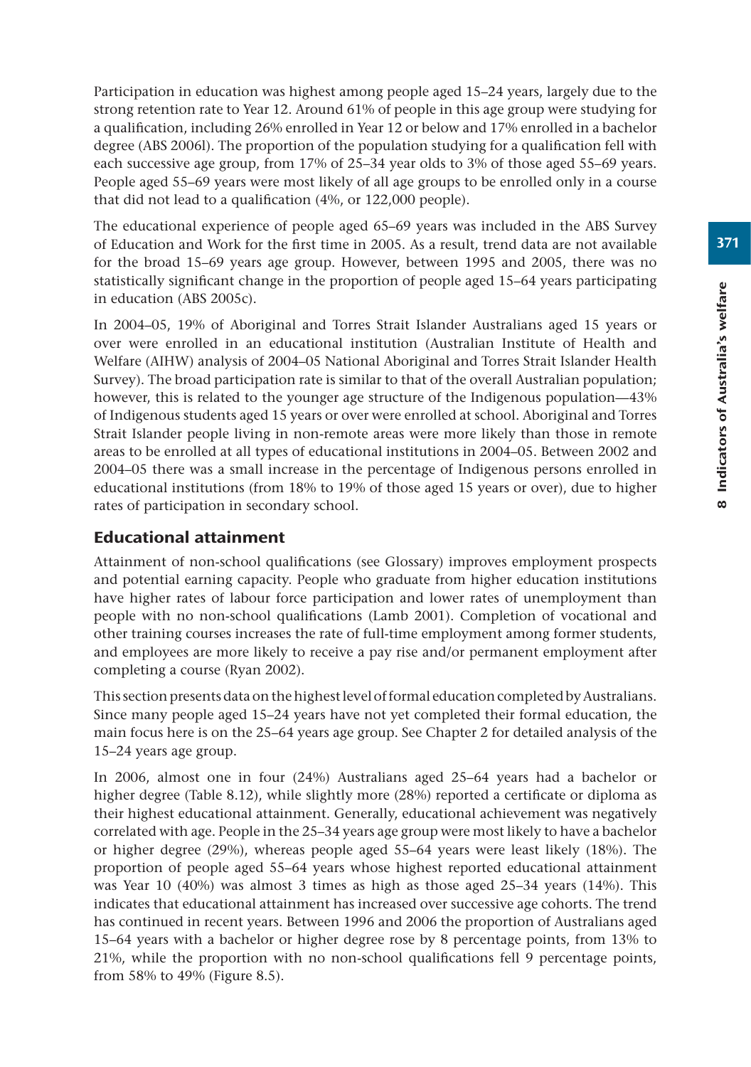Participation in education was highest among people aged 15–24 years, largely due to the strong retention rate to Year 12. Around 61% of people in this age group were studying for a qualification, including 26% enrolled in Year 12 or below and 17% enrolled in a bachelor degree (ABS 2006l). The proportion of the population studying for a qualification fell with each successive age group, from 17% of 25–34 year olds to 3% of those aged 55–69 years. People aged 55–69 years were most likely of all age groups to be enrolled only in a course that did not lead to a qualification (4%, or 122,000 people).

The educational experience of people aged 65–69 years was included in the ABS Survey of Education and Work for the first time in 2005. As a result, trend data are not available for the broad 15–69 years age group. However, between 1995 and 2005, there was no statistically significant change in the proportion of people aged 15–64 years participating in education (ABS 2005c).

In 2004–05, 19% of Aboriginal and Torres Strait Islander Australians aged 15 years or over were enrolled in an educational institution (Australian Institute of Health and Welfare (AIHW) analysis of 2004–05 National Aboriginal and Torres Strait Islander Health Survey). The broad participation rate is similar to that of the overall Australian population; however, this is related to the younger age structure of the Indigenous population—43% of Indigenous students aged 15 years or over were enrolled at school. Aboriginal and Torres Strait Islander people living in non-remote areas were more likely than those in remote areas to be enrolled at all types of educational institutions in 2004–05. Between 2002 and 2004–05 there was a small increase in the percentage of Indigenous persons enrolled in educational institutions (from 18% to 19% of those aged 15 years or over), due to higher rates of participation in secondary school.

## Educational attainment

Attainment of non-school qualifications (see Glossary) improves employment prospects and potential earning capacity. People who graduate from higher education institutions have higher rates of labour force participation and lower rates of unemployment than people with no non-school qualifications (Lamb 2001). Completion of vocational and other training courses increases the rate of full-time employment among former students, and employees are more likely to receive a pay rise and/or permanent employment after completing a course (Ryan 2002).

This section presents data on the highest level of formal education completed by Australians. Since many people aged 15–24 years have not yet completed their formal education, the main focus here is on the 25–64 years age group. See Chapter 2 for detailed analysis of the 15–24 years age group.

In 2006, almost one in four (24%) Australians aged 25–64 years had a bachelor or higher degree (Table 8.12), while slightly more (28%) reported a certificate or diploma as their highest educational attainment. Generally, educational achievement was negatively correlated with age. People in the 25–34 years age group were most likely to have a bachelor or higher degree (29%), whereas people aged 55–64 years were least likely (18%). The proportion of people aged 55–64 years whose highest reported educational attainment was Year 10 (40%) was almost 3 times as high as those aged 25–34 years (14%). This indicates that educational attainment has increased over successive age cohorts. The trend has continued in recent years. Between 1996 and 2006 the proportion of Australians aged 15–64 years with a bachelor or higher degree rose by 8 percentage points, from 13% to 21%, while the proportion with no non-school qualifications fell 9 percentage points, from 58% to 49% (Figure 8.5).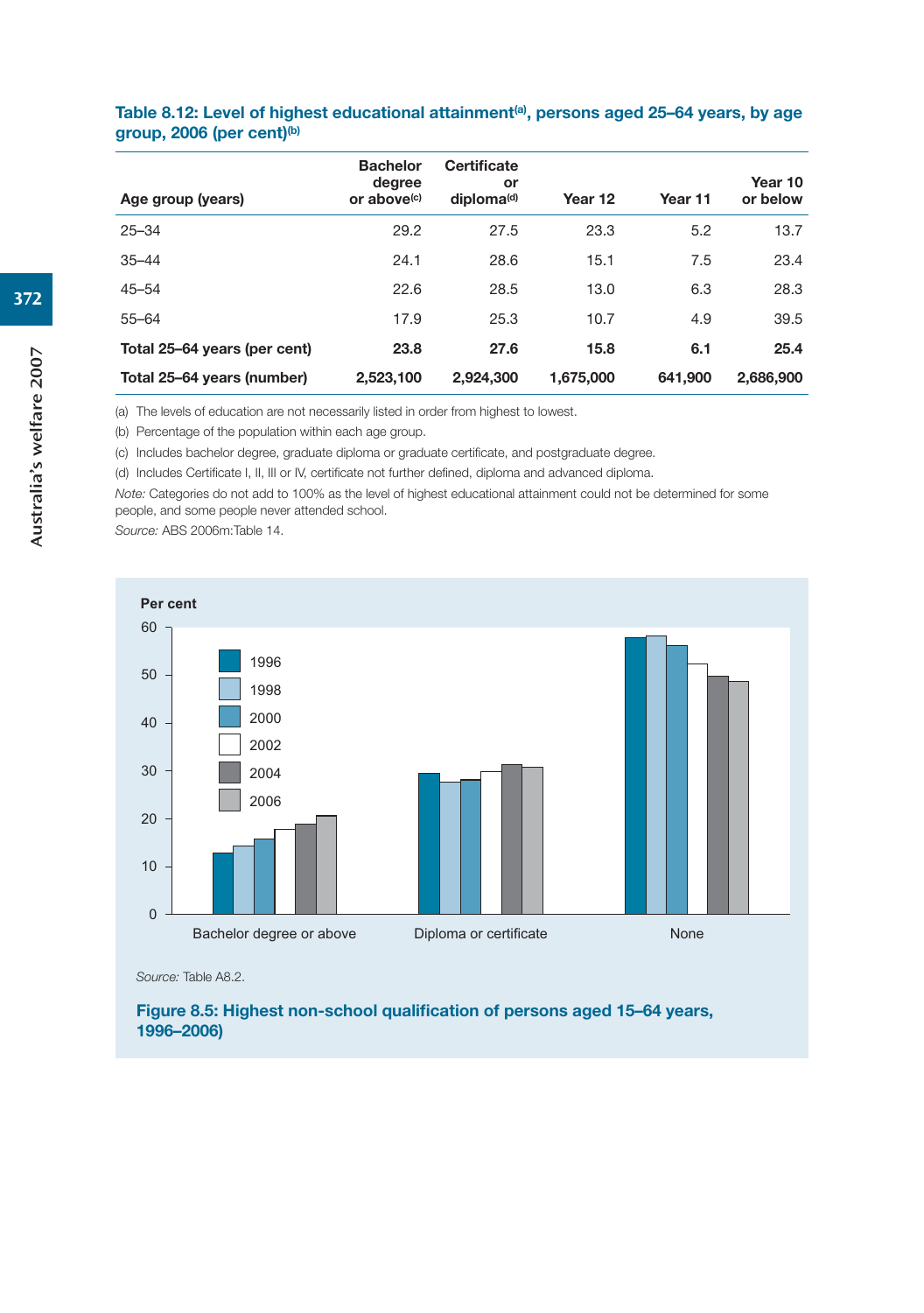**Table 8.12: Level of highest educational attainment[(a)], persons aged 25–64 years, by age group, 2006 (per cent)[(b)]**

| Age group (years) | Bachelor degree or above[(c)] | Certificate or diploma[(d)] | Year 12 | Year 11 | Year 10 or below |
|---|---|---|---|---|---|
| 25–34 | 29.2 | 27.5 | 23.3 | 5.2 | 13.7 |
| 35–44 | 24.1 | 28.6 | 15.1 | 7.5 | 23.4 |
| 45–54 | 22.6 | 28.5 | 13.0 | 6.3 | 28.3 |
| 55–64 | 17.9 | 25.3 | 10.7 | 4.9 | 39.5 |
| **Total 25–64 years (per cent)** | **23.8** | **27.6** | **15.8** | **6.1** | **25.4** |
| **Total 25–64 years (number)** | **2,523,100** | **2,924,300** | **1,675,000** | **641,900** | **2,686,900** |

(a) The levels of education are not necessarily listed in order from highest to lowest.

(b) Percentage of the population within each age group.

(c) Includes bachelor degree, graduate diploma or graduate certificate, and postgraduate degree.

(d) Includes Certificate I, II, III or IV, certificate not further defined, diploma and advanced diploma.

*Note:* Categories do not add to 100% as the level of highest educational attainment could not be determined for some people, and some people never attended school.

*Source:* ABS 2006m:Table 14.

*Source:* Table A8.2.

**Figure 8.5: Highest non-school qualification of persons aged 15–64 years, 1996–2006)**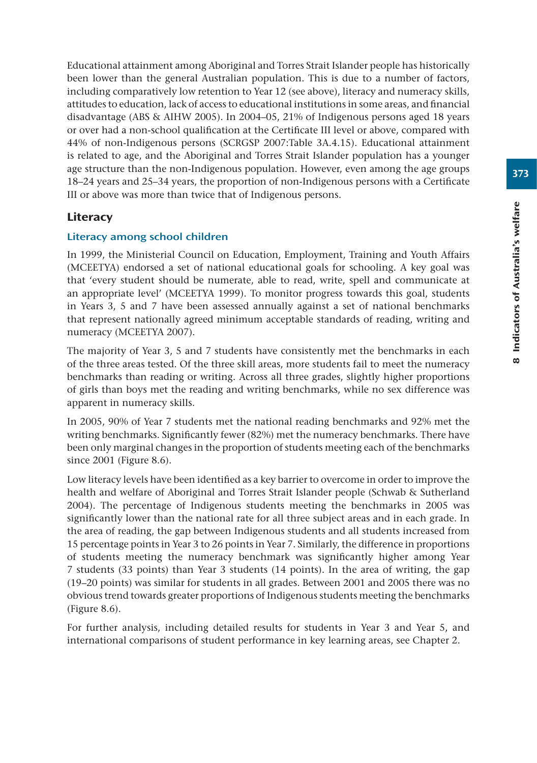Educational attainment among Aboriginal and Torres Strait Islander people has historically been lower than the general Australian population. This is due to a number of factors, including comparatively low retention to Year 12 (see above), literacy and numeracy skills, attitudes to education, lack of access to educational institutions in some areas, and financial disadvantage (ABS & AIHW 2005). In 2004–05, 21% of Indigenous persons aged 18 years or over had a non-school qualification at the Certificate III level or above, compared with 44% of non-Indigenous persons (SCRGSP 2007:Table 3A.4.15). Educational attainment is related to age, and the Aboriginal and Torres Strait Islander population has a younger age structure than the non-Indigenous population. However, even among the age groups 18–24 years and 25–34 years, the proportion of non-Indigenous persons with a Certificate III or above was more than twice that of Indigenous persons.

## Literacy

### Literacy among school children

In 1999, the Ministerial Council on Education, Employment, Training and Youth Affairs (MCEETYA) endorsed a set of national educational goals for schooling. A key goal was that 'every student should be numerate, able to read, write, spell and communicate at an appropriate level' (MCEETYA 1999). To monitor progress towards this goal, students in Years 3, 5 and 7 have been assessed annually against a set of national benchmarks that represent nationally agreed minimum acceptable standards of reading, writing and numeracy (MCEETYA 2007).

The majority of Year 3, 5 and 7 students have consistently met the benchmarks in each of the three areas tested. Of the three skill areas, more students fail to meet the numeracy benchmarks than reading or writing. Across all three grades, slightly higher proportions of girls than boys met the reading and writing benchmarks, while no sex difference was apparent in numeracy skills.

In 2005, 90% of Year 7 students met the national reading benchmarks and 92% met the writing benchmarks. Significantly fewer (82%) met the numeracy benchmarks. There have been only marginal changes in the proportion of students meeting each of the benchmarks since 2001 (Figure 8.6).

Low literacy levels have been identified as a key barrier to overcome in order to improve the health and welfare of Aboriginal and Torres Strait Islander people (Schwab & Sutherland 2004). The percentage of Indigenous students meeting the benchmarks in 2005 was significantly lower than the national rate for all three subject areas and in each grade. In the area of reading, the gap between Indigenous students and all students increased from 15 percentage points in Year 3 to 26 points in Year 7. Similarly, the difference in proportions of students meeting the numeracy benchmark was significantly higher among Year 7 students (33 points) than Year 3 students (14 points). In the area of writing, the gap (19–20 points) was similar for students in all grades. Between 2001 and 2005 there was no obvious trend towards greater proportions of Indigenous students meeting the benchmarks (Figure 8.6).

For further analysis, including detailed results for students in Year 3 and Year 5, and international comparisons of student performance in key learning areas, see Chapter 2.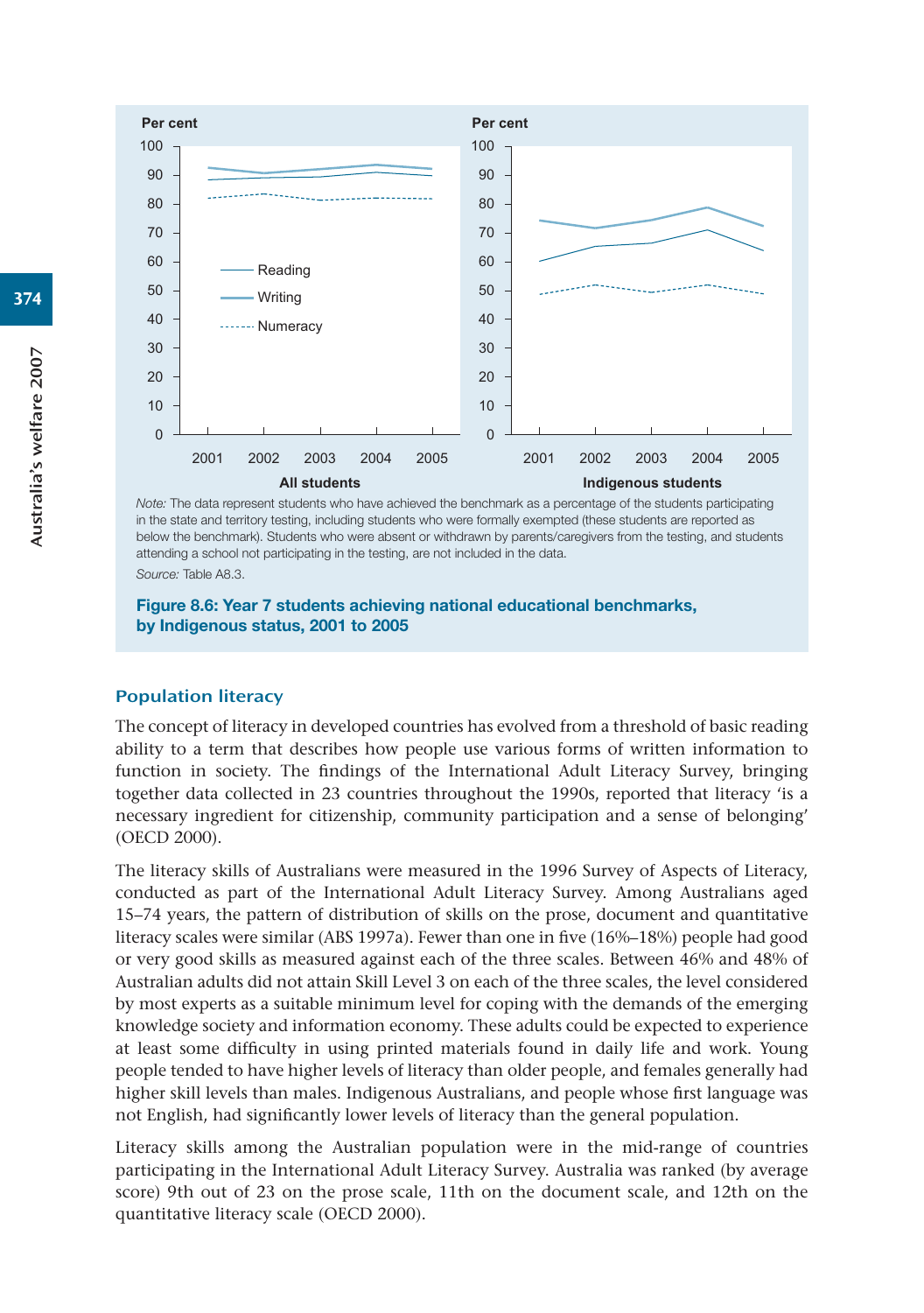*Note:* The data represent students who have achieved the benchmark as a percentage of the students participating in the state and territory testing, including students who were formally exempted (these students are reported as below the benchmark). Students who were absent or withdrawn by parents/caregivers from the testing, and students attending a school not participating in the testing, are not included in the data.

*Source:* Table A8.3.

**Figure 8.6: Year 7 students achieving national educational benchmarks, by Indigenous status, 2001 to 2005**

### Population literacy

The concept of literacy in developed countries has evolved from a threshold of basic reading ability to a term that describes how people use various forms of written information to function in society. The findings of the International Adult Literacy Survey, bringing together data collected in 23 countries throughout the 1990s, reported that literacy 'is a necessary ingredient for citizenship, community participation and a sense of belonging' (OECD 2000).

The literacy skills of Australians were measured in the 1996 Survey of Aspects of Literacy, conducted as part of the International Adult Literacy Survey. Among Australians aged 15–74 years, the pattern of distribution of skills on the prose, document and quantitative literacy scales were similar (ABS 1997a). Fewer than one in five (16%–18%) people had good or very good skills as measured against each of the three scales. Between 46% and 48% of Australian adults did not attain Skill Level 3 on each of the three scales, the level considered by most experts as a suitable minimum level for coping with the demands of the emerging knowledge society and information economy. These adults could be expected to experience at least some difficulty in using printed materials found in daily life and work. Young people tended to have higher levels of literacy than older people, and females generally had higher skill levels than males. Indigenous Australians, and people whose first language was not English, had significantly lower levels of literacy than the general population.

Literacy skills among the Australian population were in the mid-range of countries participating in the International Adult Literacy Survey. Australia was ranked (by average score) 9th out of 23 on the prose scale, 11th on the document scale, and 12th on the quantitative literacy scale (OECD 2000).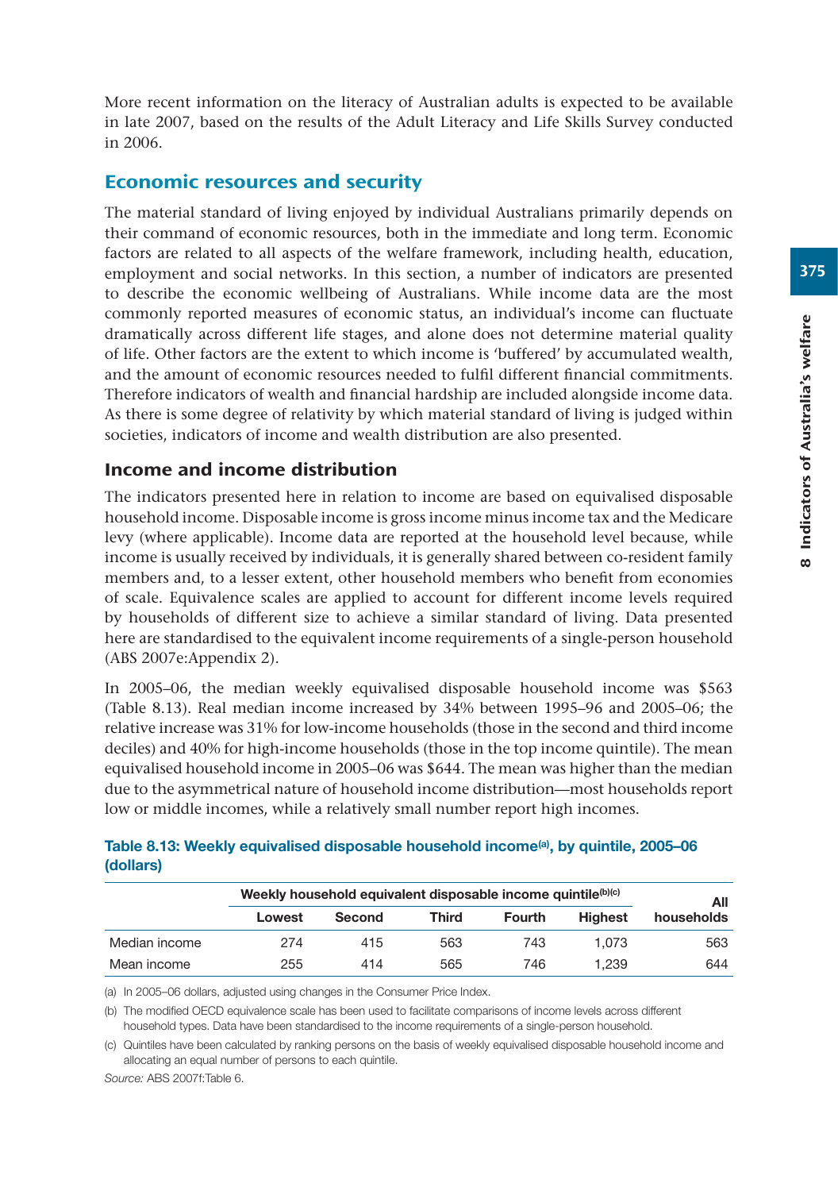More recent information on the literacy of Australian adults is expected to be available in late 2007, based on the results of the Adult Literacy and Life Skills Survey conducted in 2006.

## Economic resources and security

The material standard of living enjoyed by individual Australians primarily depends on their command of economic resources, both in the immediate and long term. Economic factors are related to all aspects of the welfare framework, including health, education, employment and social networks. In this section, a number of indicators are presented to describe the economic wellbeing of Australians. While income data are the most commonly reported measures of economic status, an individual's income can fluctuate dramatically across different life stages, and alone does not determine material quality of life. Other factors are the extent to which income is 'buffered' by accumulated wealth, and the amount of economic resources needed to fulfil different financial commitments. Therefore indicators of wealth and financial hardship are included alongside income data. As there is some degree of relativity by which material standard of living is judged within societies, indicators of income and wealth distribution are also presented.

### Income and income distribution

The indicators presented here in relation to income are based on equivalised disposable household income. Disposable income is gross income minus income tax and the Medicare levy (where applicable). Income data are reported at the household level because, while income is usually received by individuals, it is generally shared between co-resident family members and, to a lesser extent, other household members who benefit from economies of scale. Equivalence scales are applied to account for different income levels required by households of different size to achieve a similar standard of living. Data presented here are standardised to the equivalent income requirements of a single-person household (ABS 2007e:Appendix 2).

In 2005–06, the median weekly equivalised disposable household income was $563 (Table 8.13). Real median income increased by 34% between 1995–96 and 2005–06; the relative increase was 31% for low-income households (those in the second and third income deciles) and 40% for high-income households (those in the top income quintile). The mean equivalised household income in 2005–06 was $644. The mean was higher than the median due to the asymmetrical nature of household income distribution—most households report low or middle incomes, while a relatively small number report high incomes.

**Table 8.13: Weekly equivalised disposable household income[(a)], by quintile, 2005–06 (dollars)**

| | Weekly household equivalent disposable income quintile[(b)(c)] | | | | | All households |
|---|---|---|---|---|---|---|
| | Lowest | Second | Third | Fourth | Highest | |
| Median income | 274 | 415 | 563 | 743 | 1,073 | 563 |
| Mean income | 255 | 414 | 565 | 746 | 1,239 | 644 |

(a) In 2005–06 dollars, adjusted using changes in the Consumer Price Index.

(b) The modified OECD equivalence scale has been used to facilitate comparisons of income levels across different household types. Data have been standardised to the income requirements of a single-person household.

(c) Quintiles have been calculated by ranking persons on the basis of weekly equivalised disposable household income and allocating an equal number of persons to each quintile.

*Source:* ABS 2007f:Table 6.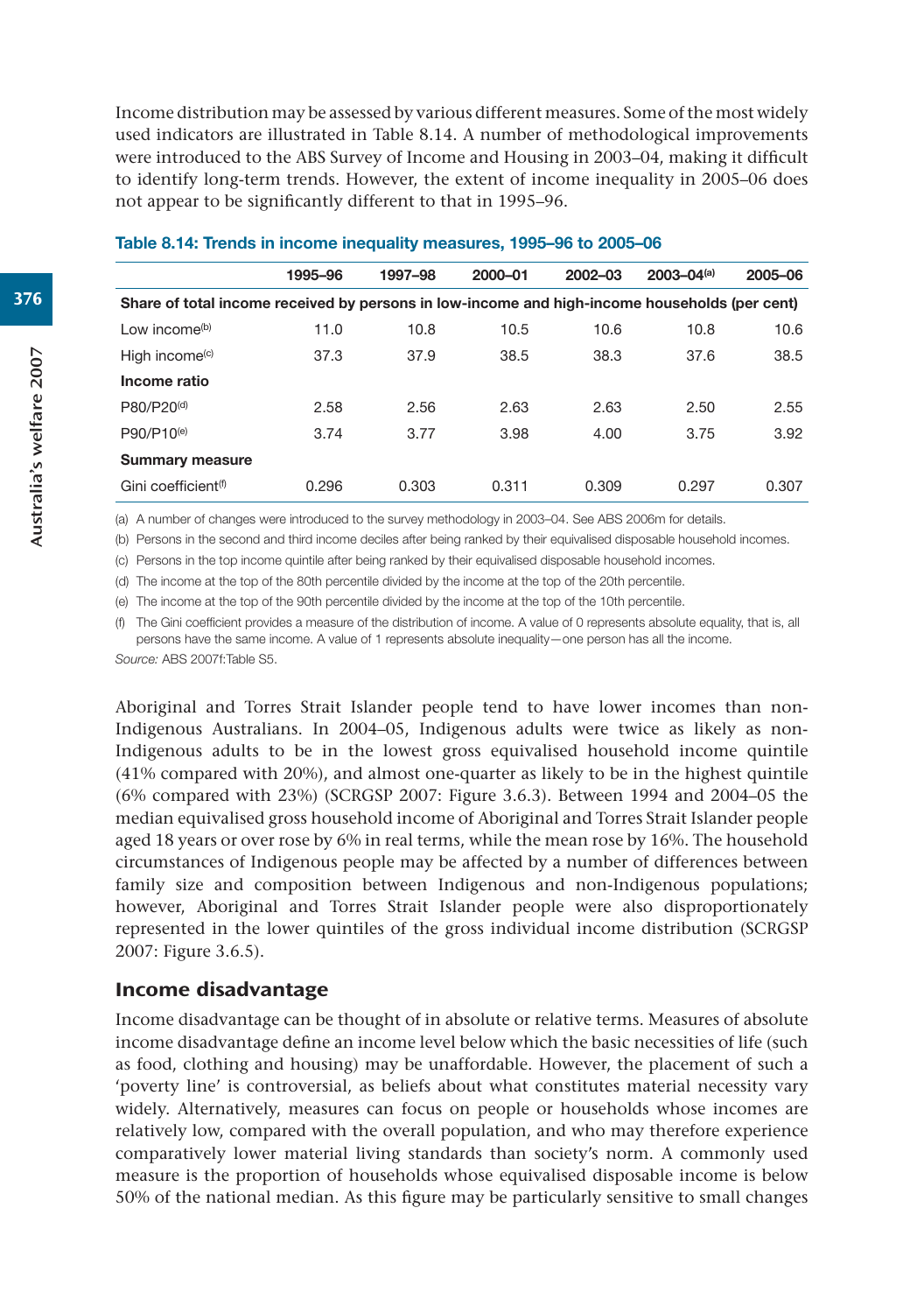Income distribution may be assessed by various different measures. Some of the most widely used indicators are illustrated in Table 8.14. A number of methodological improvements were introduced to the ABS Survey of Income and Housing in 2003–04, making it difficult to identify long-term trends. However, the extent of income inequality in 2005–06 does not appear to be significantly different to that in 1995–96.

**Table 8.14: Trends in income inequality measures, 1995–96 to 2005–06**

| | 1995–96 | 1997–98 | 2000–01 | 2002–03 | 2003–04[(a)] | 2005–06 |
|---|---|---|---|---|---|---|
| **Share of total income received by persons in low-income and high-income households (per cent)** | | | | | | |
| Low income[(b)] | 11.0 | 10.8 | 10.5 | 10.6 | 10.8 | 10.6 |
| High income[(c)] | 37.3 | 37.9 | 38.5 | 38.3 | 37.6 | 38.5 |
| **Income ratio** | | | | | | |
| P80/P20[(d)] | 2.58 | 2.56 | 2.63 | 2.63 | 2.50 | 2.55 |
| P90/P10[(e)] | 3.74 | 3.77 | 3.98 | 4.00 | 3.75 | 3.92 |
| **Summary measure** | | | | | | |
| Gini coefficient[(f)] | 0.296 | 0.303 | 0.311 | 0.309 | 0.297 | 0.307 |

(a) A number of changes were introduced to the survey methodology in 2003–04. See ABS 2006m for details.

(b) Persons in the second and third income deciles after being ranked by their equivalised disposable household incomes.

(c) Persons in the top income quintile after being ranked by their equivalised disposable household incomes.

(d) The income at the top of the 80th percentile divided by the income at the top of the 20th percentile.

(e) The income at the top of the 90th percentile divided by the income at the top of the 10th percentile.

(f) The Gini coefficient provides a measure of the distribution of income. A value of 0 represents absolute equality, that is, all persons have the same income. A value of 1 represents absolute inequality—one person has all the income.

*Source:* ABS 2007f:Table S5.

Aboriginal and Torres Strait Islander people tend to have lower incomes than non-Indigenous Australians. In 2004–05, Indigenous adults were twice as likely as non-Indigenous adults to be in the lowest gross equivalised household income quintile (41% compared with 20%), and almost one-quarter as likely to be in the highest quintile (6% compared with 23%) (SCRGSP 2007: Figure 3.6.3). Between 1994 and 2004–05 the median equivalised gross household income of Aboriginal and Torres Strait Islander people aged 18 years or over rose by 6% in real terms, while the mean rose by 16%. The household circumstances of Indigenous people may be affected by a number of differences between family size and composition between Indigenous and non-Indigenous populations; however, Aboriginal and Torres Strait Islander people were also disproportionately represented in the lower quintiles of the gross individual income distribution (SCRGSP 2007: Figure 3.6.5).

## Income disadvantage

Income disadvantage can be thought of in absolute or relative terms. Measures of absolute income disadvantage define an income level below which the basic necessities of life (such as food, clothing and housing) may be unaffordable. However, the placement of such a 'poverty line' is controversial, as beliefs about what constitutes material necessity vary widely. Alternatively, measures can focus on people or households whose incomes are relatively low, compared with the overall population, and who may therefore experience comparatively lower material living standards than society's norm. A commonly used measure is the proportion of households whose equivalised disposable income is below 50% of the national median. As this figure may be particularly sensitive to small changes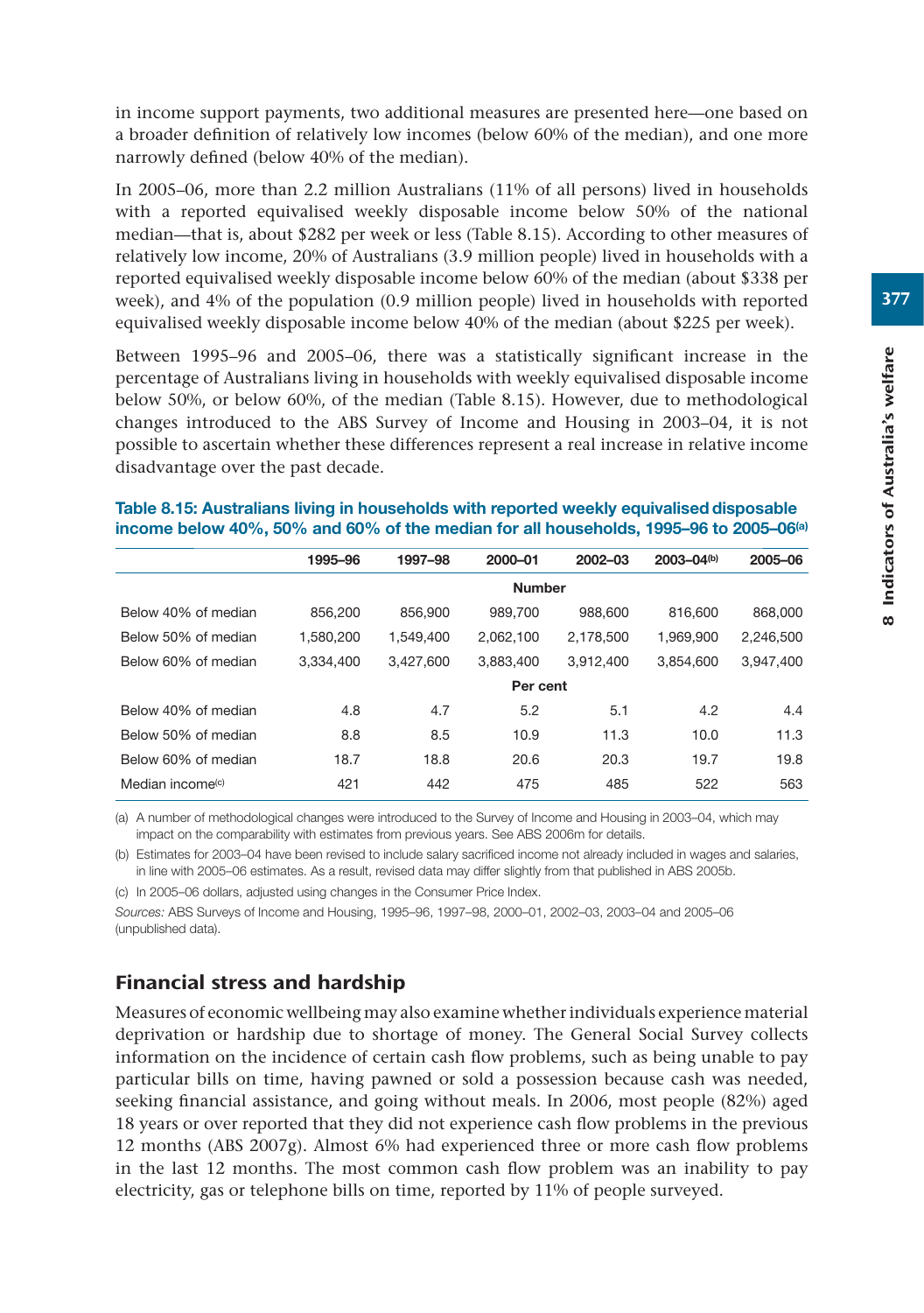in income support payments, two additional measures are presented here—one based on a broader definition of relatively low incomes (below 60% of the median), and one more narrowly defined (below 40% of the median).

In 2005–06, more than 2.2 million Australians (11% of all persons) lived in households with a reported equivalised weekly disposable income below 50% of the national median—that is, about $282 per week or less (Table 8.15). According to other measures of relatively low income, 20% of Australians (3.9 million people) lived in households with a reported equivalised weekly disposable income below 60% of the median (about $338 per week), and 4% of the population (0.9 million people) lived in households with reported equivalised weekly disposable income below 40% of the median (about $225 per week).

Between 1995–96 and 2005–06, there was a statistically significant increase in the percentage of Australians living in households with weekly equivalised disposable income below 50%, or below 60%, of the median (Table 8.15). However, due to methodological changes introduced to the ABS Survey of Income and Housing in 2003–04, it is not possible to ascertain whether these differences represent a real increase in relative income disadvantage over the past decade.

**Table 8.15: Australians living in households with reported weekly equivalised disposable income below 40%, 50% and 60% of the median for all households, 1995–96 to 2005–06[(a)]**

| | 1995–96 | 1997–98 | 2000–01 | 2002–03 | 2003–04[(b)] | 2005–06 |
|---|---|---|---|---|---|---|
| | | | **Number** | | | |
| Below 40% of median | 856,200 | 856,900 | 989,700 | 988,600 | 816,600 | 868,000 |
| Below 50% of median | 1,580,200 | 1,549,400 | 2,062,100 | 2,178,500 | 1,969,900 | 2,246,500 |
| Below 60% of median | 3,334,400 | 3,427,600 | 3,883,400 | 3,912,400 | 3,854,600 | 3,947,400 |
| | | | **Per cent** | | | |
| Below 40% of median | 4.8 | 4.7 | 5.2 | 5.1 | 4.2 | 4.4 |
| Below 50% of median | 8.8 | 8.5 | 10.9 | 11.3 | 10.0 | 11.3 |
| Below 60% of median | 18.7 | 18.8 | 20.6 | 20.3 | 19.7 | 19.8 |
| Median income[(c)] | 421 | 442 | 475 | 485 | 522 | 563 |

(a) A number of methodological changes were introduced to the Survey of Income and Housing in 2003–04, which may impact on the comparability with estimates from previous years. See ABS 2006m for details.

(b) Estimates for 2003–04 have been revised to include salary sacrificed income not already included in wages and salaries, in line with 2005–06 estimates. As a result, revised data may differ slightly from that published in ABS 2005b.

(c) In 2005–06 dollars, adjusted using changes in the Consumer Price Index.

*Sources:* ABS Surveys of Income and Housing, 1995–96, 1997–98, 2000–01, 2002–03, 2003–04 and 2005–06 (unpublished data).

## Financial stress and hardship

Measures of economic wellbeing may also examine whether individuals experience material deprivation or hardship due to shortage of money. The General Social Survey collects information on the incidence of certain cash flow problems, such as being unable to pay particular bills on time, having pawned or sold a possession because cash was needed, seeking financial assistance, and going without meals. In 2006, most people (82%) aged 18 years or over reported that they did not experience cash flow problems in the previous 12 months (ABS 2007g). Almost 6% had experienced three or more cash flow problems in the last 12 months. The most common cash flow problem was an inability to pay electricity, gas or telephone bills on time, reported by 11% of people surveyed.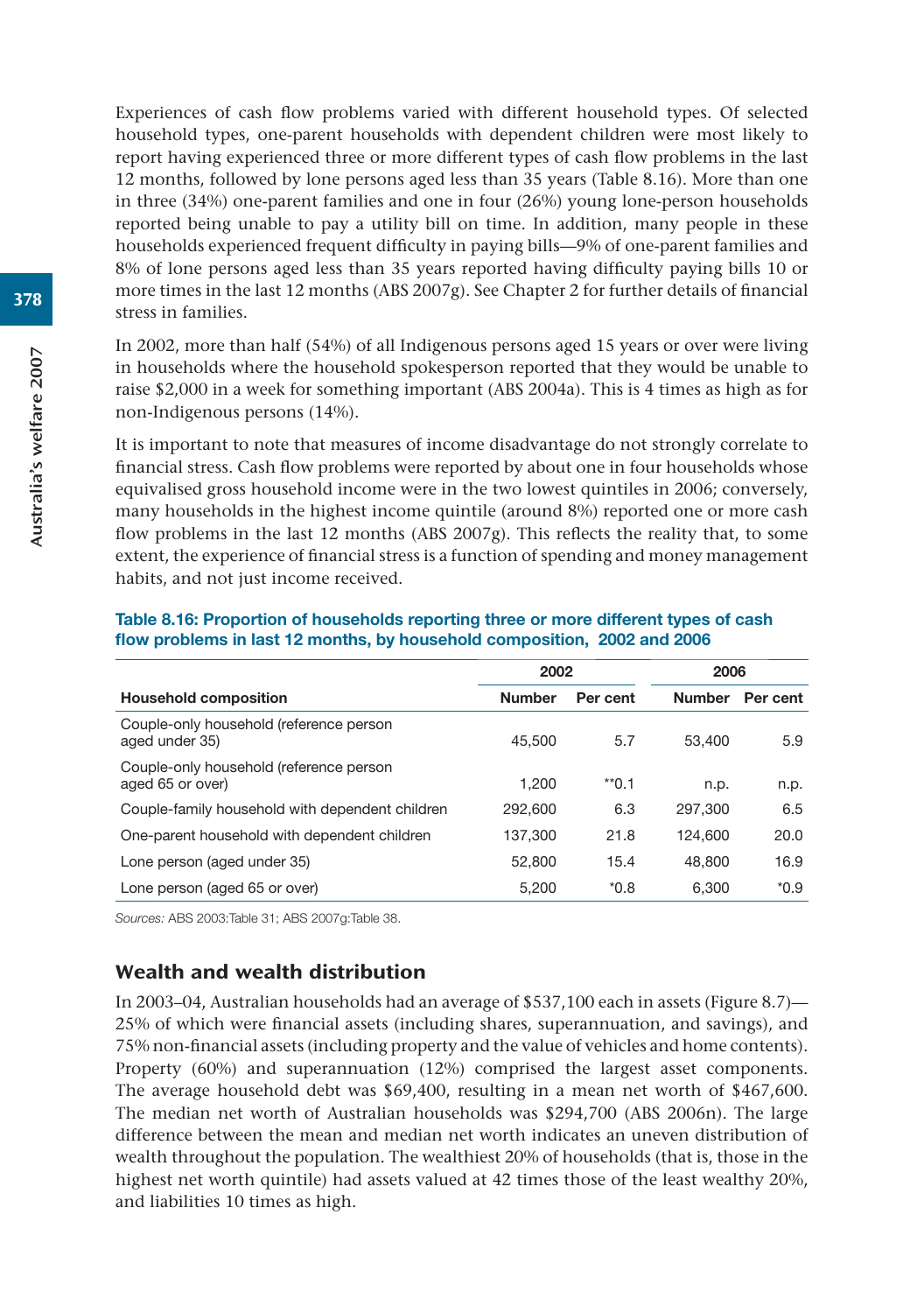Experiences of cash flow problems varied with different household types. Of selected household types, one-parent households with dependent children were most likely to report having experienced three or more different types of cash flow problems in the last 12 months, followed by lone persons aged less than 35 years (Table 8.16). More than one in three (34%) one-parent families and one in four (26%) young lone-person households reported being unable to pay a utility bill on time. In addition, many people in these households experienced frequent difficulty in paying bills—9% of one-parent families and 8% of lone persons aged less than 35 years reported having difficulty paying bills 10 or more times in the last 12 months (ABS 2007g). See Chapter 2 for further details of financial stress in families.

In 2002, more than half (54%) of all Indigenous persons aged 15 years or over were living in households where the household spokesperson reported that they would be unable to raise $2,000 in a week for something important (ABS 2004a). This is 4 times as high as for non-Indigenous persons (14%).

It is important to note that measures of income disadvantage do not strongly correlate to financial stress. Cash flow problems were reported by about one in four households whose equivalised gross household income were in the two lowest quintiles in 2006; conversely, many households in the highest income quintile (around 8%) reported one or more cash flow problems in the last 12 months (ABS 2007g). This reflects the reality that, to some extent, the experience of financial stress is a function of spending and money management habits, and not just income received.

**Table 8.16: Proportion of households reporting three or more different types of cash flow problems in last 12 months, by household composition, 2002 and 2006**

| | 2002 | | 2006 | |
|---|---|---|---|---|
| **Household composition** | **Number** | **Per cent** | **Number** | **Per cent** |
| Couple-only household (reference person aged under 35) | 45,500 | 5.7 | 53,400 | 5.9 |
| Couple-only household (reference person aged 65 or over) | 1,200 | **0.1 | n.p. | n.p. |
| Couple-family household with dependent children | 292,600 | 6.3 | 297,300 | 6.5 |
| One-parent household with dependent children | 137,300 | 21.8 | 124,600 | 20.0 |
| Lone person (aged under 35) | 52,800 | 15.4 | 48,800 | 16.9 |
| Lone person (aged 65 or over) | 5,200 | *0.8 | 6,300 | *0.9 |

*Sources:* ABS 2003:Table 31; ABS 2007g:Table 38.

## Wealth and wealth distribution

In 2003–04, Australian households had an average of $537,100 each in assets (Figure 8.7)—25% of which were financial assets (including shares, superannuation, and savings), and 75% non-financial assets (including property and the value of vehicles and home contents). Property (60%) and superannuation (12%) comprised the largest asset components. The average household debt was $69,400, resulting in a mean net worth of $467,600. The median net worth of Australian households was $294,700 (ABS 2006n). The large difference between the mean and median net worth indicates an uneven distribution of wealth throughout the population. The wealthiest 20% of households (that is, those in the highest net worth quintile) had assets valued at 42 times those of the least wealthy 20%, and liabilities 10 times as high.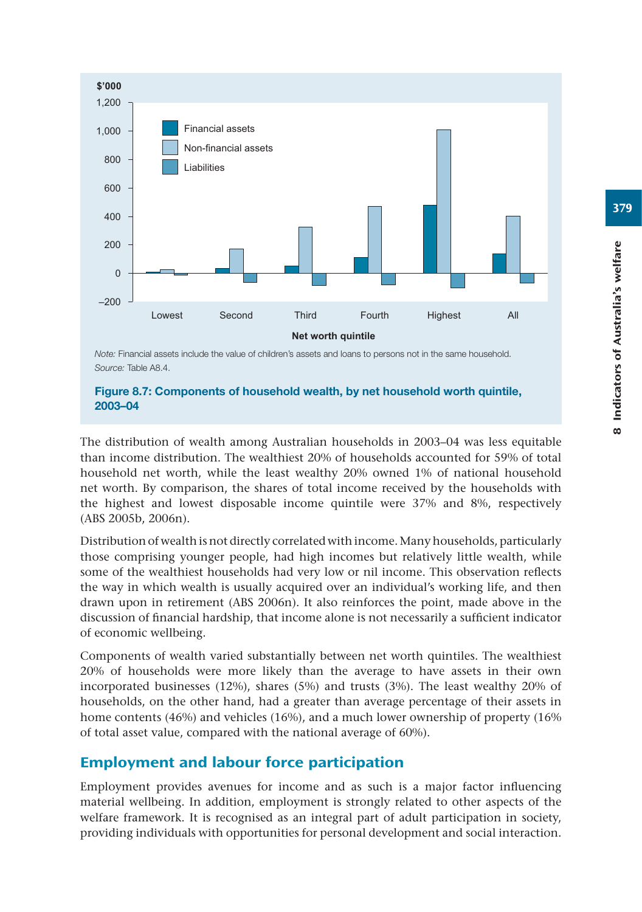Note: Financial assets include the value of children's assets and loans to persons not in the same household.
Source: Table A8.4.

**Figure 8.7: Components of household wealth, by net household worth quintile, 2003–04**

The distribution of wealth among Australian households in 2003–04 was less equitable than income distribution. The wealthiest 20% of households accounted for 59% of total household net worth, while the least wealthy 20% owned 1% of national household net worth. By comparison, the shares of total income received by the households with the highest and lowest disposable income quintile were 37% and 8%, respectively (ABS 2005b, 2006n).

Distribution of wealth is not directly correlated with income. Many households, particularly those comprising younger people, had high incomes but relatively little wealth, while some of the wealthiest households had very low or nil income. This observation reflects the way in which wealth is usually acquired over an individual's working life, and then drawn upon in retirement (ABS 2006n). It also reinforces the point, made above in the discussion of financial hardship, that income alone is not necessarily a sufficient indicator of economic wellbeing.

Components of wealth varied substantially between net worth quintiles. The wealthiest 20% of households were more likely than the average to have assets in their own incorporated businesses (12%), shares (5%) and trusts (3%). The least wealthy 20% of households, on the other hand, had a greater than average percentage of their assets in home contents (46%) and vehicles (16%), and a much lower ownership of property (16% of total asset value, compared with the national average of 60%).

## Employment and labour force participation

Employment provides avenues for income and as such is a major factor influencing material wellbeing. In addition, employment is strongly related to other aspects of the welfare framework. It is recognised as an integral part of adult participation in society, providing individuals with opportunities for personal development and social interaction.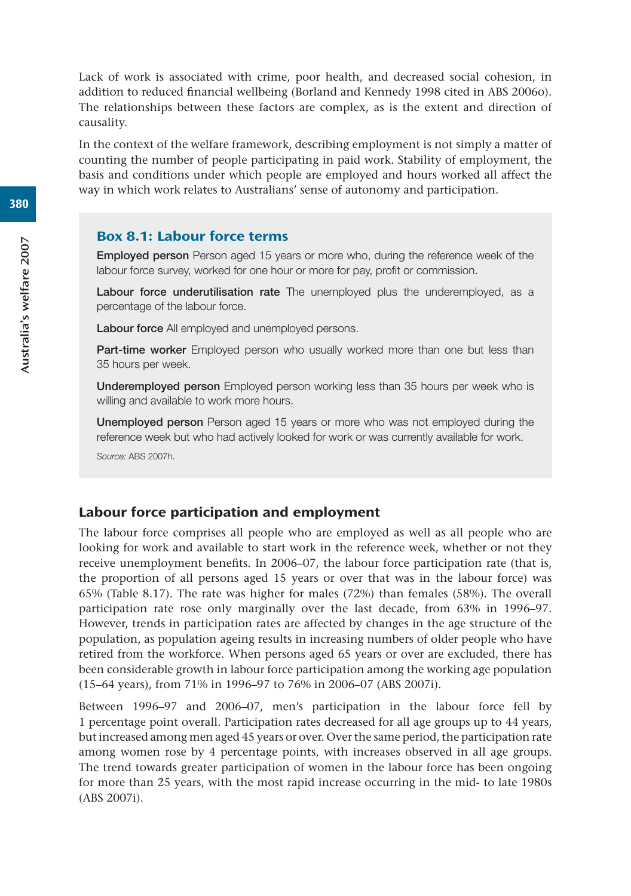Lack of work is associated with crime, poor health, and decreased social cohesion, in addition to reduced financial wellbeing (Borland and Kennedy 1998 cited in ABS 2006o). The relationships between these factors are complex, as is the extent and direction of causality.

In the context of the welfare framework, describing employment is not simply a matter of counting the number of people participating in paid work. Stability of employment, the basis and conditions under which people are employed and hours worked all affect the way in which work relates to Australians' sense of autonomy and participation.

### Box 8.1: Labour force terms

**Employed person** Person aged 15 years or more who, during the reference week of the labour force survey, worked for one hour or more for pay, profit or commission.

**Labour force underutilisation rate** The unemployed plus the underemployed, as a percentage of the labour force.

**Labour force** All employed and unemployed persons.

**Part-time worker** Employed person who usually worked more than one but less than 35 hours per week.

**Underemployed person** Employed person working less than 35 hours per week who is willing and available to work more hours.

**Unemployed person** Person aged 15 years or more who was not employed during the reference week but who had actively looked for work or was currently available for work.

*Source:* ABS 2007h.

## Labour force participation and employment

The labour force comprises all people who are employed as well as all people who are looking for work and available to start work in the reference week, whether or not they receive unemployment benefits. In 2006–07, the labour force participation rate (that is, the proportion of all persons aged 15 years or over that was in the labour force) was 65% (Table 8.17). The rate was higher for males (72%) than females (58%). The overall participation rate rose only marginally over the last decade, from 63% in 1996–97. However, trends in participation rates are affected by changes in the age structure of the population, as population ageing results in increasing numbers of older people who have retired from the workforce. When persons aged 65 years or over are excluded, there has been considerable growth in labour force participation among the working age population (15–64 years), from 71% in 1996–97 to 76% in 2006–07 (ABS 2007i).

Between 1996–97 and 2006–07, men's participation in the labour force fell by 1 percentage point overall. Participation rates decreased for all age groups up to 44 years, but increased among men aged 45 years or over. Over the same period, the participation rate among women rose by 4 percentage points, with increases observed in all age groups. The trend towards greater participation of women in the labour force has been ongoing for more than 25 years, with the most rapid increase occurring in the mid- to late 1980s (ABS 2007i).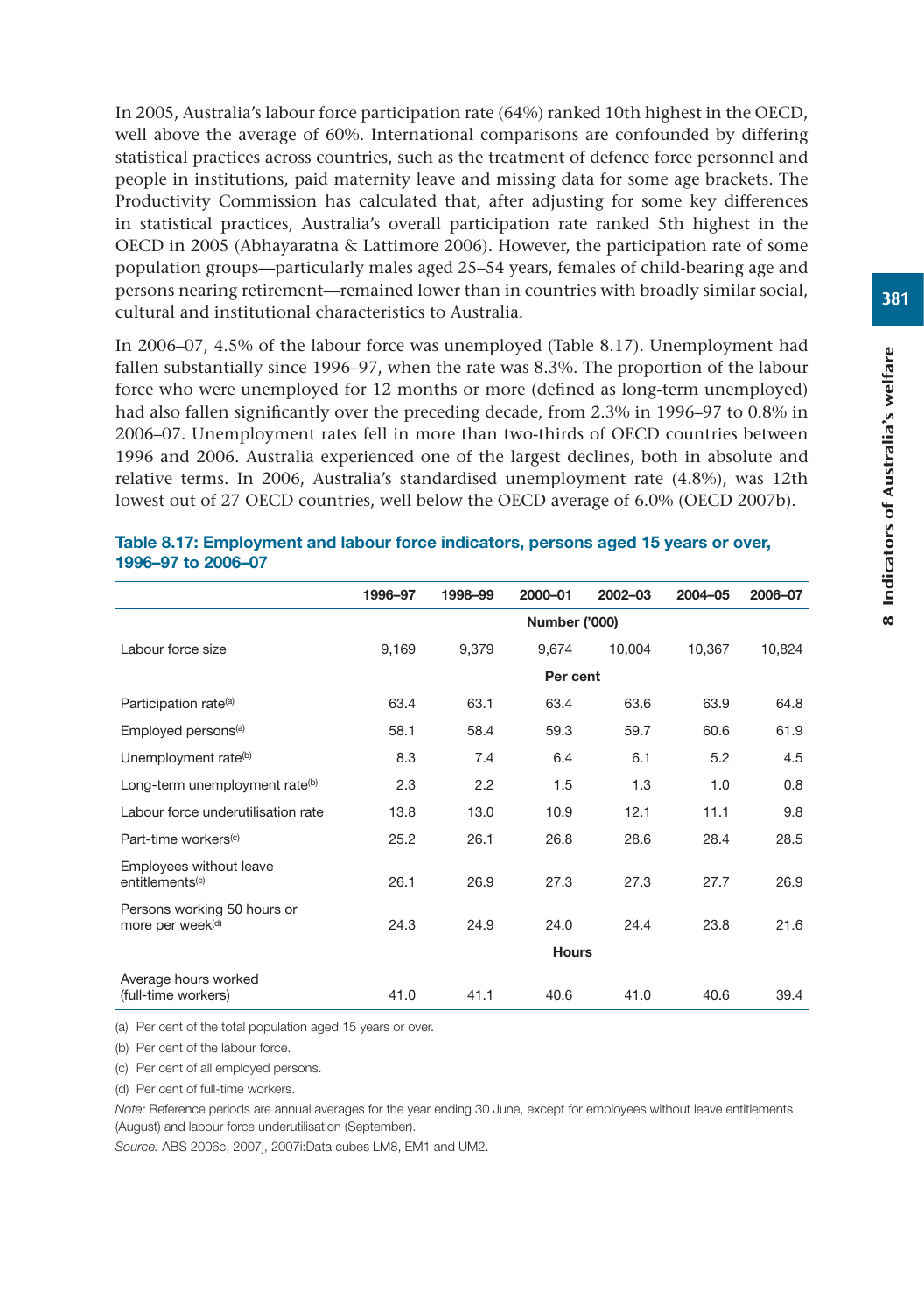In 2005, Australia's labour force participation rate (64%) ranked 10th highest in the OECD, well above the average of 60%. International comparisons are confounded by differing statistical practices across countries, such as the treatment of defence force personnel and people in institutions, paid maternity leave and missing data for some age brackets. The Productivity Commission has calculated that, after adjusting for some key differences in statistical practices, Australia's overall participation rate ranked 5th highest in the OECD in 2005 (Abhayaratna & Lattimore 2006). However, the participation rate of some population groups—particularly males aged 25–54 years, females of child-bearing age and persons nearing retirement—remained lower than in countries with broadly similar social, cultural and institutional characteristics to Australia.

In 2006–07, 4.5% of the labour force was unemployed (Table 8.17). Unemployment had fallen substantially since 1996–97, when the rate was 8.3%. The proportion of the labour force who were unemployed for 12 months or more (defined as long-term unemployed) had also fallen significantly over the preceding decade, from 2.3% in 1996–97 to 0.8% in 2006–07. Unemployment rates fell in more than two-thirds of OECD countries between 1996 and 2006. Australia experienced one of the largest declines, both in absolute and relative terms. In 2006, Australia's standardised unemployment rate (4.8%), was 12th lowest out of 27 OECD countries, well below the OECD average of 6.0% (OECD 2007b).

**Table 8.17: Employment and labour force indicators, persons aged 15 years or over, 1996–97 to 2006–07**

| | 1996–97 | 1998–99 | 2000–01 | 2002–03 | 2004–05 | 2006–07 |
|---|---|---|---|---|---|---|
| | | | Number ('000) | | | |
| Labour force size | 9,169 | 9,379 | 9,674 | 10,004 | 10,367 | 10,824 |
| | | | Per cent | | | |
| Participation rate[(a)] | 63.4 | 63.1 | 63.4 | 63.6 | 63.9 | 64.8 |
| Employed persons[(a)] | 58.1 | 58.4 | 59.3 | 59.7 | 60.6 | 61.9 |
| Unemployment rate[(b)] | 8.3 | 7.4 | 6.4 | 6.1 | 5.2 | 4.5 |
| Long-term unemployment rate[(b)] | 2.3 | 2.2 | 1.5 | 1.3 | 1.0 | 0.8 |
| Labour force underutilisation rate | 13.8 | 13.0 | 10.9 | 12.1 | 11.1 | 9.8 |
| Part-time workers[(c)] | 25.2 | 26.1 | 26.8 | 28.6 | 28.4 | 28.5 |
| Employees without leave entitlements[(c)] | 26.1 | 26.9 | 27.3 | 27.3 | 27.7 | 26.9 |
| Persons working 50 hours or more per week[(d)] | 24.3 | 24.9 | 24.0 | 24.4 | 23.8 | 21.6 |
| | | | Hours | | | |
| Average hours worked (full-time workers) | 41.0 | 41.1 | 40.6 | 41.0 | 40.6 | 39.4 |

(a) Per cent of the total population aged 15 years or over.

(b) Per cent of the labour force.

(c) Per cent of all employed persons.

(d) Per cent of full-time workers.

*Note:* Reference periods are annual averages for the year ending 30 June, except for employees without leave entitlements (August) and labour force underutilisation (September).

*Source:* ABS 2006c, 2007j, 2007i:Data cubes LM8, EM1 and UM2.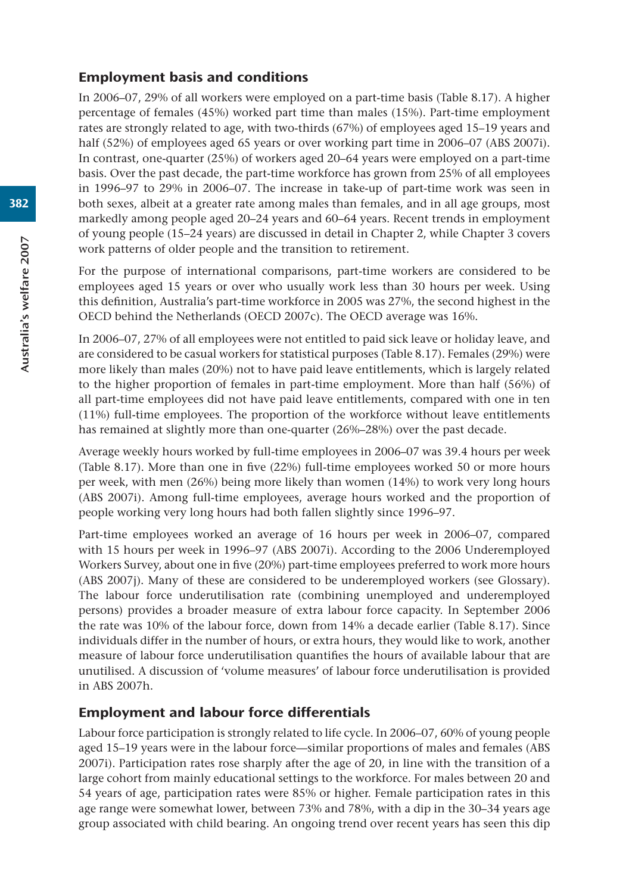## Employment basis and conditions

In 2006–07, 29% of all workers were employed on a part-time basis (Table 8.17). A higher percentage of females (45%) worked part time than males (15%). Part-time employment rates are strongly related to age, with two-thirds (67%) of employees aged 15–19 years and half (52%) of employees aged 65 years or over working part time in 2006–07 (ABS 2007i). In contrast, one-quarter (25%) of workers aged 20–64 years were employed on a part-time basis. Over the past decade, the part-time workforce has grown from 25% of all employees in 1996–97 to 29% in 2006–07. The increase in take-up of part-time work was seen in both sexes, albeit at a greater rate among males than females, and in all age groups, most markedly among people aged 20–24 years and 60–64 years. Recent trends in employment of young people (15–24 years) are discussed in detail in Chapter 2, while Chapter 3 covers work patterns of older people and the transition to retirement.

For the purpose of international comparisons, part-time workers are considered to be employees aged 15 years or over who usually work less than 30 hours per week. Using this definition, Australia's part-time workforce in 2005 was 27%, the second highest in the OECD behind the Netherlands (OECD 2007c). The OECD average was 16%.

In 2006–07, 27% of all employees were not entitled to paid sick leave or holiday leave, and are considered to be casual workers for statistical purposes (Table 8.17). Females (29%) were more likely than males (20%) not to have paid leave entitlements, which is largely related to the higher proportion of females in part-time employment. More than half (56%) of all part-time employees did not have paid leave entitlements, compared with one in ten (11%) full-time employees. The proportion of the workforce without leave entitlements has remained at slightly more than one-quarter (26%–28%) over the past decade.

Average weekly hours worked by full-time employees in 2006–07 was 39.4 hours per week (Table 8.17). More than one in five (22%) full-time employees worked 50 or more hours per week, with men (26%) being more likely than women (14%) to work very long hours (ABS 2007i). Among full-time employees, average hours worked and the proportion of people working very long hours had both fallen slightly since 1996–97.

Part-time employees worked an average of 16 hours per week in 2006–07, compared with 15 hours per week in 1996–97 (ABS 2007i). According to the 2006 Underemployed Workers Survey, about one in five (20%) part-time employees preferred to work more hours (ABS 2007j). Many of these are considered to be underemployed workers (see Glossary). The labour force underutilisation rate (combining unemployed and underemployed persons) provides a broader measure of extra labour force capacity. In September 2006 the rate was 10% of the labour force, down from 14% a decade earlier (Table 8.17). Since individuals differ in the number of hours, or extra hours, they would like to work, another measure of labour force underutilisation quantifies the hours of available labour that are unutilised. A discussion of 'volume measures' of labour force underutilisation is provided in ABS 2007h.

## Employment and labour force differentials

Labour force participation is strongly related to life cycle. In 2006–07, 60% of young people aged 15–19 years were in the labour force—similar proportions of males and females (ABS 2007i). Participation rates rose sharply after the age of 20, in line with the transition of a large cohort from mainly educational settings to the workforce. For males between 20 and 54 years of age, participation rates were 85% or higher. Female participation rates in this age range were somewhat lower, between 73% and 78%, with a dip in the 30–34 years age group associated with child bearing. An ongoing trend over recent years has seen this dip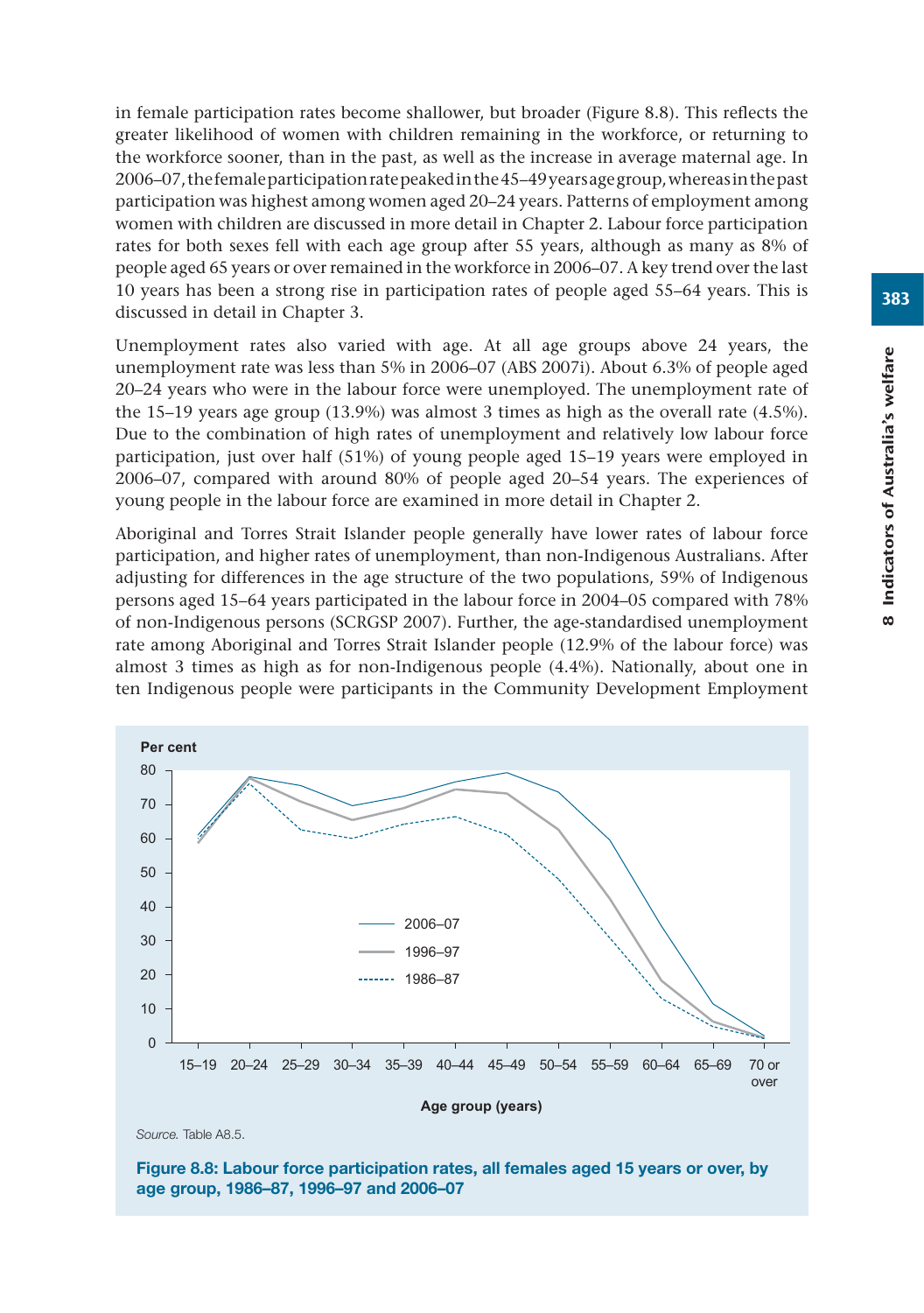in female participation rates become shallower, but broader (Figure 8.8). This reflects the greater likelihood of women with children remaining in the workforce, or returning to the workforce sooner, than in the past, as well as the increase in average maternal age. In 2006–07, the female participation rate peaked in the 45–49 years age group, whereas in the past participation was highest among women aged 20–24 years. Patterns of employment among women with children are discussed in more detail in Chapter 2. Labour force participation rates for both sexes fell with each age group after 55 years, although as many as 8% of people aged 65 years or over remained in the workforce in 2006–07. A key trend over the last 10 years has been a strong rise in participation rates of people aged 55–64 years. This is discussed in detail in Chapter 3.

Unemployment rates also varied with age. At all age groups above 24 years, the unemployment rate was less than 5% in 2006–07 (ABS 2007i). About 6.3% of people aged 20–24 years who were in the labour force were unemployed. The unemployment rate of the 15–19 years age group (13.9%) was almost 3 times as high as the overall rate (4.5%). Due to the combination of high rates of unemployment and relatively low labour force participation, just over half (51%) of young people aged 15–19 years were employed in 2006–07, compared with around 80% of people aged 20–54 years. The experiences of young people in the labour force are examined in more detail in Chapter 2.

Aboriginal and Torres Strait Islander people generally have lower rates of labour force participation, and higher rates of unemployment, than non-Indigenous Australians. After adjusting for differences in the age structure of the two populations, 59% of Indigenous persons aged 15–64 years participated in the labour force in 2004–05 compared with 78% of non-Indigenous persons (SCRGSP 2007). Further, the age-standardised unemployment rate among Aboriginal and Torres Strait Islander people (12.9% of the labour force) was almost 3 times as high as for non-Indigenous people (4.4%). Nationally, about one in ten Indigenous people were participants in the Community Development Employment

*Source.* Table A8.5.

**Figure 8.8: Labour force participation rates, all females aged 15 years or over, by age group, 1986–87, 1996–97 and 2006–07**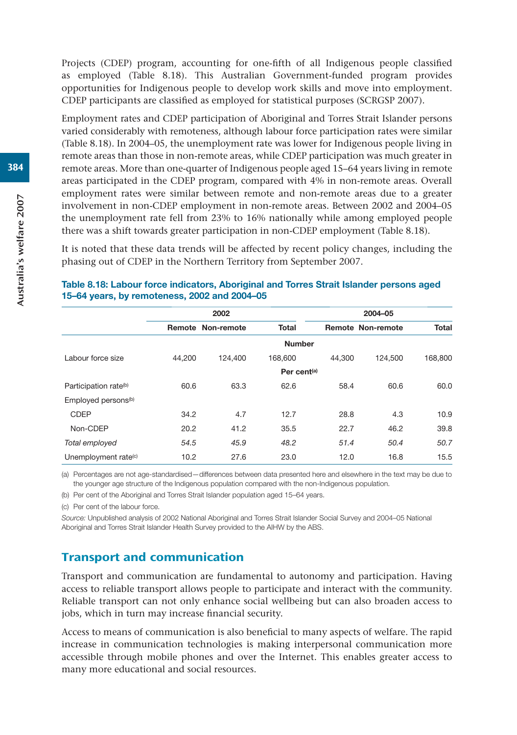Projects (CDEP) program, accounting for one-fifth of all Indigenous people classified as employed (Table 8.18). This Australian Government-funded program provides opportunities for Indigenous people to develop work skills and move into employment. CDEP participants are classified as employed for statistical purposes (SCRGSP 2007).

Employment rates and CDEP participation of Aboriginal and Torres Strait Islander persons varied considerably with remoteness, although labour force participation rates were similar (Table 8.18). In 2004–05, the unemployment rate was lower for Indigenous people living in remote areas than those in non-remote areas, while CDEP participation was much greater in remote areas. More than one-quarter of Indigenous people aged 15–64 years living in remote areas participated in the CDEP program, compared with 4% in non-remote areas. Overall employment rates were similar between remote and non-remote areas due to a greater involvement in non-CDEP employment in non-remote areas. Between 2002 and 2004–05 the unemployment rate fell from 23% to 16% nationally while among employed people there was a shift towards greater participation in non-CDEP employment (Table 8.18).

It is noted that these data trends will be affected by recent policy changes, including the phasing out of CDEP in the Northern Territory from September 2007.

**Table 8.18: Labour force indicators, Aboriginal and Torres Strait Islander persons aged 15–64 years, by remoteness, 2002 and 2004–05**

| | 2002 | | | 2004–05 | | |
|---|---|---|---|---|---|---|
| | Remote | Non-remote | Total | Remote | Non-remote | Total |
| | | | **Number** | | | |
| Labour force size | 44,200 | 124,400 | 168,600 | 44,300 | 124,500 | 168,800 |
| | | | **Per cent[(a)]** | | | |
| Participation rate[(b)] | 60.6 | 63.3 | 62.6 | 58.4 | 60.6 | 60.0 |
| Employed persons[(b)] | | | | | | |
| CDEP | 34.2 | 4.7 | 12.7 | 28.8 | 4.3 | 10.9 |
| Non-CDEP | 20.2 | 41.2 | 35.5 | 22.7 | 46.2 | 39.8 |
| *Total employed* | *54.5* | *45.9* | *48.2* | *51.4* | *50.4* | *50.7* |
| Unemployment rate[(c)] | 10.2 | 27.6 | 23.0 | 12.0 | 16.8 | 15.5 |

(a) Percentages are not age-standardised—differences between data presented here and elsewhere in the text may be due to the younger age structure of the Indigenous population compared with the non-Indigenous population.

(b) Per cent of the Aboriginal and Torres Strait Islander population aged 15–64 years.

(c) Per cent of the labour force.

*Source:* Unpublished analysis of 2002 National Aboriginal and Torres Strait Islander Social Survey and 2004–05 National Aboriginal and Torres Strait Islander Health Survey provided to the AIHW by the ABS.

## Transport and communication

Transport and communication are fundamental to autonomy and participation. Having access to reliable transport allows people to participate and interact with the community. Reliable transport can not only enhance social wellbeing but can also broaden access to jobs, which in turn may increase financial security.

Access to means of communication is also beneficial to many aspects of welfare. The rapid increase in communication technologies is making interpersonal communication more accessible through mobile phones and over the Internet. This enables greater access to many more educational and social resources.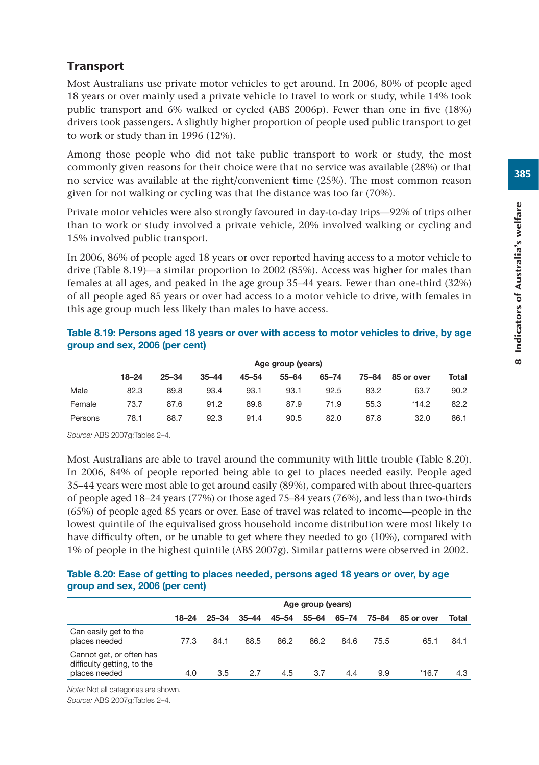## Transport

Most Australians use private motor vehicles to get around. In 2006, 80% of people aged 18 years or over mainly used a private vehicle to travel to work or study, while 14% took public transport and 6% walked or cycled (ABS 2006p). Fewer than one in five (18%) drivers took passengers. A slightly higher proportion of people used public transport to get to work or study than in 1996 (12%).

Among those people who did not take public transport to work or study, the most commonly given reasons for their choice were that no service was available (28%) or that no service was available at the right/convenient time (25%). The most common reason given for not walking or cycling was that the distance was too far (70%).

Private motor vehicles were also strongly favoured in day-to-day trips—92% of trips other than to work or study involved a private vehicle, 20% involved walking or cycling and 15% involved public transport.

In 2006, 86% of people aged 18 years or over reported having access to a motor vehicle to drive (Table 8.19)—a similar proportion to 2002 (85%). Access was higher for males than females at all ages, and peaked in the age group 35–44 years. Fewer than one-third (32%) of all people aged 85 years or over had access to a motor vehicle to drive, with females in this age group much less likely than males to have access.

**Table 8.19: Persons aged 18 years or over with access to motor vehicles to drive, by age group and sex, 2006 (per cent)**

| | Age group (years) | | | | | | | | |
|---|---|---|---|---|---|---|---|---|---|
| | 18–24 | 25–34 | 35–44 | 45–54 | 55–64 | 65–74 | 75–84 | 85 or over | Total |
| Male | 82.3 | 89.8 | 93.4 | 93.1 | 93.1 | 92.5 | 83.2 | 63.7 | 90.2 |
| Female | 73.7 | 87.6 | 91.2 | 89.8 | 87.9 | 71.9 | 55.3 | *14.2 | 82.2 |
| Persons | 78.1 | 88.7 | 92.3 | 91.4 | 90.5 | 82.0 | 67.8 | 32.0 | 86.1 |

*Source:* ABS 2007g:Tables 2–4.

Most Australians are able to travel around the community with little trouble (Table 8.20). In 2006, 84% of people reported being able to get to places needed easily. People aged 35–44 years were most able to get around easily (89%), compared with about three-quarters of people aged 18–24 years (77%) or those aged 75–84 years (76%), and less than two-thirds (65%) of people aged 85 years or over. Ease of travel was related to income—people in the lowest quintile of the equivalised gross household income distribution were most likely to have difficulty often, or be unable to get where they needed to go (10%), compared with 1% of people in the highest quintile (ABS 2007g). Similar patterns were observed in 2002.

**Table 8.20: Ease of getting to places needed, persons aged 18 years or over, by age group and sex, 2006 (per cent)**

| | Age group (years) | | | | | | | | |
|---|---|---|---|---|---|---|---|---|---|
| | 18–24 | 25–34 | 35–44 | 45–54 | 55–64 | 65–74 | 75–84 | 85 or over | Total |
| Can easily get to the places needed | 77.3 | 84.1 | 88.5 | 86.2 | 86.2 | 84.6 | 75.5 | 65.1 | 84.1 |
| Cannot get, or often has difficulty getting, to the places needed | 4.0 | 3.5 | 2.7 | 4.5 | 3.7 | 4.4 | 9.9 | *16.7 | 4.3 |

*Note:* Not all categories are shown.
*Source:* ABS 2007g:Tables 2–4.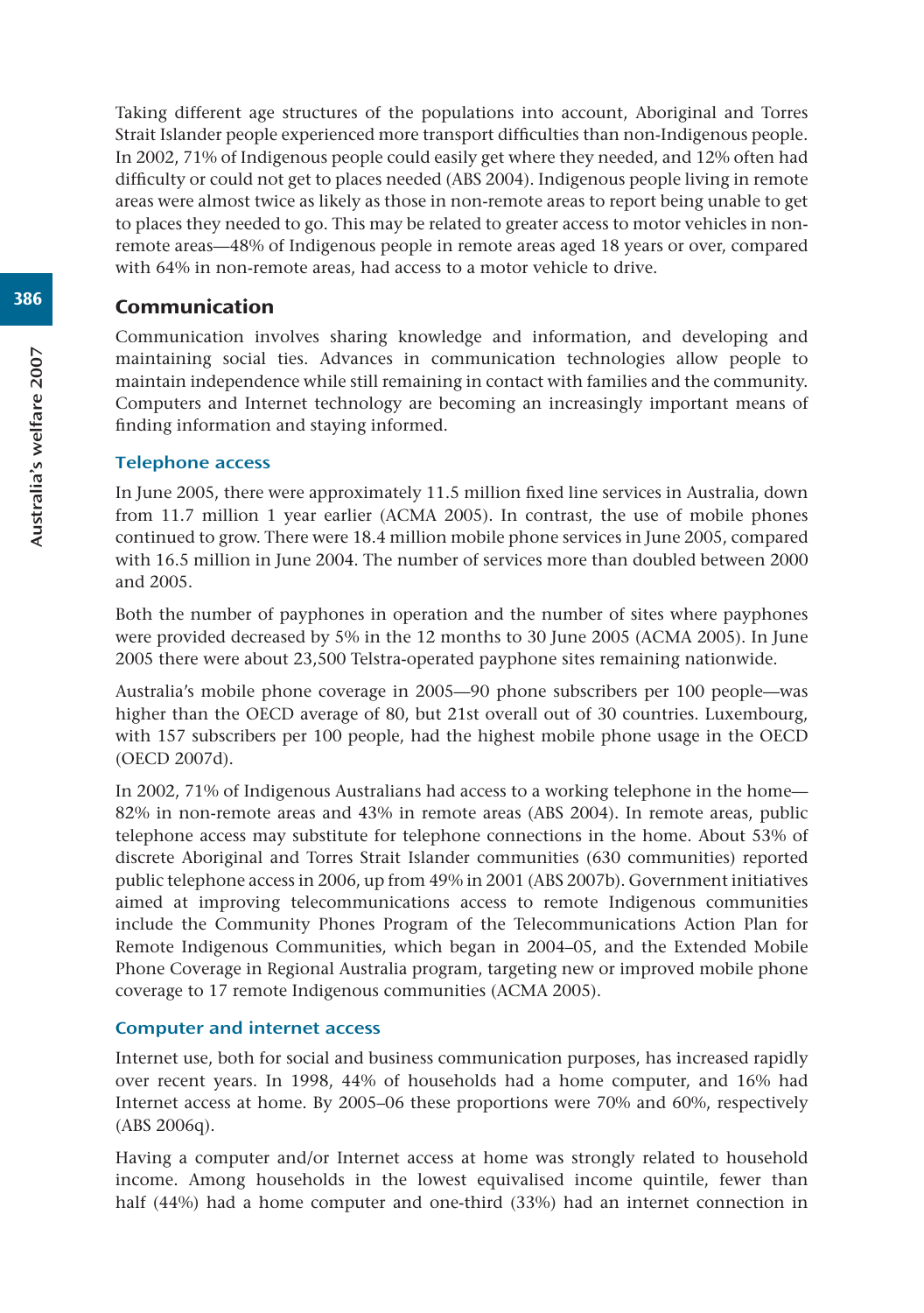Taking different age structures of the populations into account, Aboriginal and Torres Strait Islander people experienced more transport difficulties than non-Indigenous people. In 2002, 71% of Indigenous people could easily get where they needed, and 12% often had difficulty or could not get to places needed (ABS 2004). Indigenous people living in remote areas were almost twice as likely as those in non-remote areas to report being unable to get to places they needed to go. This may be related to greater access to motor vehicles in non-remote areas—48% of Indigenous people in remote areas aged 18 years or over, compared with 64% in non-remote areas, had access to a motor vehicle to drive.

## Communication

Communication involves sharing knowledge and information, and developing and maintaining social ties. Advances in communication technologies allow people to maintain independence while still remaining in contact with families and the community. Computers and Internet technology are becoming an increasingly important means of finding information and staying informed.

### Telephone access

In June 2005, there were approximately 11.5 million fixed line services in Australia, down from 11.7 million 1 year earlier (ACMA 2005). In contrast, the use of mobile phones continued to grow. There were 18.4 million mobile phone services in June 2005, compared with 16.5 million in June 2004. The number of services more than doubled between 2000 and 2005.

Both the number of payphones in operation and the number of sites where payphones were provided decreased by 5% in the 12 months to 30 June 2005 (ACMA 2005). In June 2005 there were about 23,500 Telstra-operated payphone sites remaining nationwide.

Australia's mobile phone coverage in 2005—90 phone subscribers per 100 people—was higher than the OECD average of 80, but 21st overall out of 30 countries. Luxembourg, with 157 subscribers per 100 people, had the highest mobile phone usage in the OECD (OECD 2007d).

In 2002, 71% of Indigenous Australians had access to a working telephone in the home—82% in non-remote areas and 43% in remote areas (ABS 2004). In remote areas, public telephone access may substitute for telephone connections in the home. About 53% of discrete Aboriginal and Torres Strait Islander communities (630 communities) reported public telephone access in 2006, up from 49% in 2001 (ABS 2007b). Government initiatives aimed at improving telecommunications access to remote Indigenous communities include the Community Phones Program of the Telecommunications Action Plan for Remote Indigenous Communities, which began in 2004–05, and the Extended Mobile Phone Coverage in Regional Australia program, targeting new or improved mobile phone coverage to 17 remote Indigenous communities (ACMA 2005).

### Computer and internet access

Internet use, both for social and business communication purposes, has increased rapidly over recent years. In 1998, 44% of households had a home computer, and 16% had Internet access at home. By 2005–06 these proportions were 70% and 60%, respectively (ABS 2006q).

Having a computer and/or Internet access at home was strongly related to household income. Among households in the lowest equivalised income quintile, fewer than half (44%) had a home computer and one-third (33%) had an internet connection in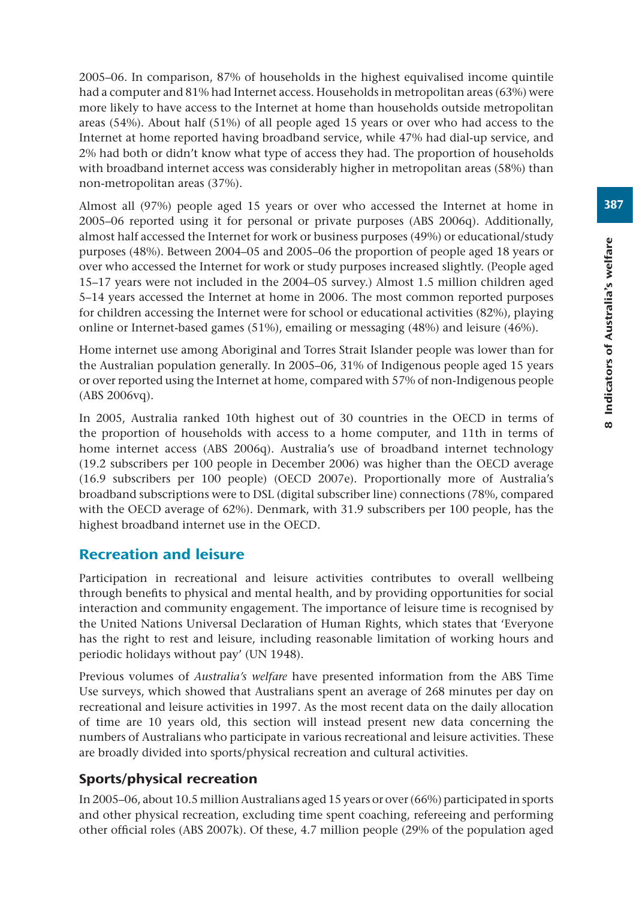2005–06. In comparison, 87% of households in the highest equivalised income quintile had a computer and 81% had Internet access. Households in metropolitan areas (63%) were more likely to have access to the Internet at home than households outside metropolitan areas (54%). About half (51%) of all people aged 15 years or over who had access to the Internet at home reported having broadband service, while 47% had dial-up service, and 2% had both or didn't know what type of access they had. The proportion of households with broadband internet access was considerably higher in metropolitan areas (58%) than non-metropolitan areas (37%).

Almost all (97%) people aged 15 years or over who accessed the Internet at home in 2005–06 reported using it for personal or private purposes (ABS 2006q). Additionally, almost half accessed the Internet for work or business purposes (49%) or educational/study purposes (48%). Between 2004–05 and 2005–06 the proportion of people aged 18 years or over who accessed the Internet for work or study purposes increased slightly. (People aged 15–17 years were not included in the 2004–05 survey.) Almost 1.5 million children aged 5–14 years accessed the Internet at home in 2006. The most common reported purposes for children accessing the Internet were for school or educational activities (82%), playing online or Internet-based games (51%), emailing or messaging (48%) and leisure (46%).

Home internet use among Aboriginal and Torres Strait Islander people was lower than for the Australian population generally. In 2005–06, 31% of Indigenous people aged 15 years or over reported using the Internet at home, compared with 57% of non-Indigenous people (ABS 2006vq).

In 2005, Australia ranked 10th highest out of 30 countries in the OECD in terms of the proportion of households with access to a home computer, and 11th in terms of home internet access (ABS 2006q). Australia's use of broadband internet technology (19.2 subscribers per 100 people in December 2006) was higher than the OECD average (16.9 subscribers per 100 people) (OECD 2007e). Proportionally more of Australia's broadband subscriptions were to DSL (digital subscriber line) connections (78%, compared with the OECD average of 62%). Denmark, with 31.9 subscribers per 100 people, has the highest broadband internet use in the OECD.

## Recreation and leisure

Participation in recreational and leisure activities contributes to overall wellbeing through benefits to physical and mental health, and by providing opportunities for social interaction and community engagement. The importance of leisure time is recognised by the United Nations Universal Declaration of Human Rights, which states that 'Everyone has the right to rest and leisure, including reasonable limitation of working hours and periodic holidays without pay' (UN 1948).

Previous volumes of *Australia's welfare* have presented information from the ABS Time Use surveys, which showed that Australians spent an average of 268 minutes per day on recreational and leisure activities in 1997. As the most recent data on the daily allocation of time are 10 years old, this section will instead present new data concerning the numbers of Australians who participate in various recreational and leisure activities. These are broadly divided into sports/physical recreation and cultural activities.

### Sports/physical recreation

In 2005–06, about 10.5 million Australians aged 15 years or over (66%) participated in sports and other physical recreation, excluding time spent coaching, refereeing and performing other official roles (ABS 2007k). Of these, 4.7 million people (29% of the population aged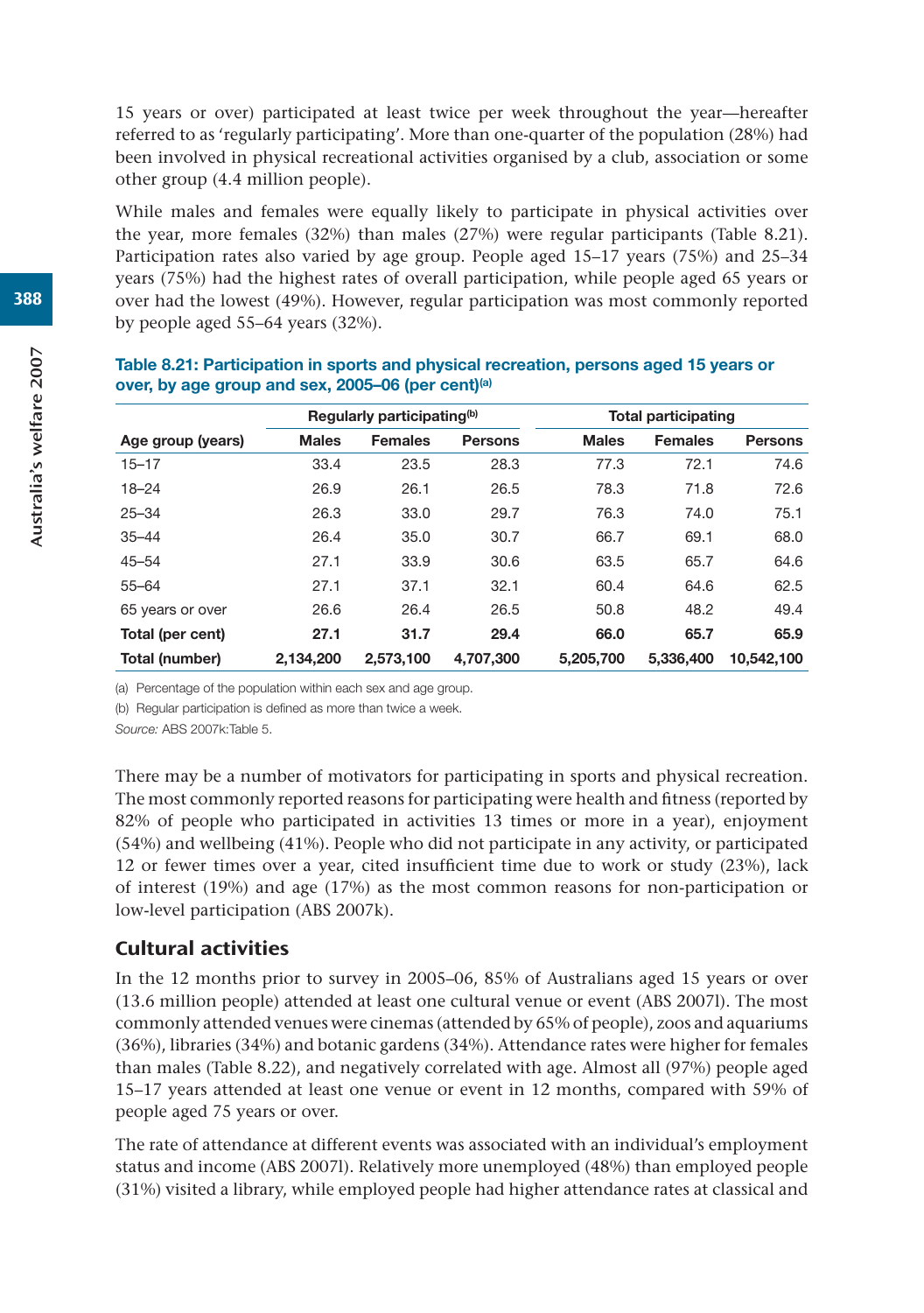15 years or over) participated at least twice per week throughout the year—hereafter referred to as 'regularly participating'. More than one-quarter of the population (28%) had been involved in physical recreational activities organised by a club, association or some other group (4.4 million people).

While males and females were equally likely to participate in physical activities over the year, more females (32%) than males (27%) were regular participants (Table 8.21). Participation rates also varied by age group. People aged 15–17 years (75%) and 25–34 years (75%) had the highest rates of overall participation, while people aged 65 years or over had the lowest (49%). However, regular participation was most commonly reported by people aged 55–64 years (32%).

**Table 8.21: Participation in sports and physical recreation, persons aged 15 years or over, by age group and sex, 2005–06 (per cent)[(a)]**

| | Regularly participating[(b)] | | | Total participating | | |
|---|---|---|---|---|---|---|
| Age group (years) | Males | Females | Persons | Males | Females | Persons |
| 15–17 | 33.4 | 23.5 | 28.3 | 77.3 | 72.1 | 74.6 |
| 18–24 | 26.9 | 26.1 | 26.5 | 78.3 | 71.8 | 72.6 |
| 25–34 | 26.3 | 33.0 | 29.7 | 76.3 | 74.0 | 75.1 |
| 35–44 | 26.4 | 35.0 | 30.7 | 66.7 | 69.1 | 68.0 |
| 45–54 | 27.1 | 33.9 | 30.6 | 63.5 | 65.7 | 64.6 |
| 55–64 | 27.1 | 37.1 | 32.1 | 60.4 | 64.6 | 62.5 |
| 65 years or over | 26.6 | 26.4 | 26.5 | 50.8 | 48.2 | 49.4 |
| **Total (per cent)** | **27.1** | **31.7** | **29.4** | **66.0** | **65.7** | **65.9** |
| **Total (number)** | **2,134,200** | **2,573,100** | **4,707,300** | **5,205,700** | **5,336,400** | **10,542,100** |

(a) Percentage of the population within each sex and age group.

(b) Regular participation is defined as more than twice a week.

*Source:* ABS 2007k:Table 5.

There may be a number of motivators for participating in sports and physical recreation. The most commonly reported reasons for participating were health and fitness (reported by 82% of people who participated in activities 13 times or more in a year), enjoyment (54%) and wellbeing (41%). People who did not participate in any activity, or participated 12 or fewer times over a year, cited insufficient time due to work or study (23%), lack of interest (19%) and age (17%) as the most common reasons for non-participation or low-level participation (ABS 2007k).

## Cultural activities

In the 12 months prior to survey in 2005–06, 85% of Australians aged 15 years or over (13.6 million people) attended at least one cultural venue or event (ABS 2007l). The most commonly attended venues were cinemas (attended by 65% of people), zoos and aquariums (36%), libraries (34%) and botanic gardens (34%). Attendance rates were higher for females than males (Table 8.22), and negatively correlated with age. Almost all (97%) people aged 15–17 years attended at least one venue or event in 12 months, compared with 59% of people aged 75 years or over.

The rate of attendance at different events was associated with an individual's employment status and income (ABS 2007l). Relatively more unemployed (48%) than employed people (31%) visited a library, while employed people had higher attendance rates at classical and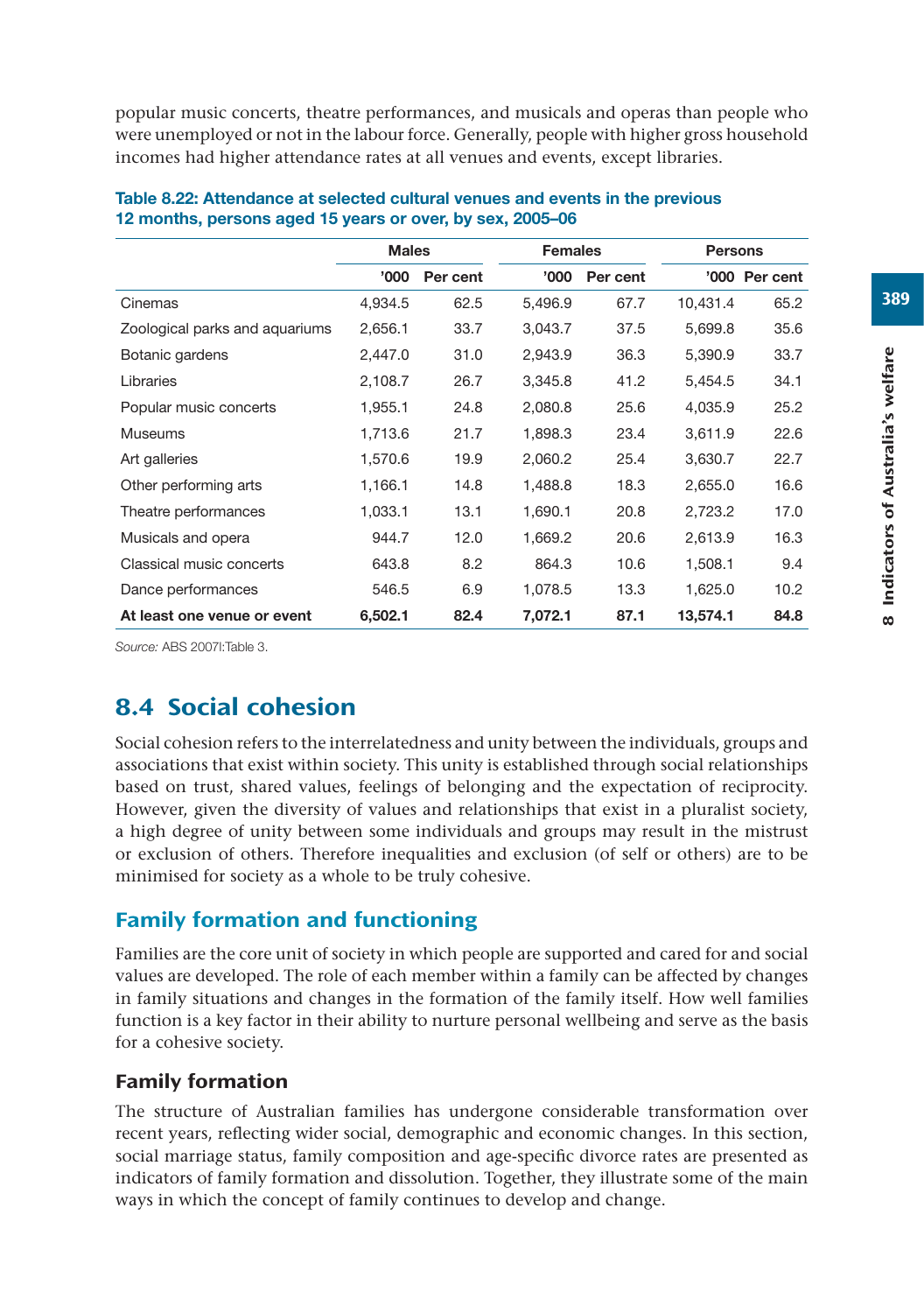popular music concerts, theatre performances, and musicals and operas than people who were unemployed or not in the labour force. Generally, people with higher gross household incomes had higher attendance rates at all venues and events, except libraries.

**Table 8.22: Attendance at selected cultural venues and events in the previous 12 months, persons aged 15 years or over, by sex, 2005–06**

| | Males | | Females | | Persons | |
|---|---|---|---|---|---|---|
| | '000 | Per cent | '000 | Per cent | '000 | Per cent |
| Cinemas | 4,934.5 | 62.5 | 5,496.9 | 67.7 | 10,431.4 | 65.2 |
| Zoological parks and aquariums | 2,656.1 | 33.7 | 3,043.7 | 37.5 | 5,699.8 | 35.6 |
| Botanic gardens | 2,447.0 | 31.0 | 2,943.9 | 36.3 | 5,390.9 | 33.7 |
| Libraries | 2,108.7 | 26.7 | 3,345.8 | 41.2 | 5,454.5 | 34.1 |
| Popular music concerts | 1,955.1 | 24.8 | 2,080.8 | 25.6 | 4,035.9 | 25.2 |
| Museums | 1,713.6 | 21.7 | 1,898.3 | 23.4 | 3,611.9 | 22.6 |
| Art galleries | 1,570.6 | 19.9 | 2,060.2 | 25.4 | 3,630.7 | 22.7 |
| Other performing arts | 1,166.1 | 14.8 | 1,488.8 | 18.3 | 2,655.0 | 16.6 |
| Theatre performances | 1,033.1 | 13.1 | 1,690.1 | 20.8 | 2,723.2 | 17.0 |
| Musicals and opera | 944.7 | 12.0 | 1,669.2 | 20.6 | 2,613.9 | 16.3 |
| Classical music concerts | 643.8 | 8.2 | 864.3 | 10.6 | 1,508.1 | 9.4 |
| Dance performances | 546.5 | 6.9 | 1,078.5 | 13.3 | 1,625.0 | 10.2 |
| **At least one venue or event** | **6,502.1** | **82.4** | **7,072.1** | **87.1** | **13,574.1** | **84.8** |

*Source:* ABS 2007l:Table 3.

## 8.4 Social cohesion

Social cohesion refers to the interrelatedness and unity between the individuals, groups and associations that exist within society. This unity is established through social relationships based on trust, shared values, feelings of belonging and the expectation of reciprocity. However, given the diversity of values and relationships that exist in a pluralist society, a high degree of unity between some individuals and groups may result in the mistrust or exclusion of others. Therefore inequalities and exclusion (of self or others) are to be minimised for society as a whole to be truly cohesive.

### Family formation and functioning

Families are the core unit of society in which people are supported and cared for and social values are developed. The role of each member within a family can be affected by changes in family situations and changes in the formation of the family itself. How well families function is a key factor in their ability to nurture personal wellbeing and serve as the basis for a cohesive society.

#### Family formation

The structure of Australian families has undergone considerable transformation over recent years, reflecting wider social, demographic and economic changes. In this section, social marriage status, family composition and age-specific divorce rates are presented as indicators of family formation and dissolution. Together, they illustrate some of the main ways in which the concept of family continues to develop and change.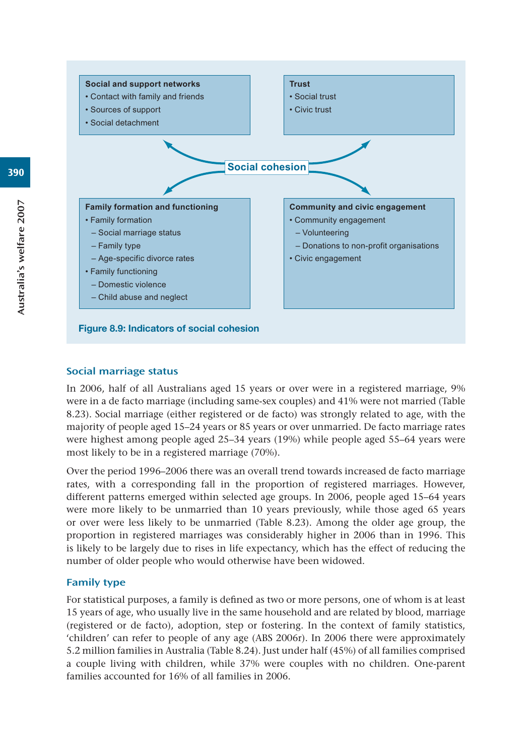**Social and support networks**
- Contact with family and friends
- Sources of support
- Social detachment

**Trust**
- Social trust
- Civic trust

**Social cohesion**

**Family formation and functioning**
- Family formation
  - Social marriage status
  - Family type
  - Age-specific divorce rates
- Family functioning
  - Domestic violence
  - Child abuse and neglect

**Community and civic engagement**
- Community engagement
  - Volunteering
  - Donations to non-profit organisations
- Civic engagement

**Figure 8.9: Indicators of social cohesion**

### Social marriage status

In 2006, half of all Australians aged 15 years or over were in a registered marriage, 9% were in a de facto marriage (including same-sex couples) and 41% were not married (Table 8.23). Social marriage (either registered or de facto) was strongly related to age, with the majority of people aged 15–24 years or 85 years or over unmarried. De facto marriage rates were highest among people aged 25–34 years (19%) while people aged 55–64 years were most likely to be in a registered marriage (70%).

Over the period 1996–2006 there was an overall trend towards increased de facto marriage rates, with a corresponding fall in the proportion of registered marriages. However, different patterns emerged within selected age groups. In 2006, people aged 15–64 years were more likely to be unmarried than 10 years previously, while those aged 65 years or over were less likely to be unmarried (Table 8.23). Among the older age group, the proportion in registered marriages was considerably higher in 2006 than in 1996. This is likely to be largely due to rises in life expectancy, which has the effect of reducing the number of older people who would otherwise have been widowed.

### Family type

For statistical purposes, a family is defined as two or more persons, one of whom is at least 15 years of age, who usually live in the same household and are related by blood, marriage (registered or de facto), adoption, step or fostering. In the context of family statistics, 'children' can refer to people of any age (ABS 2006r). In 2006 there were approximately 5.2 million families in Australia (Table 8.24). Just under half (45%) of all families comprised a couple living with children, while 37% were couples with no children. One-parent families accounted for 16% of all families in 2006.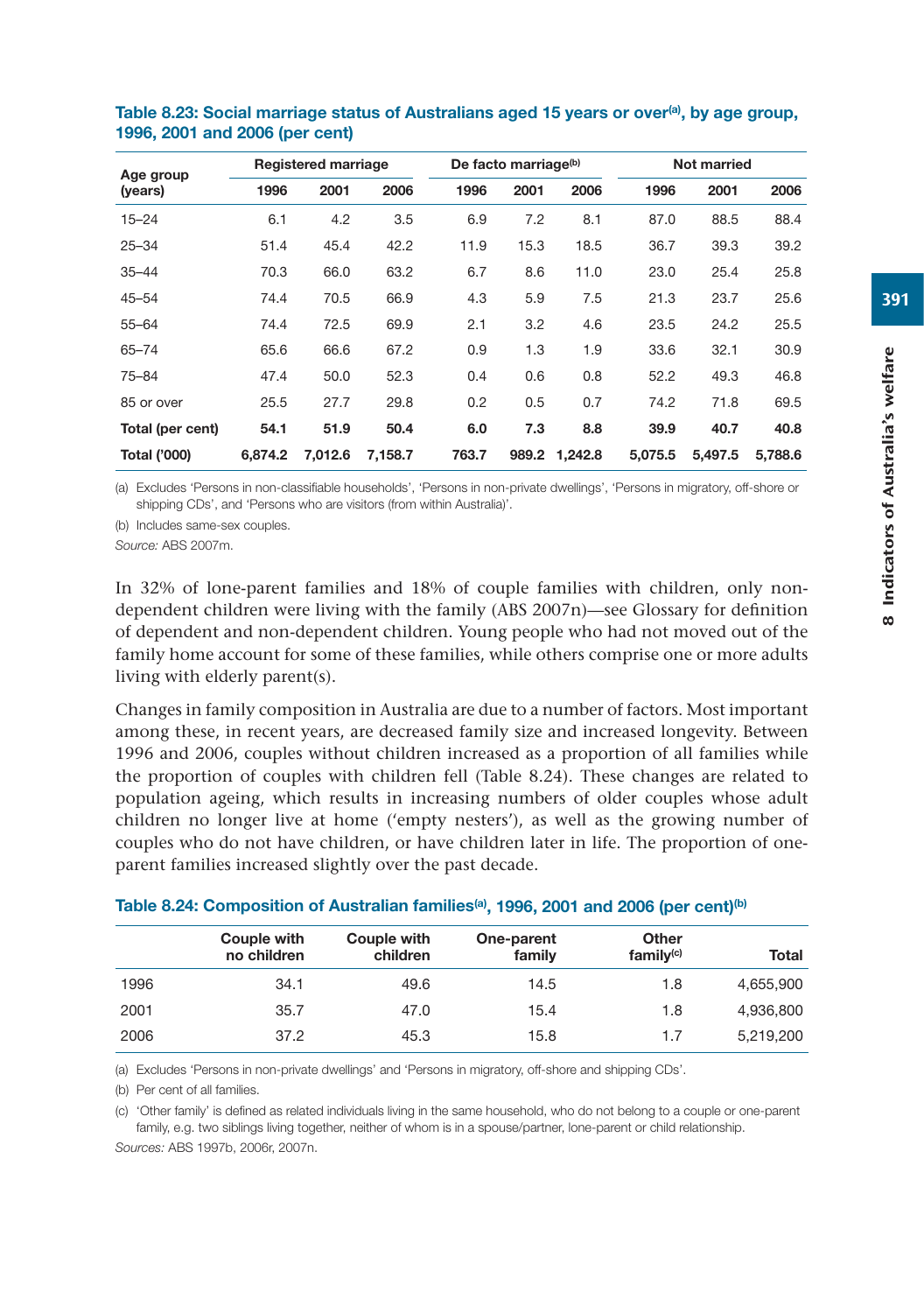**Table 8.23: Social marriage status of Australians aged 15 years or over[(a)], by age group, 1996, 2001 and 2006 (per cent)**

| Age group (years) | Registered marriage | | | De facto marriage[(b)] | | | Not married | | |
|---|---|---|---|---|---|---|---|---|---|
| | 1996 | 2001 | 2006 | 1996 | 2001 | 2006 | 1996 | 2001 | 2006 |
| 15–24 | 6.1 | 4.2 | 3.5 | 6.9 | 7.2 | 8.1 | 87.0 | 88.5 | 88.4 |
| 25–34 | 51.4 | 45.4 | 42.2 | 11.9 | 15.3 | 18.5 | 36.7 | 39.3 | 39.2 |
| 35–44 | 70.3 | 66.0 | 63.2 | 6.7 | 8.6 | 11.0 | 23.0 | 25.4 | 25.8 |
| 45–54 | 74.4 | 70.5 | 66.9 | 4.3 | 5.9 | 7.5 | 21.3 | 23.7 | 25.6 |
| 55–64 | 74.4 | 72.5 | 69.9 | 2.1 | 3.2 | 4.6 | 23.5 | 24.2 | 25.5 |
| 65–74 | 65.6 | 66.6 | 67.2 | 0.9 | 1.3 | 1.9 | 33.6 | 32.1 | 30.9 |
| 75–84 | 47.4 | 50.0 | 52.3 | 0.4 | 0.6 | 0.8 | 52.2 | 49.3 | 46.8 |
| 85 or over | 25.5 | 27.7 | 29.8 | 0.2 | 0.5 | 0.7 | 74.2 | 71.8 | 69.5 |
| **Total (per cent)** | **54.1** | **51.9** | **50.4** | **6.0** | **7.3** | **8.8** | **39.9** | **40.7** | **40.8** |
| **Total ('000)** | **6,874.2** | **7,012.6** | **7,158.7** | **763.7** | **989.2** | **1,242.8** | **5,075.5** | **5,497.5** | **5,788.6** |

(a) Excludes 'Persons in non-classifiable households', 'Persons in non-private dwellings', 'Persons in migratory, off-shore or shipping CDs', and 'Persons who are visitors (from within Australia)'.

(b) Includes same-sex couples.

*Source:* ABS 2007m.

In 32% of lone-parent families and 18% of couple families with children, only non-dependent children were living with the family (ABS 2007n)—see Glossary for definition of dependent and non-dependent children. Young people who had not moved out of the family home account for some of these families, while others comprise one or more adults living with elderly parent(s).

Changes in family composition in Australia are due to a number of factors. Most important among these, in recent years, are decreased family size and increased longevity. Between 1996 and 2006, couples without children increased as a proportion of all families while the proportion of couples with children fell (Table 8.24). These changes are related to population ageing, which results in increasing numbers of older couples whose adult children no longer live at home ('empty nesters'), as well as the growing number of couples who do not have children, or have children later in life. The proportion of one-parent families increased slightly over the past decade.

**Table 8.24: Composition of Australian families[(a)], 1996, 2001 and 2006 (per cent)[(b)]**

| | Couple with no children | Couple with children | One-parent family | Other family[(c)] | Total |
|---|---|---|---|---|---|
| 1996 | 34.1 | 49.6 | 14.5 | 1.8 | 4,655,900 |
| 2001 | 35.7 | 47.0 | 15.4 | 1.8 | 4,936,800 |
| 2006 | 37.2 | 45.3 | 15.8 | 1.7 | 5,219,200 |

(a) Excludes 'Persons in non-private dwellings' and 'Persons in migratory, off-shore and shipping CDs'.

(b) Per cent of all families.

(c) 'Other family' is defined as related individuals living in the same household, who do not belong to a couple or one-parent family, e.g. two siblings living together, neither of whom is in a spouse/partner, lone-parent or child relationship.

*Sources:* ABS 1997b, 2006r, 2007n.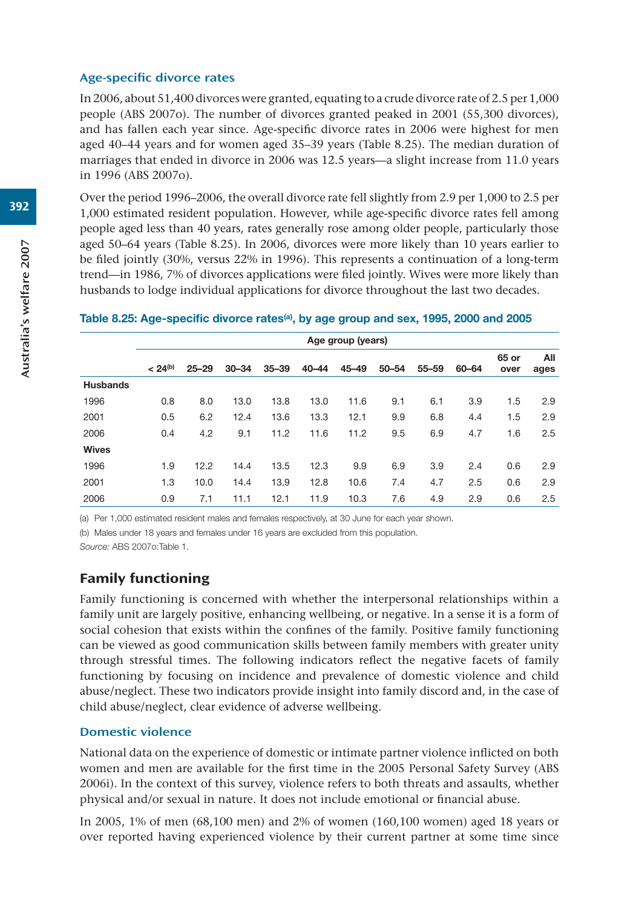### Age-specific divorce rates

In 2006, about 51,400 divorces were granted, equating to a crude divorce rate of 2.5 per 1,000 people (ABS 2007o). The number of divorces granted peaked in 2001 (55,300 divorces), and has fallen each year since. Age-specific divorce rates in 2006 were highest for men aged 40–44 years and for women aged 35–39 years (Table 8.25). The median duration of marriages that ended in divorce in 2006 was 12.5 years—a slight increase from 11.0 years in 1996 (ABS 2007o).

Over the period 1996–2006, the overall divorce rate fell slightly from 2.9 per 1,000 to 2.5 per 1,000 estimated resident population. However, while age-specific divorce rates fell among people aged less than 40 years, rates generally rose among older people, particularly those aged 50–64 years (Table 8.25). In 2006, divorces were more likely than 10 years earlier to be filed jointly (30%, versus 22% in 1996). This represents a continuation of a long-term trend—in 1986, 7% of divorces applications were filed jointly. Wives were more likely than husbands to lodge individual applications for divorce throughout the last two decades.

**Table 8.25: Age-specific divorce rates[(a)], by age group and sex, 1995, 2000 and 2005**

| | Age group (years) | | | | | | | | | | |
|---|---|---|---|---|---|---|---|---|---|---|---|
| | < 24[(b)] | 25–29 | 30–34 | 35–39 | 40–44 | 45–49 | 50–54 | 55–59 | 60–64 | 65 or over | All ages |
| **Husbands** | | | | | | | | | | | |
| 1996 | 0.8 | 8.0 | 13.0 | 13.8 | 13.0 | 11.6 | 9.1 | 6.1 | 3.9 | 1.5 | 2.9 |
| 2001 | 0.5 | 6.2 | 12.4 | 13.6 | 13.3 | 12.1 | 9.9 | 6.8 | 4.4 | 1.5 | 2.9 |
| 2006 | 0.4 | 4.2 | 9.1 | 11.2 | 11.6 | 11.2 | 9.5 | 6.9 | 4.7 | 1.6 | 2.5 |
| **Wives** | | | | | | | | | | | |
| 1996 | 1.9 | 12.2 | 14.4 | 13.5 | 12.3 | 9.9 | 6.9 | 3.9 | 2.4 | 0.6 | 2.9 |
| 2001 | 1.3 | 10.0 | 14.4 | 13.9 | 12.8 | 10.6 | 7.4 | 4.7 | 2.5 | 0.6 | 2.9 |
| 2006 | 0.9 | 7.1 | 11.1 | 12.1 | 11.9 | 10.3 | 7.6 | 4.9 | 2.9 | 0.6 | 2.5 |

(a) Per 1,000 estimated resident males and females respectively, at 30 June for each year shown.

(b) Males under 18 years and females under 16 years are excluded from this population.

*Source:* ABS 2007o:Table 1.

## Family functioning

Family functioning is concerned with whether the interpersonal relationships within a family unit are largely positive, enhancing wellbeing, or negative. In a sense it is a form of social cohesion that exists within the confines of the family. Positive family functioning can be viewed as good communication skills between family members with greater unity through stressful times. The following indicators reflect the negative facets of family functioning by focusing on incidence and prevalence of domestic violence and child abuse/neglect. These two indicators provide insight into family discord and, in the case of child abuse/neglect, clear evidence of adverse wellbeing.

### Domestic violence

National data on the experience of domestic or intimate partner violence inflicted on both women and men are available for the first time in the 2005 Personal Safety Survey (ABS 2006i). In the context of this survey, violence refers to both threats and assaults, whether physical and/or sexual in nature. It does not include emotional or financial abuse.

In 2005, 1% of men (68,100 men) and 2% of women (160,100 women) aged 18 years or over reported having experienced violence by their current partner at some time since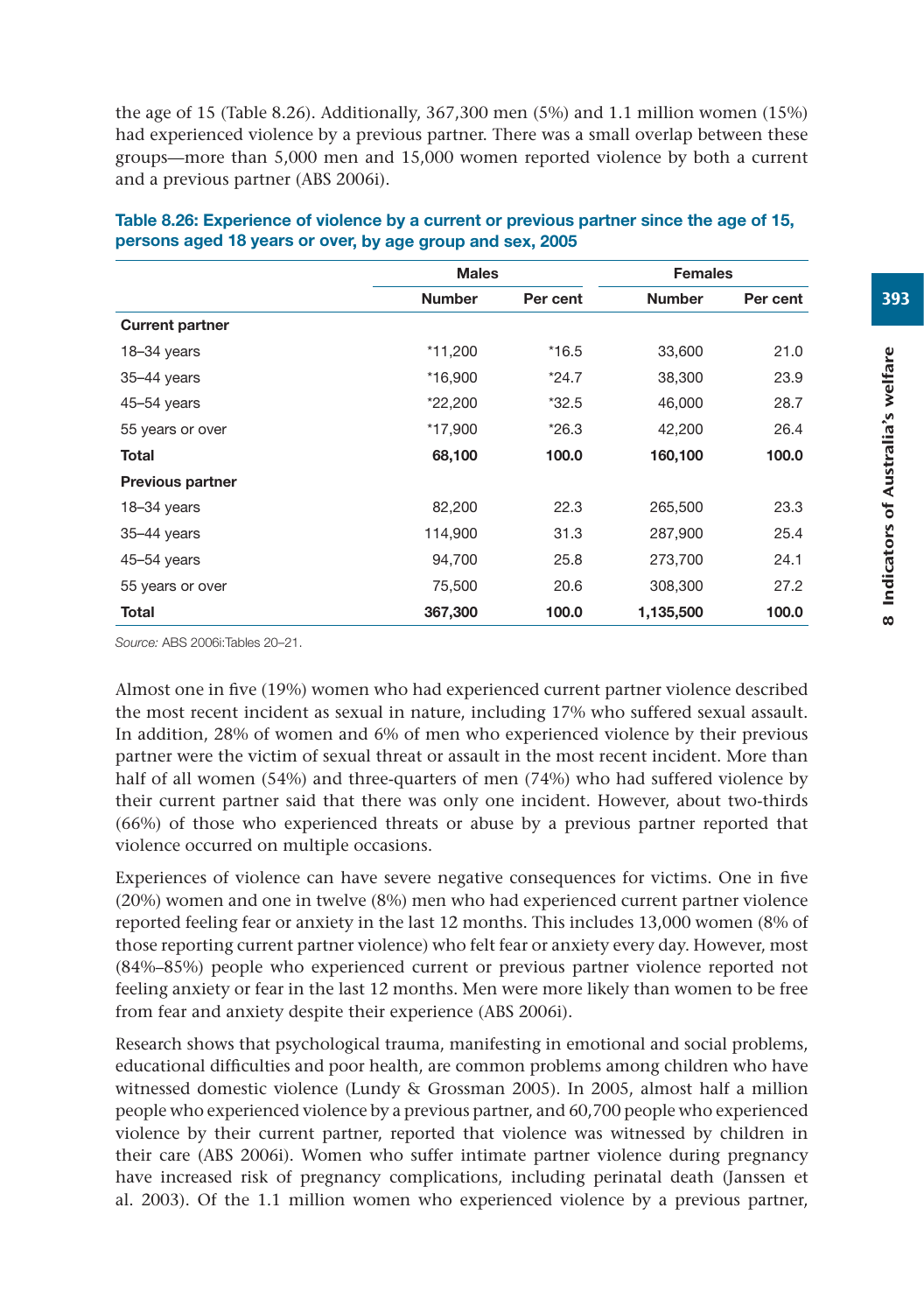the age of 15 (Table 8.26). Additionally, 367,300 men (5%) and 1.1 million women (15%) had experienced violence by a previous partner. There was a small overlap between these groups—more than 5,000 men and 15,000 women reported violence by both a current and a previous partner (ABS 2006i).

**Table 8.26: Experience of violence by a current or previous partner since the age of 15, persons aged 18 years or over, by age group and sex, 2005**

| | Males | | Females | |
|---|---|---|---|---|
| | Number | Per cent | Number | Per cent |
| **Current partner** | | | | |
| 18–34 years | *11,200 | *16.5 | 33,600 | 21.0 |
| 35–44 years | *16,900 | *24.7 | 38,300 | 23.9 |
| 45–54 years | *22,200 | *32.5 | 46,000 | 28.7 |
| 55 years or over | *17,900 | *26.3 | 42,200 | 26.4 |
| **Total** | **68,100** | **100.0** | **160,100** | **100.0** |
| **Previous partner** | | | | |
| 18–34 years | 82,200 | 22.3 | 265,500 | 23.3 |
| 35–44 years | 114,900 | 31.3 | 287,900 | 25.4 |
| 45–54 years | 94,700 | 25.8 | 273,700 | 24.1 |
| 55 years or over | 75,500 | 20.6 | 308,300 | 27.2 |
| **Total** | **367,300** | **100.0** | **1,135,500** | **100.0** |

*Source:* ABS 2006i:Tables 20–21.

Almost one in five (19%) women who had experienced current partner violence described the most recent incident as sexual in nature, including 17% who suffered sexual assault. In addition, 28% of women and 6% of men who experienced violence by their previous partner were the victim of sexual threat or assault in the most recent incident. More than half of all women (54%) and three-quarters of men (74%) who had suffered violence by their current partner said that there was only one incident. However, about two-thirds (66%) of those who experienced threats or abuse by a previous partner reported that violence occurred on multiple occasions.

Experiences of violence can have severe negative consequences for victims. One in five (20%) women and one in twelve (8%) men who had experienced current partner violence reported feeling fear or anxiety in the last 12 months. This includes 13,000 women (8% of those reporting current partner violence) who felt fear or anxiety every day. However, most (84%–85%) people who experienced current or previous partner violence reported not feeling anxiety or fear in the last 12 months. Men were more likely than women to be free from fear and anxiety despite their experience (ABS 2006i).

Research shows that psychological trauma, manifesting in emotional and social problems, educational difficulties and poor health, are common problems among children who have witnessed domestic violence (Lundy & Grossman 2005). In 2005, almost half a million people who experienced violence by a previous partner, and 60,700 people who experienced violence by their current partner, reported that violence was witnessed by children in their care (ABS 2006i). Women who suffer intimate partner violence during pregnancy have increased risk of pregnancy complications, including perinatal death (Janssen et al. 2003). Of the 1.1 million women who experienced violence by a previous partner,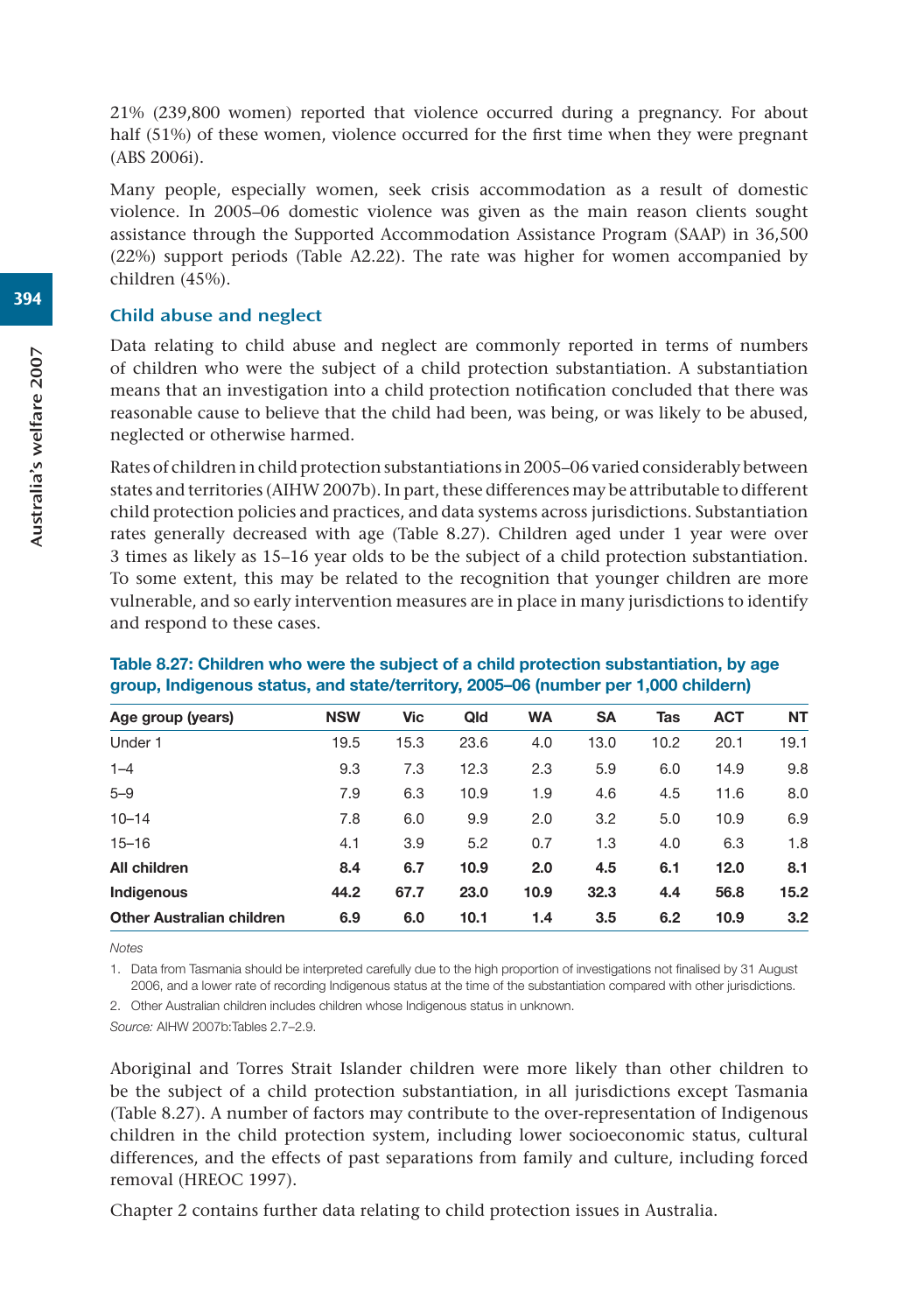21% (239,800 women) reported that violence occurred during a pregnancy. For about half (51%) of these women, violence occurred for the first time when they were pregnant (ABS 2006i).

Many people, especially women, seek crisis accommodation as a result of domestic violence. In 2005–06 domestic violence was given as the main reason clients sought assistance through the Supported Accommodation Assistance Program (SAAP) in 36,500 (22%) support periods (Table A2.22). The rate was higher for women accompanied by children (45%).

## Child abuse and neglect

Data relating to child abuse and neglect are commonly reported in terms of numbers of children who were the subject of a child protection substantiation. A substantiation means that an investigation into a child protection notification concluded that there was reasonable cause to believe that the child had been, was being, or was likely to be abused, neglected or otherwise harmed.

Rates of children in child protection substantiations in 2005–06 varied considerably between states and territories (AIHW 2007b). In part, these differences may be attributable to different child protection policies and practices, and data systems across jurisdictions. Substantiation rates generally decreased with age (Table 8.27). Children aged under 1 year were over 3 times as likely as 15–16 year olds to be the subject of a child protection substantiation. To some extent, this may be related to the recognition that younger children are more vulnerable, and so early intervention measures are in place in many jurisdictions to identify and respond to these cases.

**Table 8.27: Children who were the subject of a child protection substantiation, by age group, Indigenous status, and state/territory, 2005–06 (number per 1,000 childern)**

| Age group (years) | NSW | Vic | Qld | WA | SA | Tas | ACT | NT |
|---|---|---|---|---|---|---|---|---|
| Under 1 | 19.5 | 15.3 | 23.6 | 4.0 | 13.0 | 10.2 | 20.1 | 19.1 |
| 1–4 | 9.3 | 7.3 | 12.3 | 2.3 | 5.9 | 6.0 | 14.9 | 9.8 |
| 5–9 | 7.9 | 6.3 | 10.9 | 1.9 | 4.6 | 4.5 | 11.6 | 8.0 |
| 10–14 | 7.8 | 6.0 | 9.9 | 2.0 | 3.2 | 5.0 | 10.9 | 6.9 |
| 15–16 | 4.1 | 3.9 | 5.2 | 0.7 | 1.3 | 4.0 | 6.3 | 1.8 |
| **All children** | **8.4** | **6.7** | **10.9** | **2.0** | **4.5** | **6.1** | **12.0** | **8.1** |
| **Indigenous** | **44.2** | **67.7** | **23.0** | **10.9** | **32.3** | **4.4** | **56.8** | **15.2** |
| **Other Australian children** | **6.9** | **6.0** | **10.1** | **1.4** | **3.5** | **6.2** | **10.9** | **3.2** |

*Notes*

1. Data from Tasmania should be interpreted carefully due to the high proportion of investigations not finalised by 31 August 2006, and a lower rate of recording Indigenous status at the time of the substantiation compared with other jurisdictions.
2. Other Australian children includes children whose Indigenous status in unknown.

*Source:* AIHW 2007b:Tables 2.7–2.9.

Aboriginal and Torres Strait Islander children were more likely than other children to be the subject of a child protection substantiation, in all jurisdictions except Tasmania (Table 8.27). A number of factors may contribute to the over-representation of Indigenous children in the child protection system, including lower socioeconomic status, cultural differences, and the effects of past separations from family and culture, including forced removal (HREOC 1997).

Chapter 2 contains further data relating to child protection issues in Australia.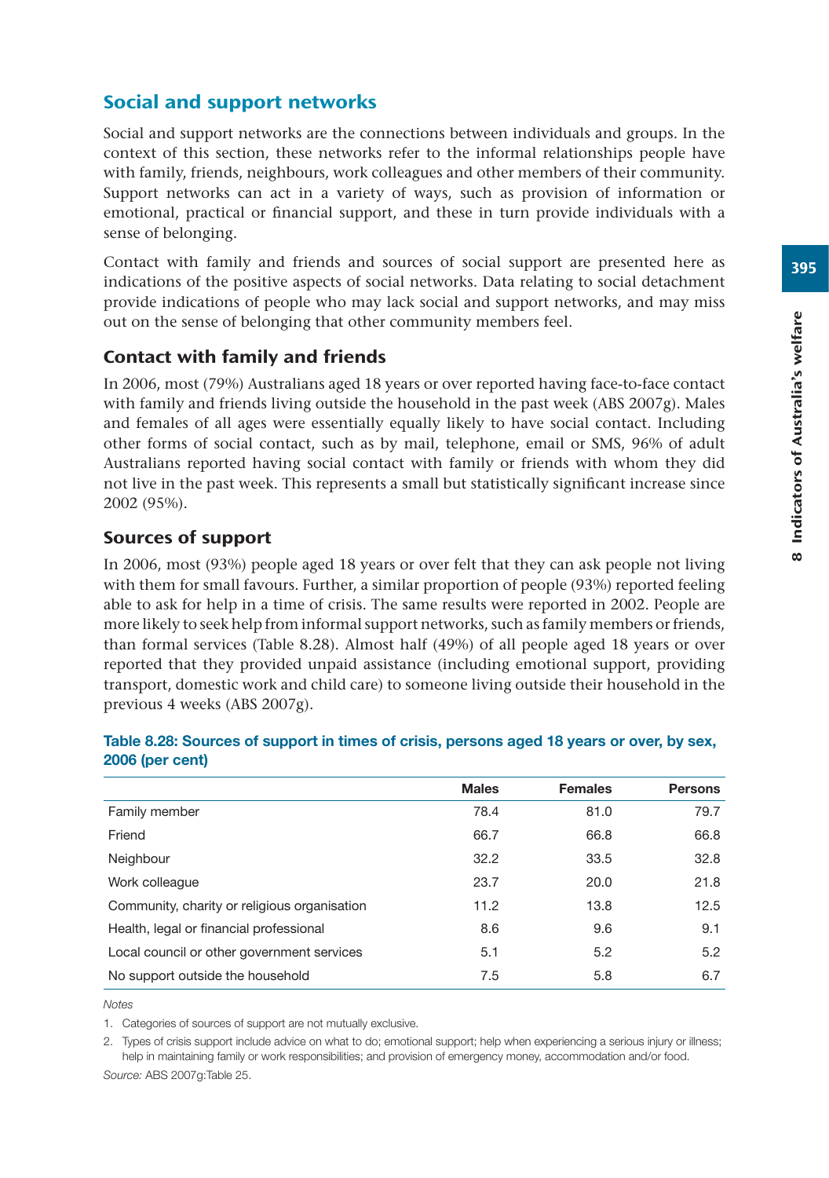## Social and support networks

Social and support networks are the connections between individuals and groups. In the context of this section, these networks refer to the informal relationships people have with family, friends, neighbours, work colleagues and other members of their community. Support networks can act in a variety of ways, such as provision of information or emotional, practical or financial support, and these in turn provide individuals with a sense of belonging.

Contact with family and friends and sources of social support are presented here as indications of the positive aspects of social networks. Data relating to social detachment provide indications of people who may lack social and support networks, and may miss out on the sense of belonging that other community members feel.

### Contact with family and friends

In 2006, most (79%) Australians aged 18 years or over reported having face-to-face contact with family and friends living outside the household in the past week (ABS 2007g). Males and females of all ages were essentially equally likely to have social contact. Including other forms of social contact, such as by mail, telephone, email or SMS, 96% of adult Australians reported having social contact with family or friends with whom they did not live in the past week. This represents a small but statistically significant increase since 2002 (95%).

### Sources of support

In 2006, most (93%) people aged 18 years or over felt that they can ask people not living with them for small favours. Further, a similar proportion of people (93%) reported feeling able to ask for help in a time of crisis. The same results were reported in 2002. People are more likely to seek help from informal support networks, such as family members or friends, than formal services (Table 8.28). Almost half (49%) of all people aged 18 years or over reported that they provided unpaid assistance (including emotional support, providing transport, domestic work and child care) to someone living outside their household in the previous 4 weeks (ABS 2007g).

**Table 8.28: Sources of support in times of crisis, persons aged 18 years or over, by sex, 2006 (per cent)**

| | Males | Females | Persons |
|---|---|---|---|
| Family member | 78.4 | 81.0 | 79.7 |
| Friend | 66.7 | 66.8 | 66.8 |
| Neighbour | 32.2 | 33.5 | 32.8 |
| Work colleague | 23.7 | 20.0 | 21.8 |
| Community, charity or religious organisation | 11.2 | 13.8 | 12.5 |
| Health, legal or financial professional | 8.6 | 9.6 | 9.1 |
| Local council or other government services | 5.1 | 5.2 | 5.2 |
| No support outside the household | 7.5 | 5.8 | 6.7 |

*Notes*

1. Categories of sources of support are not mutually exclusive.
2. Types of crisis support include advice on what to do; emotional support; help when experiencing a serious injury or illness; help in maintaining family or work responsibilities; and provision of emergency money, accommodation and/or food.

*Source:* ABS 2007g:Table 25.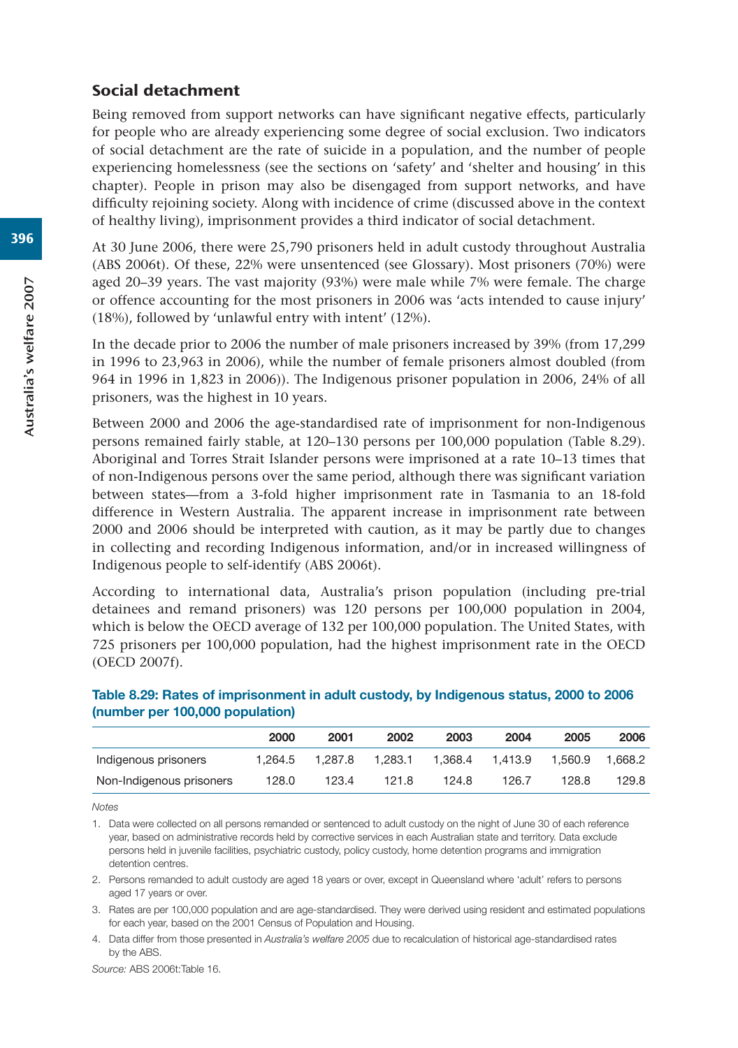## Social detachment

Being removed from support networks can have significant negative effects, particularly for people who are already experiencing some degree of social exclusion. Two indicators of social detachment are the rate of suicide in a population, and the number of people experiencing homelessness (see the sections on 'safety' and 'shelter and housing' in this chapter). People in prison may also be disengaged from support networks, and have difficulty rejoining society. Along with incidence of crime (discussed above in the context of healthy living), imprisonment provides a third indicator of social detachment.

At 30 June 2006, there were 25,790 prisoners held in adult custody throughout Australia (ABS 2006t). Of these, 22% were unsentenced (see Glossary). Most prisoners (70%) were aged 20–39 years. The vast majority (93%) were male while 7% were female. The charge or offence accounting for the most prisoners in 2006 was 'acts intended to cause injury' (18%), followed by 'unlawful entry with intent' (12%).

In the decade prior to 2006 the number of male prisoners increased by 39% (from 17,299 in 1996 to 23,963 in 2006), while the number of female prisoners almost doubled (from 964 in 1996 in 1,823 in 2006)). The Indigenous prisoner population in 2006, 24% of all prisoners, was the highest in 10 years.

Between 2000 and 2006 the age-standardised rate of imprisonment for non-Indigenous persons remained fairly stable, at 120–130 persons per 100,000 population (Table 8.29). Aboriginal and Torres Strait Islander persons were imprisoned at a rate 10–13 times that of non-Indigenous persons over the same period, although there was significant variation between states—from a 3-fold higher imprisonment rate in Tasmania to an 18-fold difference in Western Australia. The apparent increase in imprisonment rate between 2000 and 2006 should be interpreted with caution, as it may be partly due to changes in collecting and recording Indigenous information, and/or in increased willingness of Indigenous people to self-identify (ABS 2006t).

According to international data, Australia's prison population (including pre-trial detainees and remand prisoners) was 120 persons per 100,000 population in 2004, which is below the OECD average of 132 per 100,000 population. The United States, with 725 prisoners per 100,000 population, had the highest imprisonment rate in the OECD (OECD 2007f).

**Table 8.29: Rates of imprisonment in adult custody, by Indigenous status, 2000 to 2006 (number per 100,000 population)**

| | 2000 | 2001 | 2002 | 2003 | 2004 | 2005 | 2006 |
|---|---|---|---|---|---|---|---|
| Indigenous prisoners | 1,264.5 | 1,287.8 | 1,283.1 | 1,368.4 | 1,413.9 | 1,560.9 | 1,668.2 |
| Non-Indigenous prisoners | 128.0 | 123.4 | 121.8 | 124.8 | 126.7 | 128.8 | 129.8 |

*Notes*

1. Data were collected on all persons remanded or sentenced to adult custody on the night of June 30 of each reference year, based on administrative records held by corrective services in each Australian state and territory. Data exclude persons held in juvenile facilities, psychiatric custody, policy custody, home detention programs and immigration detention centres.
2. Persons remanded to adult custody are aged 18 years or over, except in Queensland where 'adult' refers to persons aged 17 years or over.
3. Rates are per 100,000 population and are age-standardised. They were derived using resident and estimated populations for each year, based on the 2001 Census of Population and Housing.
4. Data differ from those presented in *Australia's welfare 2005* due to recalculation of historical age-standardised rates by the ABS.

*Source:* ABS 2006t:Table 16.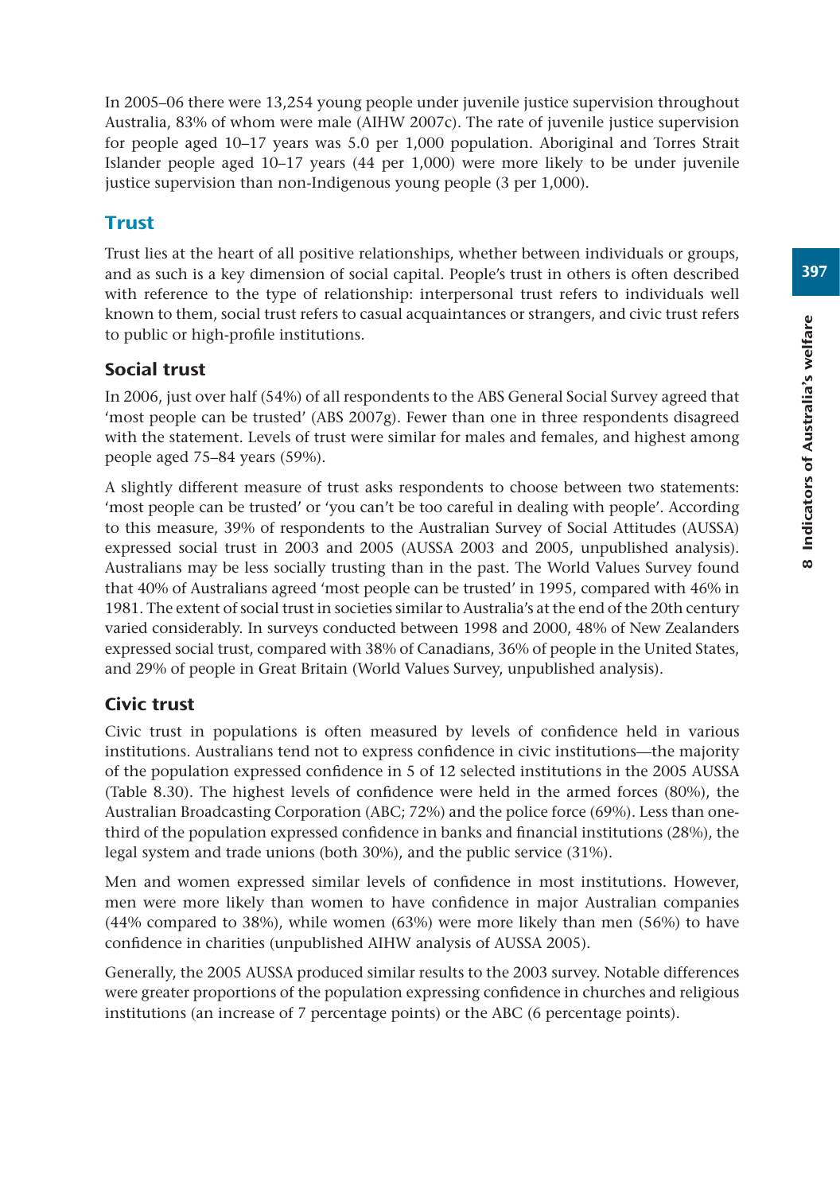In 2005–06 there were 13,254 young people under juvenile justice supervision throughout Australia, 83% of whom were male (AIHW 2007c). The rate of juvenile justice supervision for people aged 10–17 years was 5.0 per 1,000 population. Aboriginal and Torres Strait Islander people aged 10–17 years (44 per 1,000) were more likely to be under juvenile justice supervision than non-Indigenous young people (3 per 1,000).

## Trust

Trust lies at the heart of all positive relationships, whether between individuals or groups, and as such is a key dimension of social capital. People's trust in others is often described with reference to the type of relationship: interpersonal trust refers to individuals well known to them, social trust refers to casual acquaintances or strangers, and civic trust refers to public or high-profile institutions.

### Social trust

In 2006, just over half (54%) of all respondents to the ABS General Social Survey agreed that 'most people can be trusted' (ABS 2007g). Fewer than one in three respondents disagreed with the statement. Levels of trust were similar for males and females, and highest among people aged 75–84 years (59%).

A slightly different measure of trust asks respondents to choose between two statements: 'most people can be trusted' or 'you can't be too careful in dealing with people'. According to this measure, 39% of respondents to the Australian Survey of Social Attitudes (AUSSA) expressed social trust in 2003 and 2005 (AUSSA 2003 and 2005, unpublished analysis). Australians may be less socially trusting than in the past. The World Values Survey found that 40% of Australians agreed 'most people can be trusted' in 1995, compared with 46% in 1981. The extent of social trust in societies similar to Australia's at the end of the 20th century varied considerably. In surveys conducted between 1998 and 2000, 48% of New Zealanders expressed social trust, compared with 38% of Canadians, 36% of people in the United States, and 29% of people in Great Britain (World Values Survey, unpublished analysis).

### Civic trust

Civic trust in populations is often measured by levels of confidence held in various institutions. Australians tend not to express confidence in civic institutions—the majority of the population expressed confidence in 5 of 12 selected institutions in the 2005 AUSSA (Table 8.30). The highest levels of confidence were held in the armed forces (80%), the Australian Broadcasting Corporation (ABC; 72%) and the police force (69%). Less than one-third of the population expressed confidence in banks and financial institutions (28%), the legal system and trade unions (both 30%), and the public service (31%).

Men and women expressed similar levels of confidence in most institutions. However, men were more likely than women to have confidence in major Australian companies (44% compared to 38%), while women (63%) were more likely than men (56%) to have confidence in charities (unpublished AIHW analysis of AUSSA 2005).

Generally, the 2005 AUSSA produced similar results to the 2003 survey. Notable differences were greater proportions of the population expressing confidence in churches and religious institutions (an increase of 7 percentage points) or the ABC (6 percentage points).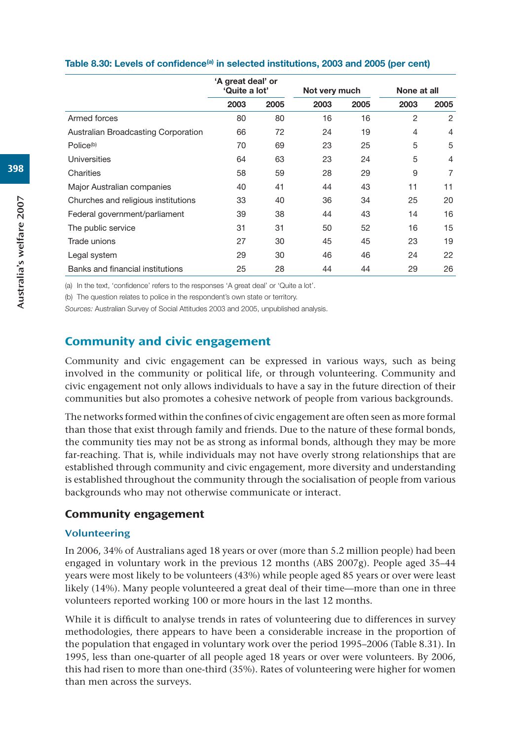**Table 8.30: Levels of confidence[(a)] in selected institutions, 2003 and 2005 (per cent)**

| | 'A great deal' or 'Quite a lot' | | Not very much | | None at all | |
|---|---|---|---|---|---|---|
| | 2003 | 2005 | 2003 | 2005 | 2003 | 2005 |
| Armed forces | 80 | 80 | 16 | 16 | 2 | 2 |
| Australian Broadcasting Corporation | 66 | 72 | 24 | 19 | 4 | 4 |
| Police[(b)] | 70 | 69 | 23 | 25 | 5 | 5 |
| Universities | 64 | 63 | 23 | 24 | 5 | 4 |
| Charities | 58 | 59 | 28 | 29 | 9 | 7 |
| Major Australian companies | 40 | 41 | 44 | 43 | 11 | 11 |
| Churches and religious institutions | 33 | 40 | 36 | 34 | 25 | 20 |
| Federal government/parliament | 39 | 38 | 44 | 43 | 14 | 16 |
| The public service | 31 | 31 | 50 | 52 | 16 | 15 |
| Trade unions | 27 | 30 | 45 | 45 | 23 | 19 |
| Legal system | 29 | 30 | 46 | 46 | 24 | 22 |
| Banks and financial institutions | 25 | 28 | 44 | 44 | 29 | 26 |

(a) In the text, 'confidence' refers to the responses 'A great deal' or 'Quite a lot'.

(b) The question relates to police in the respondent's own state or territory.

*Sources:* Australian Survey of Social Attitudes 2003 and 2005, unpublished analysis.

## Community and civic engagement

Community and civic engagement can be expressed in various ways, such as being involved in the community or political life, or through volunteering. Community and civic engagement not only allows individuals to have a say in the future direction of their communities but also promotes a cohesive network of people from various backgrounds.

The networks formed within the confines of civic engagement are often seen as more formal than those that exist through family and friends. Due to the nature of these formal bonds, the community ties may not be as strong as informal bonds, although they may be more far-reaching. That is, while individuals may not have overly strong relationships that are established through community and civic engagement, more diversity and understanding is established throughout the community through the socialisation of people from various backgrounds who may not otherwise communicate or interact.

### Community engagement

#### Volunteering

In 2006, 34% of Australians aged 18 years or over (more than 5.2 million people) had been engaged in voluntary work in the previous 12 months (ABS 2007g). People aged 35–44 years were most likely to be volunteers (43%) while people aged 85 years or over were least likely (14%). Many people volunteered a great deal of their time—more than one in three volunteers reported working 100 or more hours in the last 12 months.

While it is difficult to analyse trends in rates of volunteering due to differences in survey methodologies, there appears to have been a considerable increase in the proportion of the population that engaged in voluntary work over the period 1995–2006 (Table 8.31). In 1995, less than one-quarter of all people aged 18 years or over were volunteers. By 2006, this had risen to more than one-third (35%). Rates of volunteering were higher for women than men across the surveys.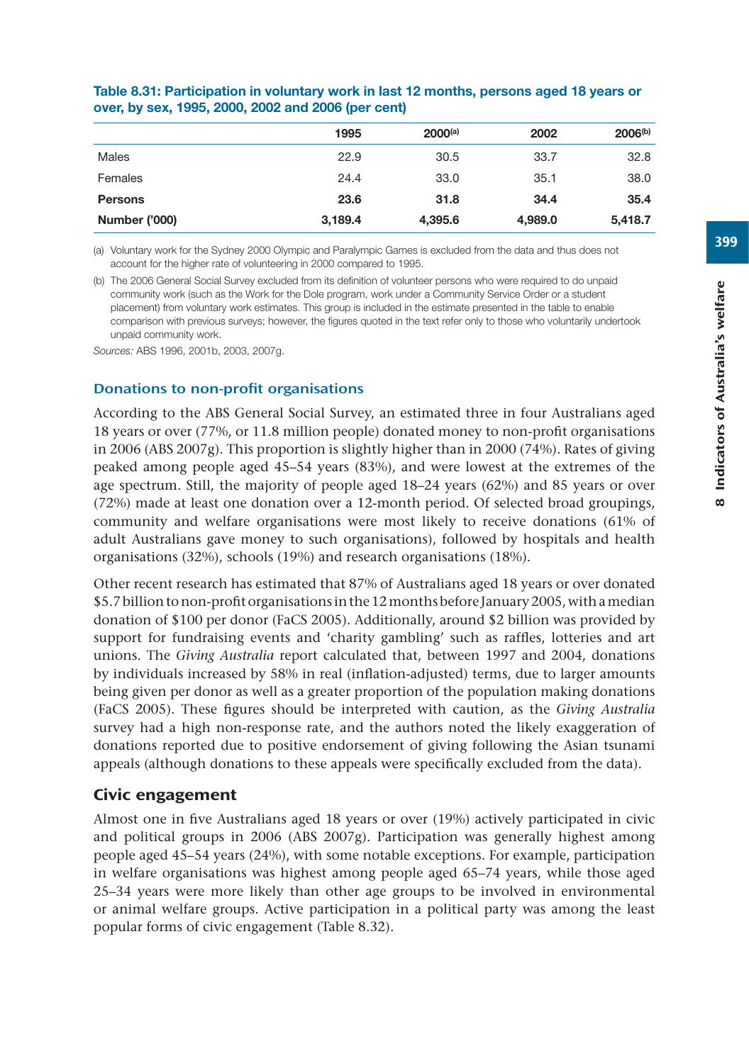**Table 8.31: Participation in voluntary work in last 12 months, persons aged 18 years or over, by sex, 1995, 2000, 2002 and 2006 (per cent)**

| | 1995 | 2000[(a)] | 2002 | 2006[(b)] |
|---|---|---|---|---|
| Males | 22.9 | 30.5 | 33.7 | 32.8 |
| Females | 24.4 | 33.0 | 35.1 | 38.0 |
| **Persons** | **23.6** | **31.8** | **34.4** | **35.4** |
| **Number ('000)** | **3,189.4** | **4,395.6** | **4,989.0** | **5,418.7** |

(a) Voluntary work for the Sydney 2000 Olympic and Paralympic Games is excluded from the data and thus does not account for the higher rate of volunteering in 2000 compared to 1995.

(b) The 2006 General Social Survey excluded from its definition of volunteer persons who were required to do unpaid community work (such as the Work for the Dole program, work under a Community Service Order or a student placement) from voluntary work estimates. This group is included in the estimate presented in the table to enable comparison with previous surveys; however, the figures quoted in the text refer only to those who voluntarily undertook unpaid community work.

*Sources:* ABS 1996, 2001b, 2003, 2007g.

### Donations to non-profit organisations

According to the ABS General Social Survey, an estimated three in four Australians aged 18 years or over (77%, or 11.8 million people) donated money to non-profit organisations in 2006 (ABS 2007g). This proportion is slightly higher than in 2000 (74%). Rates of giving peaked among people aged 45–54 years (83%), and were lowest at the extremes of the age spectrum. Still, the majority of people aged 18–24 years (62%) and 85 years or over (72%) made at least one donation over a 12-month period. Of selected broad groupings, community and welfare organisations were most likely to receive donations (61% of adult Australians gave money to such organisations), followed by hospitals and health organisations (32%), schools (19%) and research organisations (18%).

Other recent research has estimated that 87% of Australians aged 18 years or over donated $5.7 billion to non-profit organisations in the 12 months before January 2005, with a median donation of $100 per donor (FaCS 2005). Additionally, around $2 billion was provided by support for fundraising events and 'charity gambling' such as raffles, lotteries and art unions. The *Giving Australia* report calculated that, between 1997 and 2004, donations by individuals increased by 58% in real (inflation-adjusted) terms, due to larger amounts being given per donor as well as a greater proportion of the population making donations (FaCS 2005). These figures should be interpreted with caution, as the *Giving Australia* survey had a high non-response rate, and the authors noted the likely exaggeration of donations reported due to positive endorsement of giving following the Asian tsunami appeals (although donations to these appeals were specifically excluded from the data).

## Civic engagement

Almost one in five Australians aged 18 years or over (19%) actively participated in civic and political groups in 2006 (ABS 2007g). Participation was generally highest among people aged 45–54 years (24%), with some notable exceptions. For example, participation in welfare organisations was highest among people aged 65–74 years, while those aged 25–34 years were more likely than other age groups to be involved in environmental or animal welfare groups. Active participation in a political party was among the least popular forms of civic engagement (Table 8.32).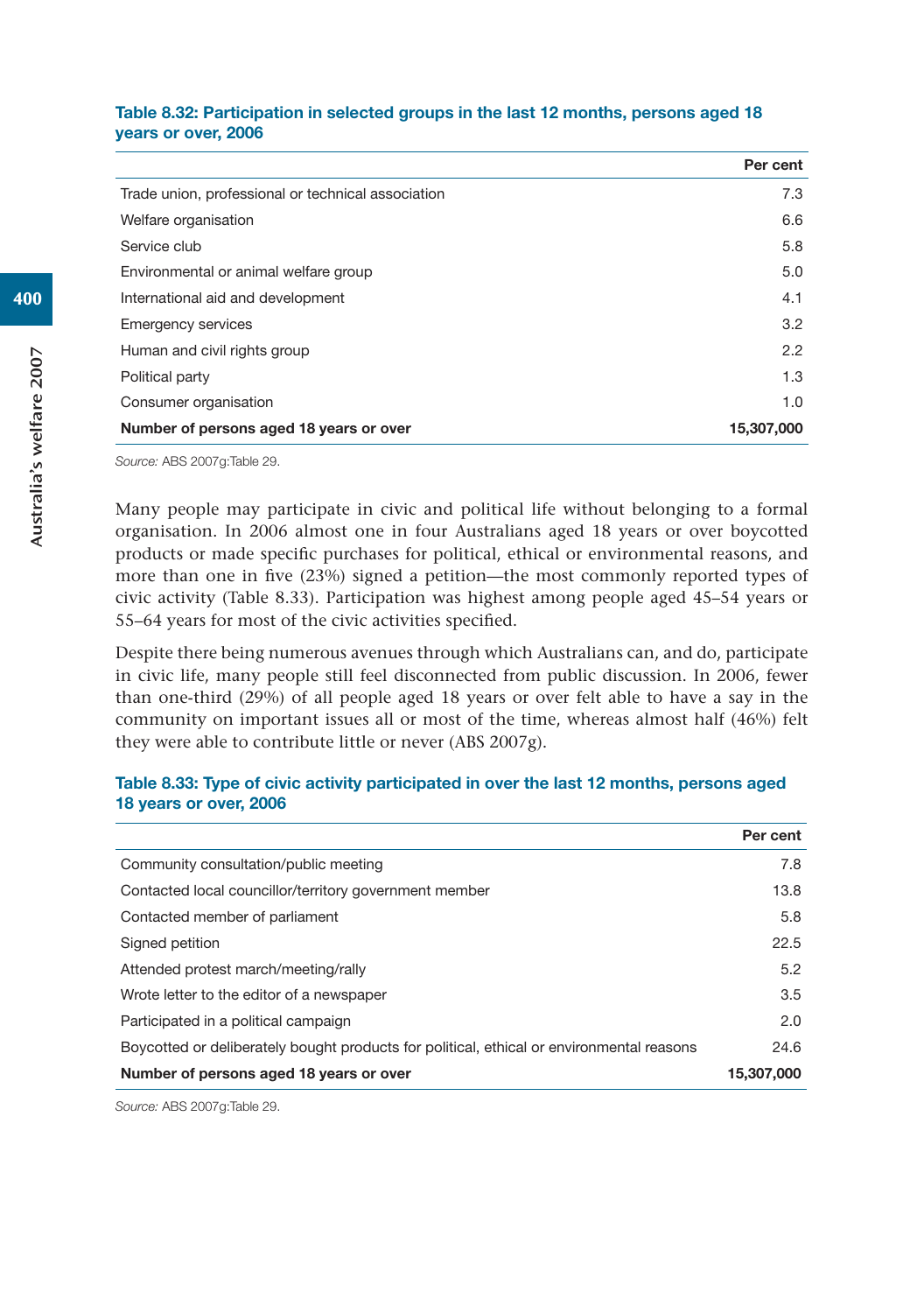**Table 8.32: Participation in selected groups in the last 12 months, persons aged 18 years or over, 2006**

| | Per cent |
|---|---|
| Trade union, professional or technical association | 7.3 |
| Welfare organisation | 6.6 |
| Service club | 5.8 |
| Environmental or animal welfare group | 5.0 |
| International aid and development | 4.1 |
| Emergency services | 3.2 |
| Human and civil rights group | 2.2 |
| Political party | 1.3 |
| Consumer organisation | 1.0 |
| **Number of persons aged 18 years or over** | **15,307,000** |

*Source:* ABS 2007g:Table 29.

Many people may participate in civic and political life without belonging to a formal organisation. In 2006 almost one in four Australians aged 18 years or over boycotted products or made specific purchases for political, ethical or environmental reasons, and more than one in five (23%) signed a petition—the most commonly reported types of civic activity (Table 8.33). Participation was highest among people aged 45–54 years or 55–64 years for most of the civic activities specified.

Despite there being numerous avenues through which Australians can, and do, participate in civic life, many people still feel disconnected from public discussion. In 2006, fewer than one-third (29%) of all people aged 18 years or over felt able to have a say in the community on important issues all or most of the time, whereas almost half (46%) felt they were able to contribute little or never (ABS 2007g).

**Table 8.33: Type of civic activity participated in over the last 12 months, persons aged 18 years or over, 2006**

| | Per cent |
|---|---|
| Community consultation/public meeting | 7.8 |
| Contacted local councillor/territory government member | 13.8 |
| Contacted member of parliament | 5.8 |
| Signed petition | 22.5 |
| Attended protest march/meeting/rally | 5.2 |
| Wrote letter to the editor of a newspaper | 3.5 |
| Participated in a political campaign | 2.0 |
| Boycotted or deliberately bought products for political, ethical or environmental reasons | 24.6 |
| **Number of persons aged 18 years or over** | **15,307,000** |

*Source:* ABS 2007g:Table 29.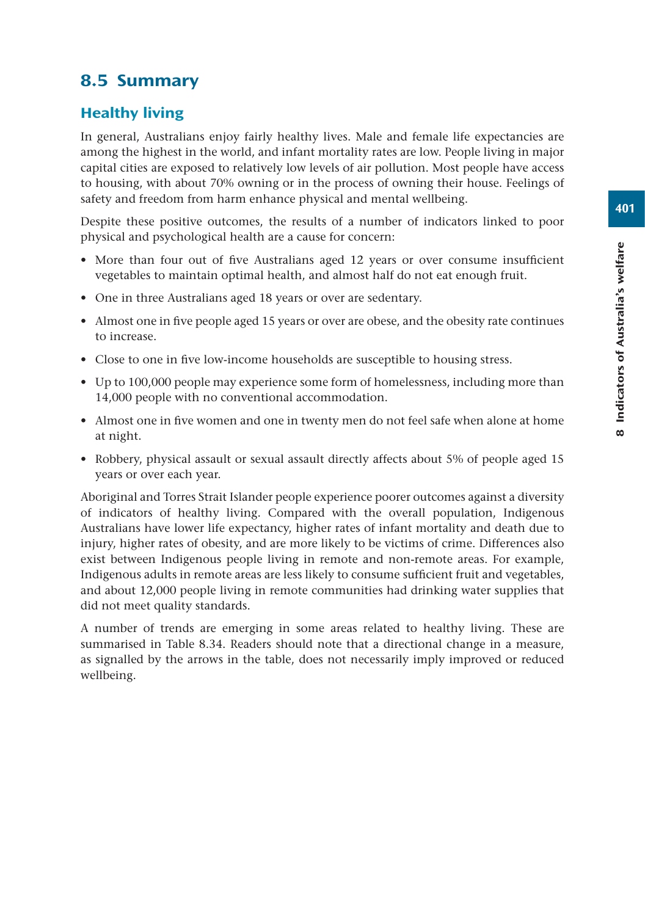## 8.5 Summary

### Healthy living

In general, Australians enjoy fairly healthy lives. Male and female life expectancies are among the highest in the world, and infant mortality rates are low. People living in major capital cities are exposed to relatively low levels of air pollution. Most people have access to housing, with about 70% owning or in the process of owning their house. Feelings of safety and freedom from harm enhance physical and mental wellbeing.

Despite these positive outcomes, the results of a number of indicators linked to poor physical and psychological health are a cause for concern:

- More than four out of five Australians aged 12 years or over consume insufficient vegetables to maintain optimal health, and almost half do not eat enough fruit.
- One in three Australians aged 18 years or over are sedentary.
- Almost one in five people aged 15 years or over are obese, and the obesity rate continues to increase.
- Close to one in five low-income households are susceptible to housing stress.
- Up to 100,000 people may experience some form of homelessness, including more than 14,000 people with no conventional accommodation.
- Almost one in five women and one in twenty men do not feel safe when alone at home at night.
- Robbery, physical assault or sexual assault directly affects about 5% of people aged 15 years or over each year.

Aboriginal and Torres Strait Islander people experience poorer outcomes against a diversity of indicators of healthy living. Compared with the overall population, Indigenous Australians have lower life expectancy, higher rates of infant mortality and death due to injury, higher rates of obesity, and are more likely to be victims of crime. Differences also exist between Indigenous people living in remote and non-remote areas. For example, Indigenous adults in remote areas are less likely to consume sufficient fruit and vegetables, and about 12,000 people living in remote communities had drinking water supplies that did not meet quality standards.

A number of trends are emerging in some areas related to healthy living. These are summarised in Table 8.34. Readers should note that a directional change in a measure, as signalled by the arrows in the table, does not necessarily imply improved or reduced wellbeing.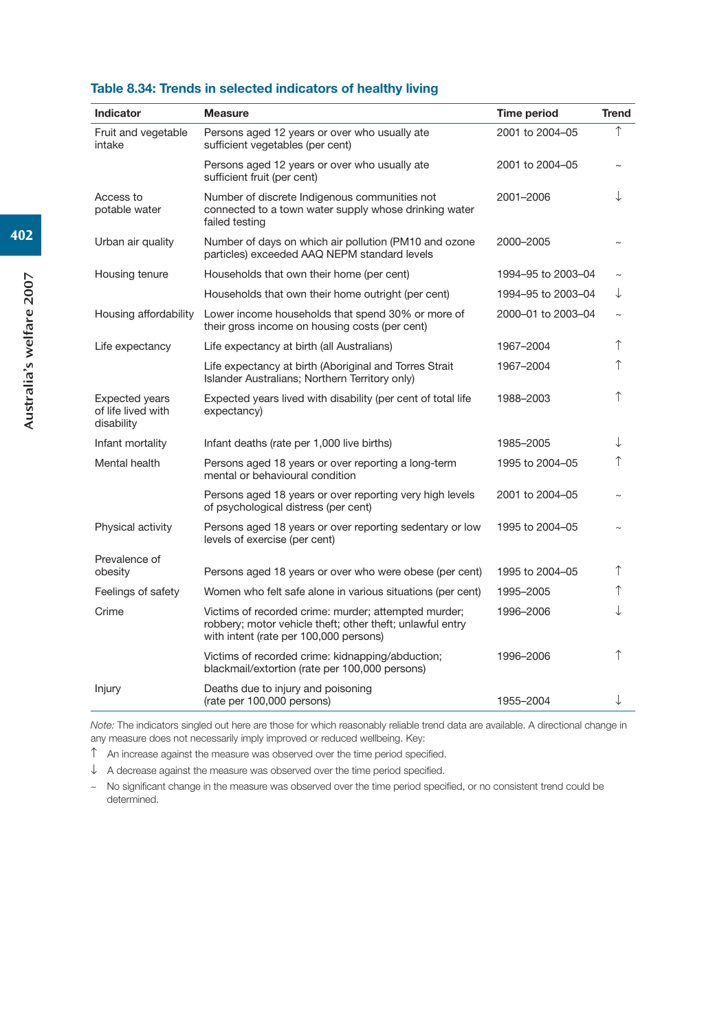### Table 8.34: Trends in selected indicators of healthy living

| Indicator | Measure | Time period | Trend |
|---|---|---|---|
| Fruit and vegetable intake | Persons aged 12 years or over who usually ate sufficient vegetables (per cent) | 2001 to 2004–05 | ↑ |
| | Persons aged 12 years or over who usually ate sufficient fruit (per cent) | 2001 to 2004–05 | ~ |
| Access to potable water | Number of discrete Indigenous communities not connected to a town water supply whose drinking water failed testing | 2001–2006 | ↓ |
| Urban air quality | Number of days on which air pollution (PM10 and ozone particles) exceeded AAQ NEPM standard levels | 2000–2005 | ~ |
| Housing tenure | Households that own their home (per cent) | 1994–95 to 2003–04 | ~ |
| | Households that own their home outright (per cent) | 1994–95 to 2003–04 | ↓ |
| Housing affordability | Lower income households that spend 30% or more of their gross income on housing costs (per cent) | 2000–01 to 2003–04 | ~ |
| Life expectancy | Life expectancy at birth (all Australians) | 1967–2004 | ↑ |
| | Life expectancy at birth (Aboriginal and Torres Strait Islander Australians; Northern Territory only) | 1967–2004 | ↑ |
| Expected years of life lived with disability | Expected years lived with disability (per cent of total life expectancy) | 1988–2003 | ↑ |
| Infant mortality | Infant deaths (rate per 1,000 live births) | 1985–2005 | ↓ |
| Mental health | Persons aged 18 years or over reporting a long-term mental or behavioural condition | 1995 to 2004–05 | ↑ |
| | Persons aged 18 years or over reporting very high levels of psychological distress (per cent) | 2001 to 2004–05 | ~ |
| Physical activity | Persons aged 18 years or over reporting sedentary or low levels of exercise (per cent) | 1995 to 2004–05 | ~ |
| Prevalence of obesity | Persons aged 18 years or over who were obese (per cent) | 1995 to 2004–05 | ↑ |
| Feelings of safety | Women who felt safe alone in various situations (per cent) | 1995–2005 | ↑ |
| Crime | Victims of recorded crime: murder; attempted murder; robbery; motor vehicle theft; other theft; unlawful entry with intent (rate per 100,000 persons) | 1996–2006 | ↓ |
| | Victims of recorded crime: kidnapping/abduction; blackmail/extortion (rate per 100,000 persons) | 1996–2006 | ↑ |
| Injury | Deaths due to injury and poisoning (rate per 100,000 persons) | 1955–2004 | ↓ |

*Note:* The indicators singled out here are those for which reasonably reliable trend data are available. A directional change in any measure does not necessarily imply improved or reduced wellbeing. Key:

↑ An increase against the measure was observed over the time period specified.

↓ A decrease against the measure was observed over the time period specified.

~ No significant change in the measure was observed over the time period specified, or no consistent trend could be determined.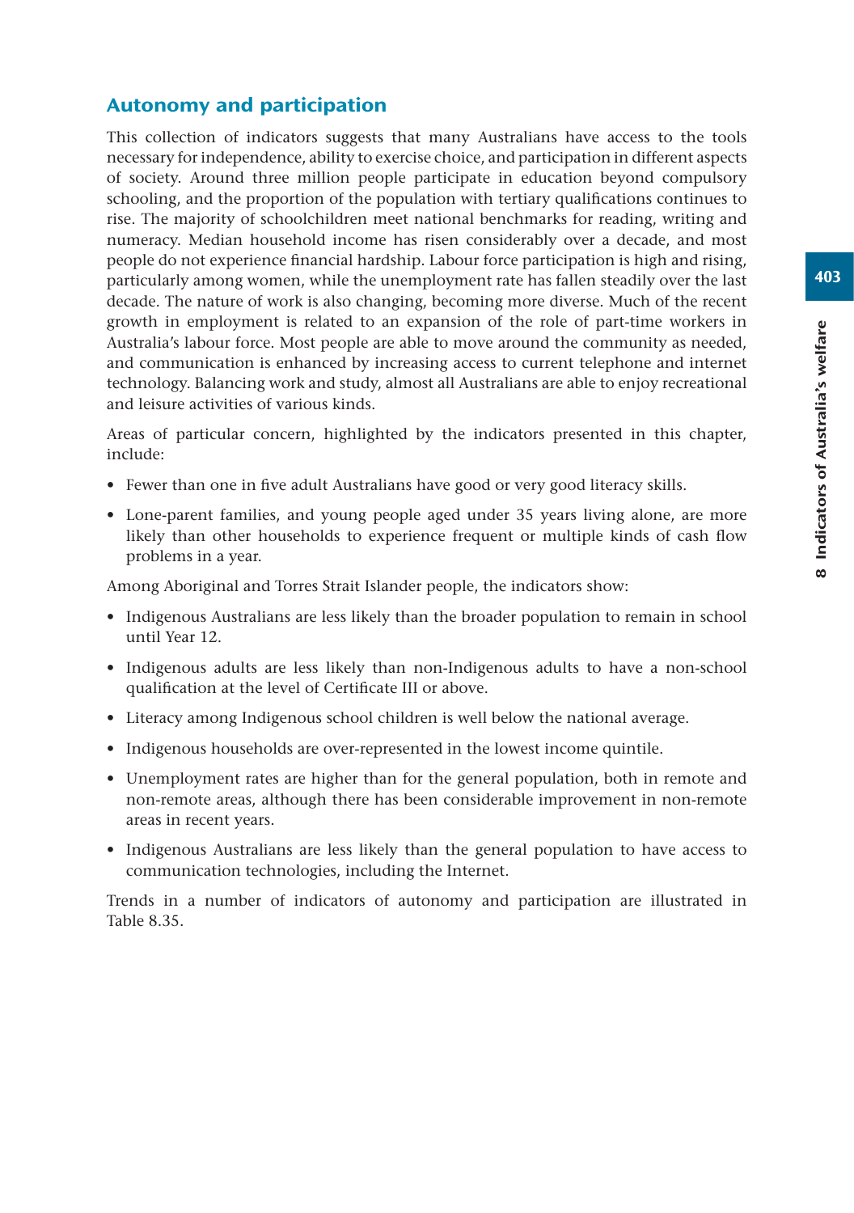## Autonomy and participation

This collection of indicators suggests that many Australians have access to the tools necessary for independence, ability to exercise choice, and participation in different aspects of society. Around three million people participate in education beyond compulsory schooling, and the proportion of the population with tertiary qualifications continues to rise. The majority of schoolchildren meet national benchmarks for reading, writing and numeracy. Median household income has risen considerably over a decade, and most people do not experience financial hardship. Labour force participation is high and rising, particularly among women, while the unemployment rate has fallen steadily over the last decade. The nature of work is also changing, becoming more diverse. Much of the recent growth in employment is related to an expansion of the role of part-time workers in Australia's labour force. Most people are able to move around the community as needed, and communication is enhanced by increasing access to current telephone and internet technology. Balancing work and study, almost all Australians are able to enjoy recreational and leisure activities of various kinds.

Areas of particular concern, highlighted by the indicators presented in this chapter, include:

- Fewer than one in five adult Australians have good or very good literacy skills.
- Lone-parent families, and young people aged under 35 years living alone, are more likely than other households to experience frequent or multiple kinds of cash flow problems in a year.

Among Aboriginal and Torres Strait Islander people, the indicators show:

- Indigenous Australians are less likely than the broader population to remain in school until Year 12.
- Indigenous adults are less likely than non-Indigenous adults to have a non-school qualification at the level of Certificate III or above.
- Literacy among Indigenous school children is well below the national average.
- Indigenous households are over-represented in the lowest income quintile.
- Unemployment rates are higher than for the general population, both in remote and non-remote areas, although there has been considerable improvement in non-remote areas in recent years.
- Indigenous Australians are less likely than the general population to have access to communication technologies, including the Internet.

Trends in a number of indicators of autonomy and participation are illustrated in Table 8.35.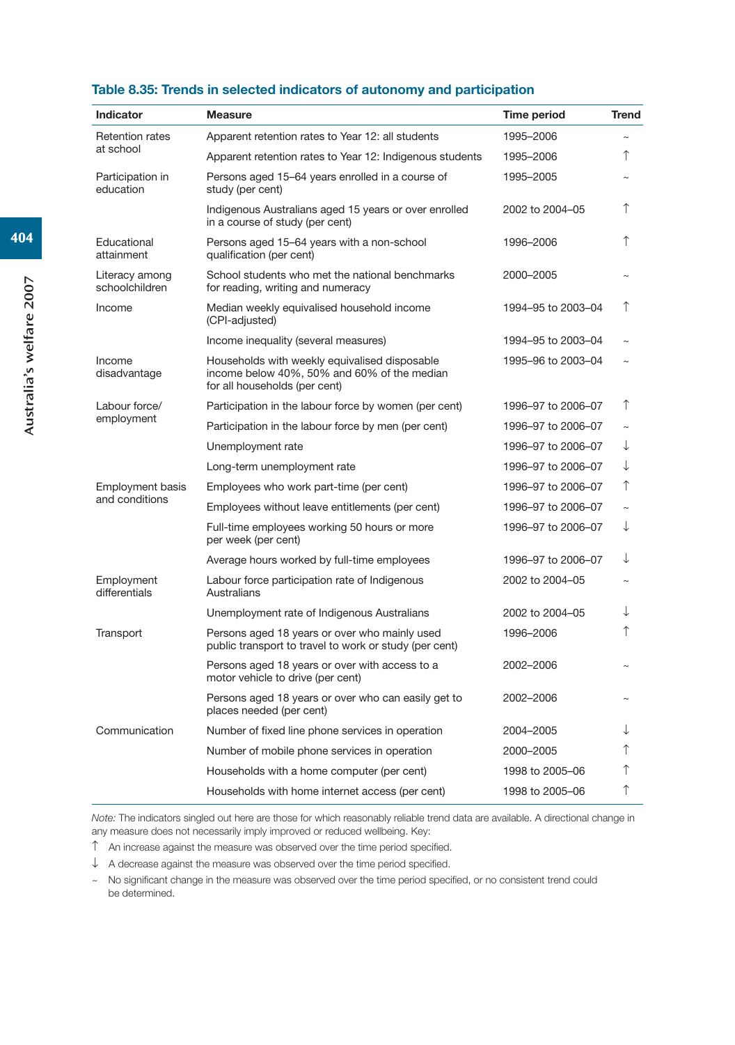### Table 8.35: Trends in selected indicators of autonomy and participation

| Indicator | Measure | Time period | Trend |
|---|---|---|---|
| Retention rates at school | Apparent retention rates to Year 12: all students | 1995–2006 | ~ |
| | Apparent retention rates to Year 12: Indigenous students | 1995–2006 | ↑ |
| Participation in education | Persons aged 15–64 years enrolled in a course of study (per cent) | 1995–2005 | ~ |
| | Indigenous Australians aged 15 years or over enrolled in a course of study (per cent) | 2002 to 2004–05 | ↑ |
| Educational attainment | Persons aged 15–64 years with a non-school qualification (per cent) | 1996–2006 | ↑ |
| Literacy among schoolchildren | School students who met the national benchmarks for reading, writing and numeracy | 2000–2005 | ~ |
| Income | Median weekly equivalised household income (CPI-adjusted) | 1994–95 to 2003–04 | ↑ |
| | Income inequality (several measures) | 1994–95 to 2003–04 | ~ |
| Income disadvantage | Households with weekly equivalised disposable income below 40%, 50% and 60% of the median for all households (per cent) | 1995–96 to 2003–04 | ~ |
| Labour force/ employment | Participation in the labour force by women (per cent) | 1996–97 to 2006–07 | ↑ |
| | Participation in the labour force by men (per cent) | 1996–97 to 2006–07 | ~ |
| | Unemployment rate | 1996–97 to 2006–07 | ↓ |
| | Long-term unemployment rate | 1996–97 to 2006–07 | ↓ |
| Employment basis and conditions | Employees who work part-time (per cent) | 1996–97 to 2006–07 | ↑ |
| | Employees without leave entitlements (per cent) | 1996–97 to 2006–07 | ~ |
| | Full-time employees working 50 hours or more per week (per cent) | 1996–97 to 2006–07 | ↓ |
| | Average hours worked by full-time employees | 1996–97 to 2006–07 | ↓ |
| Employment differentials | Labour force participation rate of Indigenous Australians | 2002 to 2004–05 | ~ |
| | Unemployment rate of Indigenous Australians | 2002 to 2004–05 | ↓ |
| Transport | Persons aged 18 years or over who mainly used public transport to travel to work or study (per cent) | 1996–2006 | ↑ |
| | Persons aged 18 years or over with access to a motor vehicle to drive (per cent) | 2002–2006 | ~ |
| | Persons aged 18 years or over who can easily get to places needed (per cent) | 2002–2006 | ~ |
| Communication | Number of fixed line phone services in operation | 2004–2005 | ↓ |
| | Number of mobile phone services in operation | 2000–2005 | ↑ |
| | Households with a home computer (per cent) | 1998 to 2005–06 | ↑ |
| | Households with home internet access (per cent) | 1998 to 2005–06 | ↑ |

*Note:* The indicators singled out here are those for which reasonably reliable trend data are available. A directional change in any measure does not necessarily imply improved or reduced wellbeing. Key:

↑ An increase against the measure was observed over the time period specified.

↓ A decrease against the measure was observed over the time period specified.

~ No significant change in the measure was observed over the time period specified, or no consistent trend could be determined.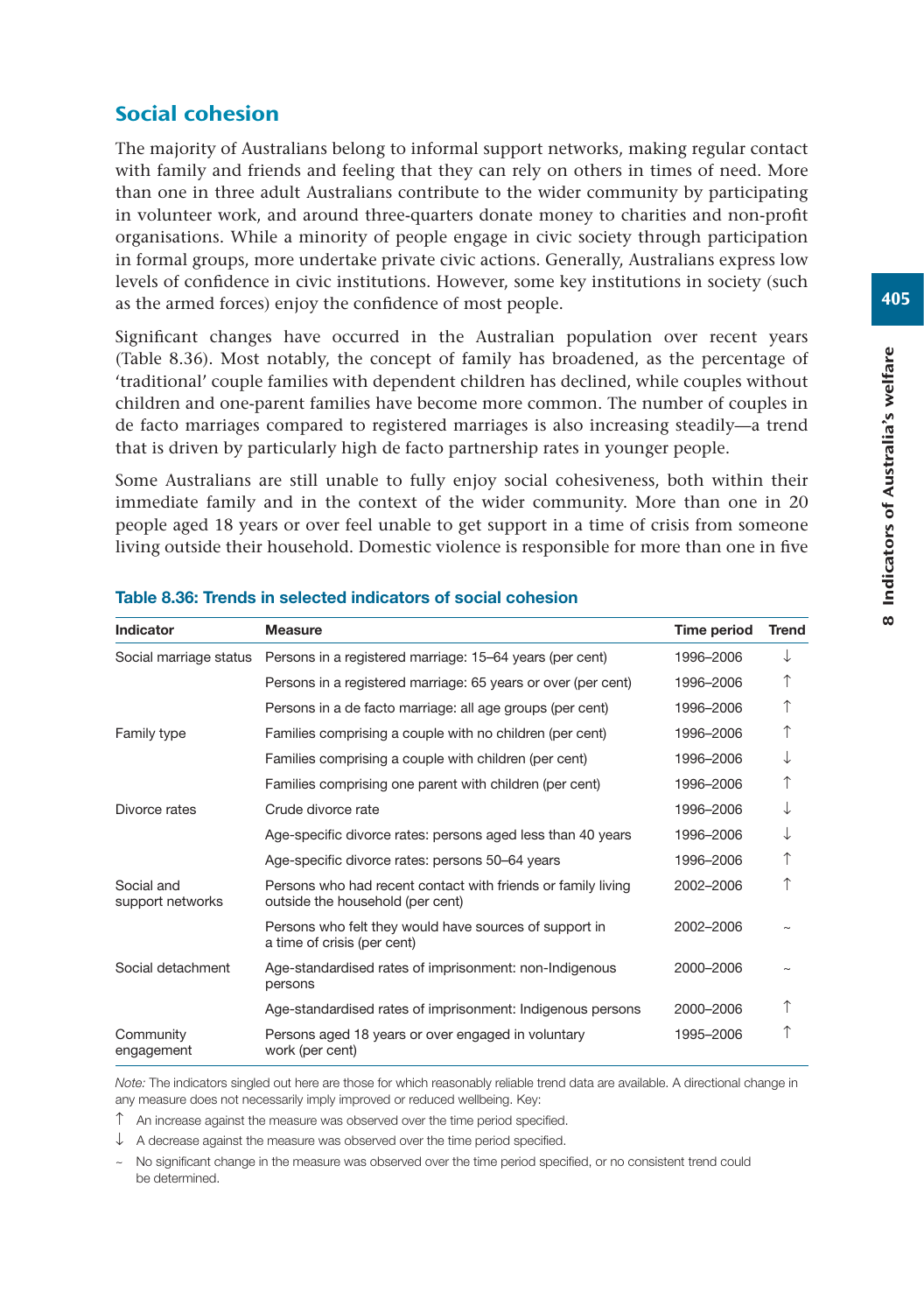## Social cohesion

The majority of Australians belong to informal support networks, making regular contact with family and friends and feeling that they can rely on others in times of need. More than one in three adult Australians contribute to the wider community by participating in volunteer work, and around three-quarters donate money to charities and non-profit organisations. While a minority of people engage in civic society through participation in formal groups, more undertake private civic actions. Generally, Australians express low levels of confidence in civic institutions. However, some key institutions in society (such as the armed forces) enjoy the confidence of most people.

Significant changes have occurred in the Australian population over recent years (Table 8.36). Most notably, the concept of family has broadened, as the percentage of 'traditional' couple families with dependent children has declined, while couples without children and one-parent families have become more common. The number of couples in de facto marriages compared to registered marriages is also increasing steadily—a trend that is driven by particularly high de facto partnership rates in younger people.

Some Australians are still unable to fully enjoy social cohesiveness, both within their immediate family and in the context of the wider community. More than one in 20 people aged 18 years or over feel unable to get support in a time of crisis from someone living outside their household. Domestic violence is responsible for more than one in five

**Table 8.36: Trends in selected indicators of social cohesion**

| Indicator | Measure | Time period | Trend |
|---|---|---|---|
| Social marriage status | Persons in a registered marriage: 15–64 years (per cent) | 1996–2006 | ↓ |
| | Persons in a registered marriage: 65 years or over (per cent) | 1996–2006 | ↑ |
| | Persons in a de facto marriage: all age groups (per cent) | 1996–2006 | ↑ |
| Family type | Families comprising a couple with no children (per cent) | 1996–2006 | ↑ |
| | Families comprising a couple with children (per cent) | 1996–2006 | ↓ |
| | Families comprising one parent with children (per cent) | 1996–2006 | ↑ |
| Divorce rates | Crude divorce rate | 1996–2006 | ↓ |
| | Age-specific divorce rates: persons aged less than 40 years | 1996–2006 | ↓ |
| | Age-specific divorce rates: persons 50–64 years | 1996–2006 | ↑ |
| Social and support networks | Persons who had recent contact with friends or family living outside the household (per cent) | 2002–2006 | ↑ |
| | Persons who felt they would have sources of support in a time of crisis (per cent) | 2002–2006 | ~ |
| Social detachment | Age-standardised rates of imprisonment: non-Indigenous persons | 2000–2006 | ~ |
| | Age-standardised rates of imprisonment: Indigenous persons | 2000–2006 | ↑ |
| Community engagement | Persons aged 18 years or over engaged in voluntary work (per cent) | 1995–2006 | ↑ |

*Note:* The indicators singled out here are those for which reasonably reliable trend data are available. A directional change in any measure does not necessarily imply improved or reduced wellbeing. Key:

↑ An increase against the measure was observed over the time period specified.

↓ A decrease against the measure was observed over the time period specified.

~ No significant change in the measure was observed over the time period specified, or no consistent trend could be determined.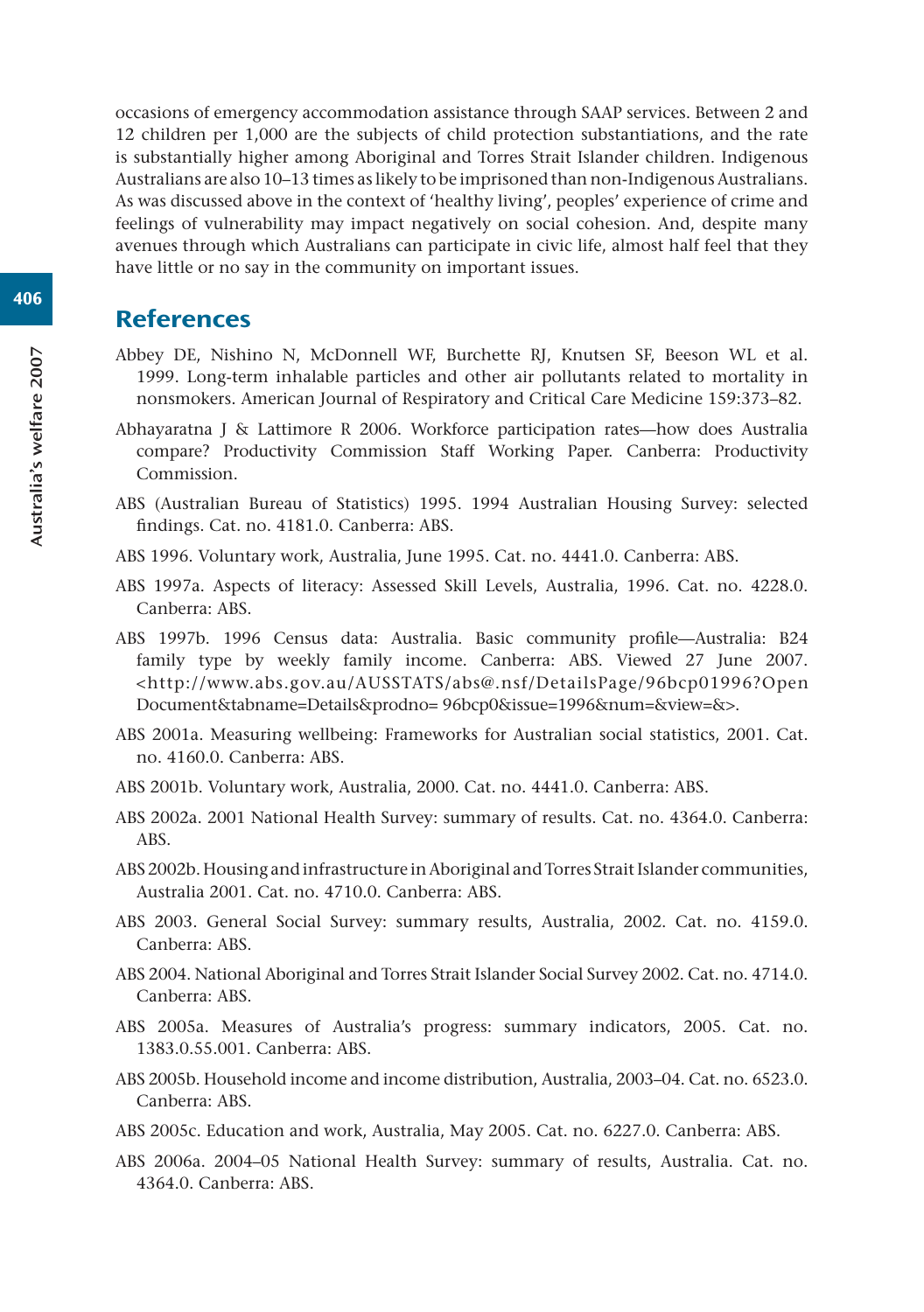occasions of emergency accommodation assistance through SAAP services. Between 2 and 12 children per 1,000 are the subjects of child protection substantiations, and the rate is substantially higher among Aboriginal and Torres Strait Islander children. Indigenous Australians are also 10–13 times as likely to be imprisoned than non-Indigenous Australians. As was discussed above in the context of 'healthy living', peoples' experience of crime and feelings of vulnerability may impact negatively on social cohesion. And, despite many avenues through which Australians can participate in civic life, almost half feel that they have little or no say in the community on important issues.

## References

Abbey DE, Nishino N, McDonnell WF, Burchette RJ, Knutsen SF, Beeson WL et al. 1999. Long-term inhalable particles and other air pollutants related to mortality in nonsmokers. American Journal of Respiratory and Critical Care Medicine 159:373–82.

Abhayaratna J & Lattimore R 2006. Workforce participation rates—how does Australia compare? Productivity Commission Staff Working Paper. Canberra: Productivity Commission.

ABS (Australian Bureau of Statistics) 1995. 1994 Australian Housing Survey: selected findings. Cat. no. 4181.0. Canberra: ABS.

ABS 1996. Voluntary work, Australia, June 1995. Cat. no. 4441.0. Canberra: ABS.

ABS 1997a. Aspects of literacy: Assessed Skill Levels, Australia, 1996. Cat. no. 4228.0. Canberra: ABS.

ABS 1997b. 1996 Census data: Australia. Basic community profile—Australia: B24 family type by weekly family income. Canberra: ABS. Viewed 27 June 2007. <http://www.abs.gov.au/AUSSTATS/abs@.nsf/DetailsPage/96bcp01996?OpenDocument&tabname=Details&prodno= 96bcp0&issue=1996&num=&view=&>.

ABS 2001a. Measuring wellbeing: Frameworks for Australian social statistics, 2001. Cat. no. 4160.0. Canberra: ABS.

ABS 2001b. Voluntary work, Australia, 2000. Cat. no. 4441.0. Canberra: ABS.

ABS 2002a. 2001 National Health Survey: summary of results. Cat. no. 4364.0. Canberra: ABS.

ABS 2002b. Housing and infrastructure in Aboriginal and Torres Strait Islander communities, Australia 2001. Cat. no. 4710.0. Canberra: ABS.

ABS 2003. General Social Survey: summary results, Australia, 2002. Cat. no. 4159.0. Canberra: ABS.

ABS 2004. National Aboriginal and Torres Strait Islander Social Survey 2002. Cat. no. 4714.0. Canberra: ABS.

ABS 2005a. Measures of Australia's progress: summary indicators, 2005. Cat. no. 1383.0.55.001. Canberra: ABS.

ABS 2005b. Household income and income distribution, Australia, 2003–04. Cat. no. 6523.0. Canberra: ABS.

ABS 2005c. Education and work, Australia, May 2005. Cat. no. 6227.0. Canberra: ABS.

ABS 2006a. 2004–05 National Health Survey: summary of results, Australia. Cat. no. 4364.0. Canberra: ABS.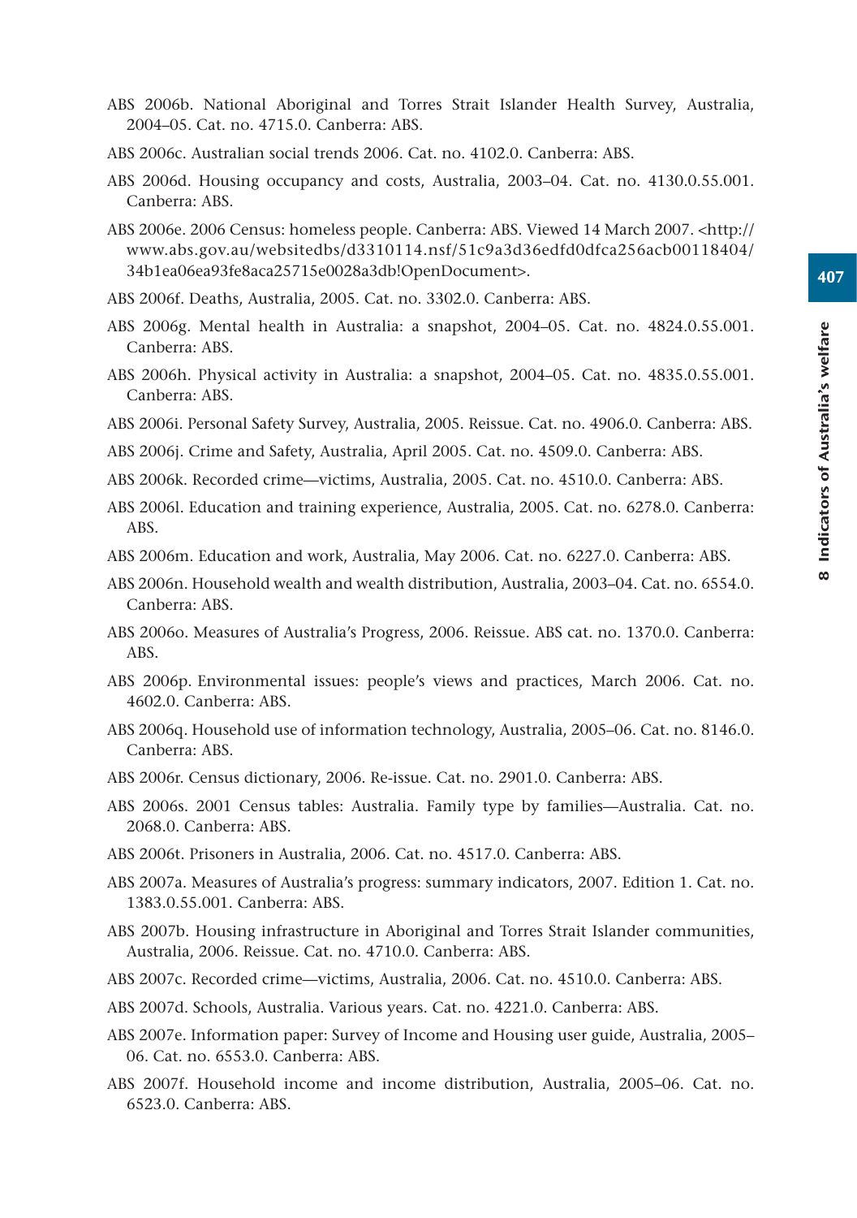ABS 2006b. National Aboriginal and Torres Strait Islander Health Survey, Australia, 2004–05. Cat. no. 4715.0. Canberra: ABS.

ABS 2006c. Australian social trends 2006. Cat. no. 4102.0. Canberra: ABS.

ABS 2006d. Housing occupancy and costs, Australia, 2003–04. Cat. no. 4130.0.55.001. Canberra: ABS.

ABS 2006e. 2006 Census: homeless people. Canberra: ABS. Viewed 14 March 2007. <http://www.abs.gov.au/websitedbs/d3310114.nsf/51c9a3d36edfd0dfca256acb00118404/34b1ea06ea93fe8aca25715e0028a3db!OpenDocument>.

ABS 2006f. Deaths, Australia, 2005. Cat. no. 3302.0. Canberra: ABS.

ABS 2006g. Mental health in Australia: a snapshot, 2004–05. Cat. no. 4824.0.55.001. Canberra: ABS.

ABS 2006h. Physical activity in Australia: a snapshot, 2004–05. Cat. no. 4835.0.55.001. Canberra: ABS.

ABS 2006i. Personal Safety Survey, Australia, 2005. Reissue. Cat. no. 4906.0. Canberra: ABS.

ABS 2006j. Crime and Safety, Australia, April 2005. Cat. no. 4509.0. Canberra: ABS.

ABS 2006k. Recorded crime—victims, Australia, 2005. Cat. no. 4510.0. Canberra: ABS.

ABS 2006l. Education and training experience, Australia, 2005. Cat. no. 6278.0. Canberra: ABS.

ABS 2006m. Education and work, Australia, May 2006. Cat. no. 6227.0. Canberra: ABS.

ABS 2006n. Household wealth and wealth distribution, Australia, 2003–04. Cat. no. 6554.0. Canberra: ABS.

ABS 2006o. Measures of Australia's Progress, 2006. Reissue. ABS cat. no. 1370.0. Canberra: ABS.

ABS 2006p. Environmental issues: people's views and practices, March 2006. Cat. no. 4602.0. Canberra: ABS.

ABS 2006q. Household use of information technology, Australia, 2005–06. Cat. no. 8146.0. Canberra: ABS.

ABS 2006r. Census dictionary, 2006. Re-issue. Cat. no. 2901.0. Canberra: ABS.

ABS 2006s. 2001 Census tables: Australia. Family type by families—Australia. Cat. no. 2068.0. Canberra: ABS.

ABS 2006t. Prisoners in Australia, 2006. Cat. no. 4517.0. Canberra: ABS.

ABS 2007a. Measures of Australia's progress: summary indicators, 2007. Edition 1. Cat. no. 1383.0.55.001. Canberra: ABS.

ABS 2007b. Housing infrastructure in Aboriginal and Torres Strait Islander communities, Australia, 2006. Reissue. Cat. no. 4710.0. Canberra: ABS.

ABS 2007c. Recorded crime—victims, Australia, 2006. Cat. no. 4510.0. Canberra: ABS.

ABS 2007d. Schools, Australia. Various years. Cat. no. 4221.0. Canberra: ABS.

ABS 2007e. Information paper: Survey of Income and Housing user guide, Australia, 2005–06. Cat. no. 6553.0. Canberra: ABS.

ABS 2007f. Household income and income distribution, Australia, 2005–06. Cat. no. 6523.0. Canberra: ABS.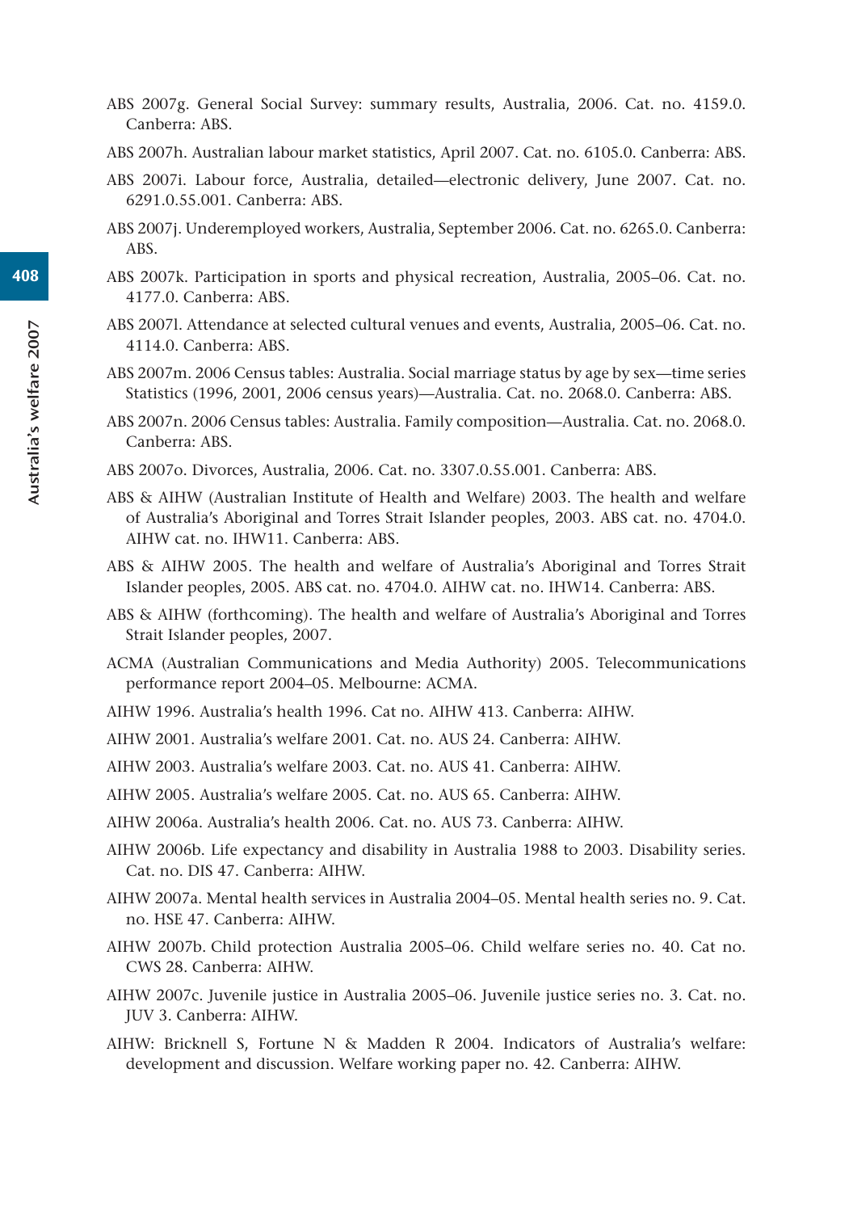ABS 2007g. General Social Survey: summary results, Australia, 2006. Cat. no. 4159.0. Canberra: ABS.

ABS 2007h. Australian labour market statistics, April 2007. Cat. no. 6105.0. Canberra: ABS.

ABS 2007i. Labour force, Australia, detailed—electronic delivery, June 2007. Cat. no. 6291.0.55.001. Canberra: ABS.

ABS 2007j. Underemployed workers, Australia, September 2006. Cat. no. 6265.0. Canberra: ABS.

ABS 2007k. Participation in sports and physical recreation, Australia, 2005–06. Cat. no. 4177.0. Canberra: ABS.

ABS 2007l. Attendance at selected cultural venues and events, Australia, 2005–06. Cat. no. 4114.0. Canberra: ABS.

ABS 2007m. 2006 Census tables: Australia. Social marriage status by age by sex—time series Statistics (1996, 2001, 2006 census years)—Australia. Cat. no. 2068.0. Canberra: ABS.

ABS 2007n. 2006 Census tables: Australia. Family composition—Australia. Cat. no. 2068.0. Canberra: ABS.

ABS 2007o. Divorces, Australia, 2006. Cat. no. 3307.0.55.001. Canberra: ABS.

ABS & AIHW (Australian Institute of Health and Welfare) 2003. The health and welfare of Australia's Aboriginal and Torres Strait Islander peoples, 2003. ABS cat. no. 4704.0. AIHW cat. no. IHW11. Canberra: ABS.

ABS & AIHW 2005. The health and welfare of Australia's Aboriginal and Torres Strait Islander peoples, 2005. ABS cat. no. 4704.0. AIHW cat. no. IHW14. Canberra: ABS.

ABS & AIHW (forthcoming). The health and welfare of Australia's Aboriginal and Torres Strait Islander peoples, 2007.

ACMA (Australian Communications and Media Authority) 2005. Telecommunications performance report 2004–05. Melbourne: ACMA.

AIHW 1996. Australia's health 1996. Cat no. AIHW 413. Canberra: AIHW.

AIHW 2001. Australia's welfare 2001. Cat. no. AUS 24. Canberra: AIHW.

AIHW 2003. Australia's welfare 2003. Cat. no. AUS 41. Canberra: AIHW.

AIHW 2005. Australia's welfare 2005. Cat. no. AUS 65. Canberra: AIHW.

AIHW 2006a. Australia's health 2006. Cat. no. AUS 73. Canberra: AIHW.

AIHW 2006b. Life expectancy and disability in Australia 1988 to 2003. Disability series. Cat. no. DIS 47. Canberra: AIHW.

AIHW 2007a. Mental health services in Australia 2004–05. Mental health series no. 9. Cat. no. HSE 47. Canberra: AIHW.

AIHW 2007b. Child protection Australia 2005–06. Child welfare series no. 40. Cat no. CWS 28. Canberra: AIHW.

AIHW 2007c. Juvenile justice in Australia 2005–06. Juvenile justice series no. 3. Cat. no. JUV 3. Canberra: AIHW.

AIHW: Bricknell S, Fortune N & Madden R 2004. Indicators of Australia's welfare: development and discussion. Welfare working paper no. 42. Canberra: AIHW.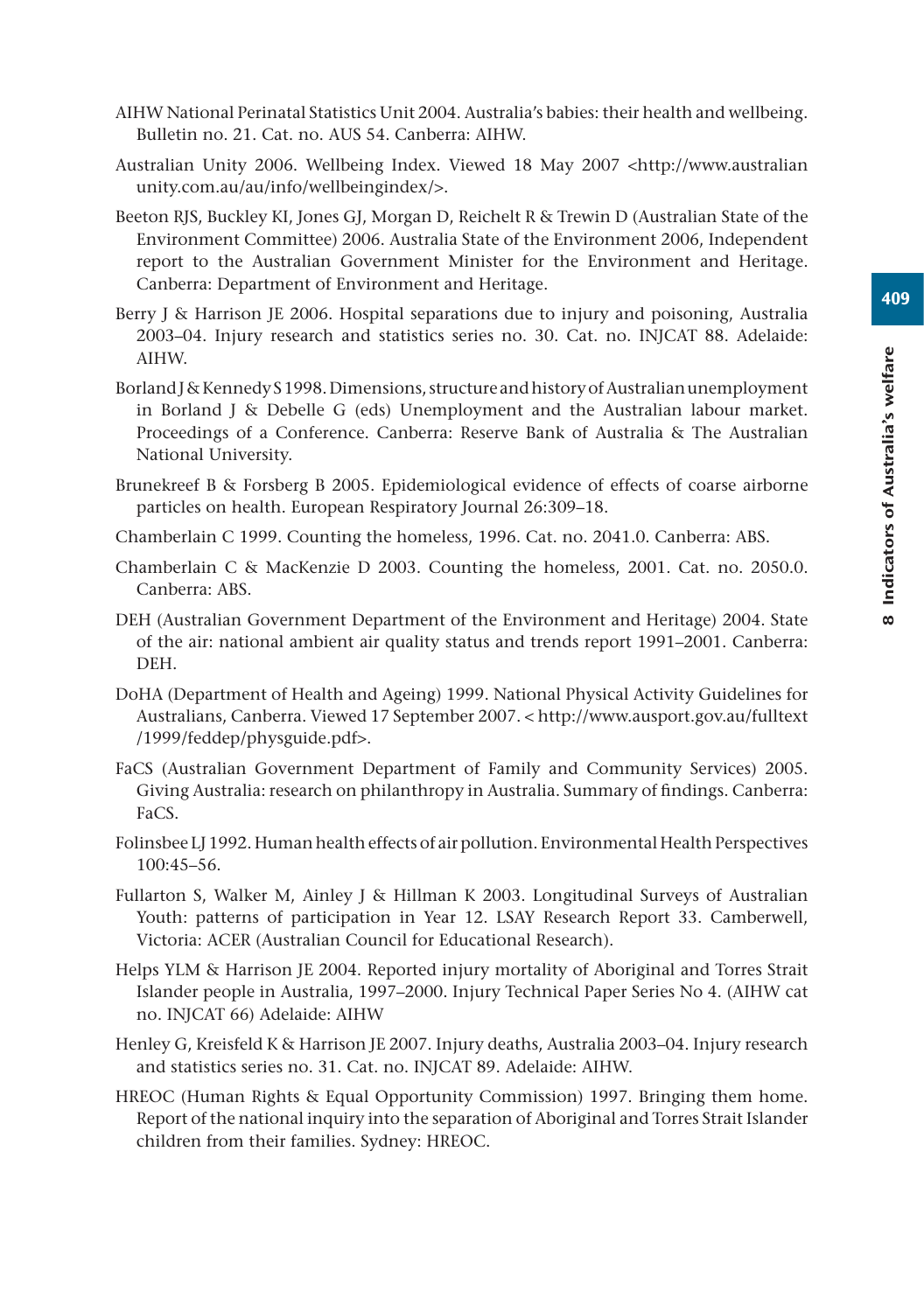AIHW National Perinatal Statistics Unit 2004. Australia's babies: their health and wellbeing. Bulletin no. 21. Cat. no. AUS 54. Canberra: AIHW.

Australian Unity 2006. Wellbeing Index. Viewed 18 May 2007 <http://www.australianunity.com.au/au/info/wellbeingindex/>.

Beeton RJS, Buckley KI, Jones GJ, Morgan D, Reichelt R & Trewin D (Australian State of the Environment Committee) 2006. Australia State of the Environment 2006, Independent report to the Australian Government Minister for the Environment and Heritage. Canberra: Department of Environment and Heritage.

Berry J & Harrison JE 2006. Hospital separations due to injury and poisoning, Australia 2003–04. Injury research and statistics series no. 30. Cat. no. INJCAT 88. Adelaide: AIHW.

Borland J & Kennedy S 1998. Dimensions, structure and history of Australian unemployment in Borland J & Debelle G (eds) Unemployment and the Australian labour market. Proceedings of a Conference. Canberra: Reserve Bank of Australia & The Australian National University.

Brunekreef B & Forsberg B 2005. Epidemiological evidence of effects of coarse airborne particles on health. European Respiratory Journal 26:309–18.

Chamberlain C 1999. Counting the homeless, 1996. Cat. no. 2041.0. Canberra: ABS.

Chamberlain C & MacKenzie D 2003. Counting the homeless, 2001. Cat. no. 2050.0. Canberra: ABS.

DEH (Australian Government Department of the Environment and Heritage) 2004. State of the air: national ambient air quality status and trends report 1991–2001. Canberra: DEH.

DoHA (Department of Health and Ageing) 1999. National Physical Activity Guidelines for Australians, Canberra. Viewed 17 September 2007. < http://www.ausport.gov.au/fulltext/1999/feddep/physguide.pdf>.

FaCS (Australian Government Department of Family and Community Services) 2005. Giving Australia: research on philanthropy in Australia. Summary of findings. Canberra: FaCS.

Folinsbee LJ 1992. Human health effects of air pollution. Environmental Health Perspectives 100:45–56.

Fullarton S, Walker M, Ainley J & Hillman K 2003. Longitudinal Surveys of Australian Youth: patterns of participation in Year 12. LSAY Research Report 33. Camberwell, Victoria: ACER (Australian Council for Educational Research).

Helps YLM & Harrison JE 2004. Reported injury mortality of Aboriginal and Torres Strait Islander people in Australia, 1997–2000. Injury Technical Paper Series No 4. (AIHW cat no. INJCAT 66) Adelaide: AIHW

Henley G, Kreisfeld K & Harrison JE 2007. Injury deaths, Australia 2003–04. Injury research and statistics series no. 31. Cat. no. INJCAT 89. Adelaide: AIHW.

HREOC (Human Rights & Equal Opportunity Commission) 1997. Bringing them home. Report of the national inquiry into the separation of Aboriginal and Torres Strait Islander children from their families. Sydney: HREOC.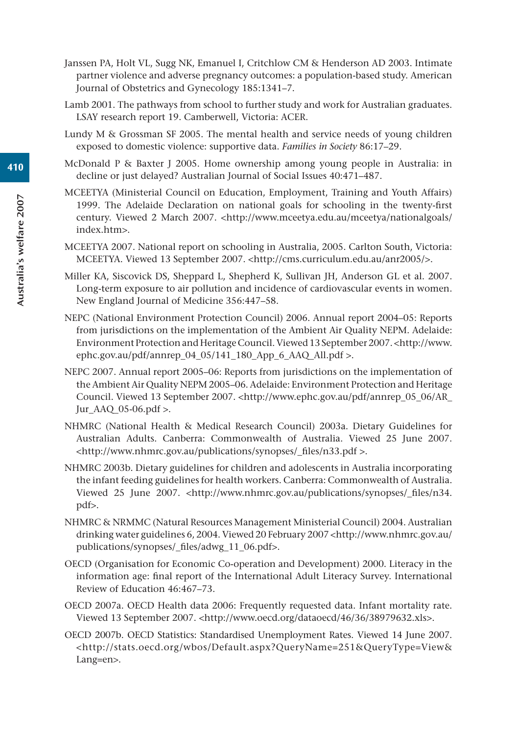Janssen PA, Holt VL, Sugg NK, Emanuel I, Critchlow CM & Henderson AD 2003. Intimate partner violence and adverse pregnancy outcomes: a population-based study. American Journal of Obstetrics and Gynecology 185:1341–7.

Lamb 2001. The pathways from school to further study and work for Australian graduates. LSAY research report 19. Camberwell, Victoria: ACER.

Lundy M & Grossman SF 2005. The mental health and service needs of young children exposed to domestic violence: supportive data. *Families in Society* 86:17–29.

McDonald P & Baxter J 2005. Home ownership among young people in Australia: in decline or just delayed? Australian Journal of Social Issues 40:471–487.

MCEETYA (Ministerial Council on Education, Employment, Training and Youth Affairs) 1999. The Adelaide Declaration on national goals for schooling in the twenty-first century. Viewed 2 March 2007. <http://www.mceetya.edu.au/mceetya/nationalgoals/index.htm>.

MCEETYA 2007. National report on schooling in Australia, 2005. Carlton South, Victoria: MCEETYA. Viewed 13 September 2007. <http://cms.curriculum.edu.au/anr2005/>.

Miller KA, Siscovick DS, Sheppard L, Shepherd K, Sullivan JH, Anderson GL et al. 2007. Long-term exposure to air pollution and incidence of cardiovascular events in women. New England Journal of Medicine 356:447–58.

NEPC (National Environment Protection Council) 2006. Annual report 2004–05: Reports from jurisdictions on the implementation of the Ambient Air Quality NEPM. Adelaide: Environment Protection and Heritage Council. Viewed 13 September 2007. <http://www.ephc.gov.au/pdf/annrep_04_05/141_180_App_6_AAQ_All.pdf >.

NEPC 2007. Annual report 2005–06: Reports from jurisdictions on the implementation of the Ambient Air Quality NEPM 2005–06. Adelaide: Environment Protection and Heritage Council. Viewed 13 September 2007. <http://www.ephc.gov.au/pdf/annrep_05_06/AR_Jur_AAQ_05-06.pdf >.

NHMRC (National Health & Medical Research Council) 2003a. Dietary Guidelines for Australian Adults. Canberra: Commonwealth of Australia. Viewed 25 June 2007. <http://www.nhmrc.gov.au/publications/synopses/_files/n33.pdf >.

NHMRC 2003b. Dietary guidelines for children and adolescents in Australia incorporating the infant feeding guidelines for health workers. Canberra: Commonwealth of Australia. Viewed 25 June 2007. <http://www.nhmrc.gov.au/publications/synopses/_files/n34.pdf>.

NHMRC & NRMMC (Natural Resources Management Ministerial Council) 2004. Australian drinking water guidelines 6, 2004. Viewed 20 February 2007 <http://www.nhmrc.gov.au/publications/synopses/_files/adwg_11_06.pdf>.

OECD (Organisation for Economic Co-operation and Development) 2000. Literacy in the information age: final report of the International Adult Literacy Survey. International Review of Education 46:467–73.

OECD 2007a. OECD Health data 2006: Frequently requested data. Infant mortality rate. Viewed 13 September 2007. <http://www.oecd.org/dataoecd/46/36/38979632.xls>.

OECD 2007b. OECD Statistics: Standardised Unemployment Rates. Viewed 14 June 2007. <http://stats.oecd.org/wbos/Default.aspx?QueryName=251&QueryType=View&Lang=en>.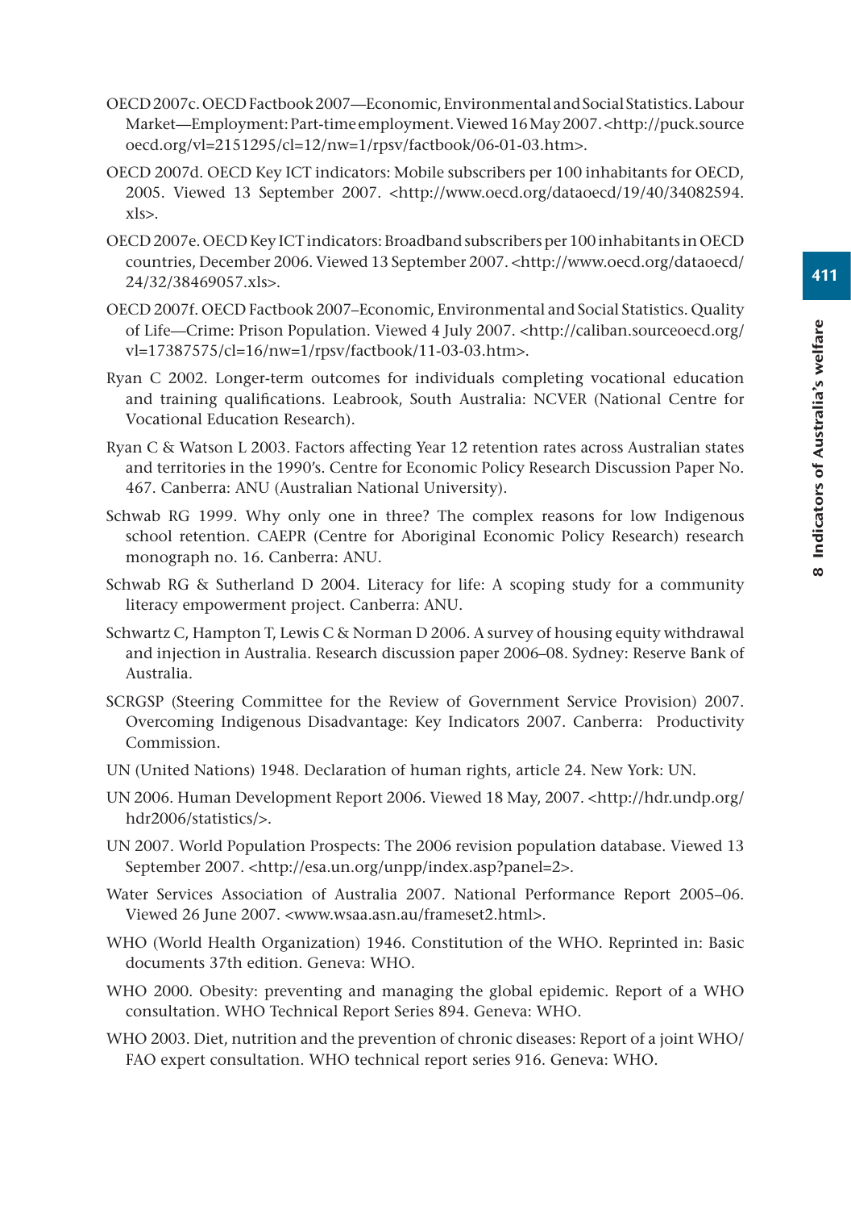OECD 2007c. OECD Factbook 2007—Economic, Environmental and Social Statistics. Labour Market—Employment: Part-time employment. Viewed 16 May 2007. <http://puck.sourceoecd.org/vl=2151295/cl=12/nw=1/rpsv/factbook/06-01-03.htm>.

OECD 2007d. OECD Key ICT indicators: Mobile subscribers per 100 inhabitants for OECD, 2005. Viewed 13 September 2007. <http://www.oecd.org/dataoecd/19/40/34082594.xls>.

OECD 2007e. OECD Key ICT indicators: Broadband subscribers per 100 inhabitants in OECD countries, December 2006. Viewed 13 September 2007. <http://www.oecd.org/dataoecd/24/32/38469057.xls>.

OECD 2007f. OECD Factbook 2007–Economic, Environmental and Social Statistics. Quality of Life—Crime: Prison Population. Viewed 4 July 2007. <http://caliban.sourceoecd.org/vl=17387575/cl=16/nw=1/rpsv/factbook/11-03-03.htm>.

Ryan C 2002. Longer-term outcomes for individuals completing vocational education and training qualifications. Leabrook, South Australia: NCVER (National Centre for Vocational Education Research).

Ryan C & Watson L 2003. Factors affecting Year 12 retention rates across Australian states and territories in the 1990's. Centre for Economic Policy Research Discussion Paper No. 467. Canberra: ANU (Australian National University).

Schwab RG 1999. Why only one in three? The complex reasons for low Indigenous school retention. CAEPR (Centre for Aboriginal Economic Policy Research) research monograph no. 16. Canberra: ANU.

Schwab RG & Sutherland D 2004. Literacy for life: A scoping study for a community literacy empowerment project. Canberra: ANU.

Schwartz C, Hampton T, Lewis C & Norman D 2006. A survey of housing equity withdrawal and injection in Australia. Research discussion paper 2006–08. Sydney: Reserve Bank of Australia.

SCRGSP (Steering Committee for the Review of Government Service Provision) 2007. Overcoming Indigenous Disadvantage: Key Indicators 2007. Canberra: Productivity Commission.

UN (United Nations) 1948. Declaration of human rights, article 24. New York: UN.

UN 2006. Human Development Report 2006. Viewed 18 May, 2007. <http://hdr.undp.org/hdr2006/statistics/>.

UN 2007. World Population Prospects: The 2006 revision population database. Viewed 13 September 2007. <http://esa.un.org/unpp/index.asp?panel=2>.

Water Services Association of Australia 2007. National Performance Report 2005–06. Viewed 26 June 2007. <www.wsaa.asn.au/frameset2.html>.

WHO (World Health Organization) 1946. Constitution of the WHO. Reprinted in: Basic documents 37th edition. Geneva: WHO.

WHO 2000. Obesity: preventing and managing the global epidemic. Report of a WHO consultation. WHO Technical Report Series 894. Geneva: WHO.

WHO 2003. Diet, nutrition and the prevention of chronic diseases: Report of a joint WHO/FAO expert consultation. WHO technical report series 916. Geneva: WHO.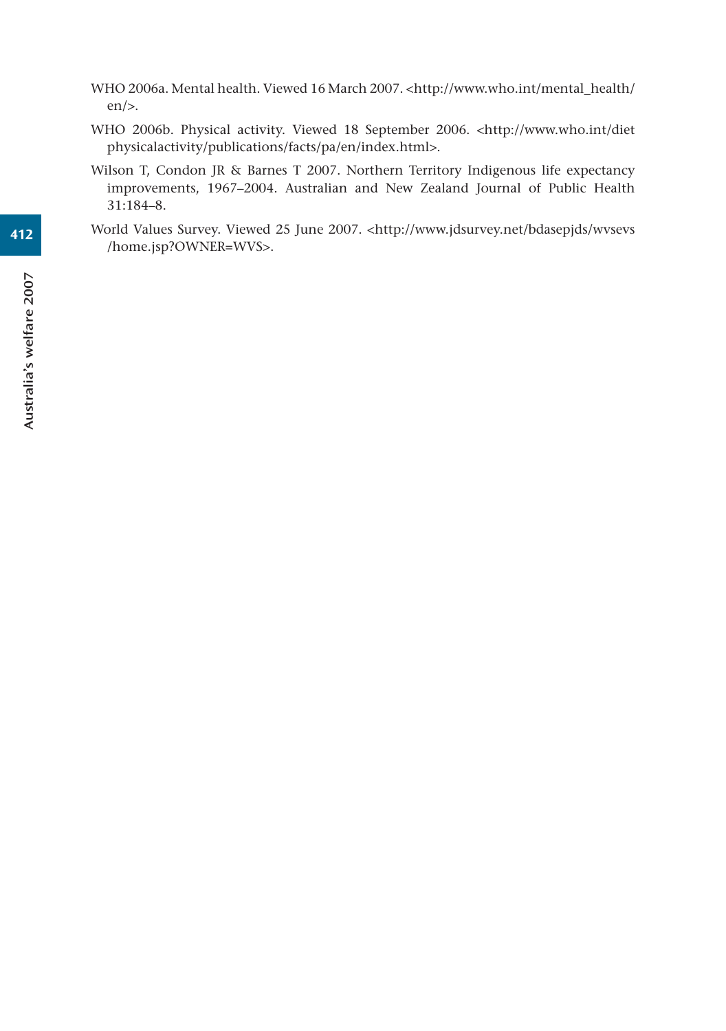WHO 2006a. Mental health. Viewed 16 March 2007. <http://www.who.int/mental_health/en/>.

WHO 2006b. Physical activity. Viewed 18 September 2006. <http://www.who.int/diet physicalactivity/publications/facts/pa/en/index.html>.

Wilson T, Condon JR & Barnes T 2007. Northern Territory Indigenous life expectancy improvements, 1967–2004. Australian and New Zealand Journal of Public Health 31:184–8.

World Values Survey. Viewed 25 June 2007. <http://www.jdsurvey.net/bdasepjds/wvsevs/home.jsp?OWNER=WVS>.